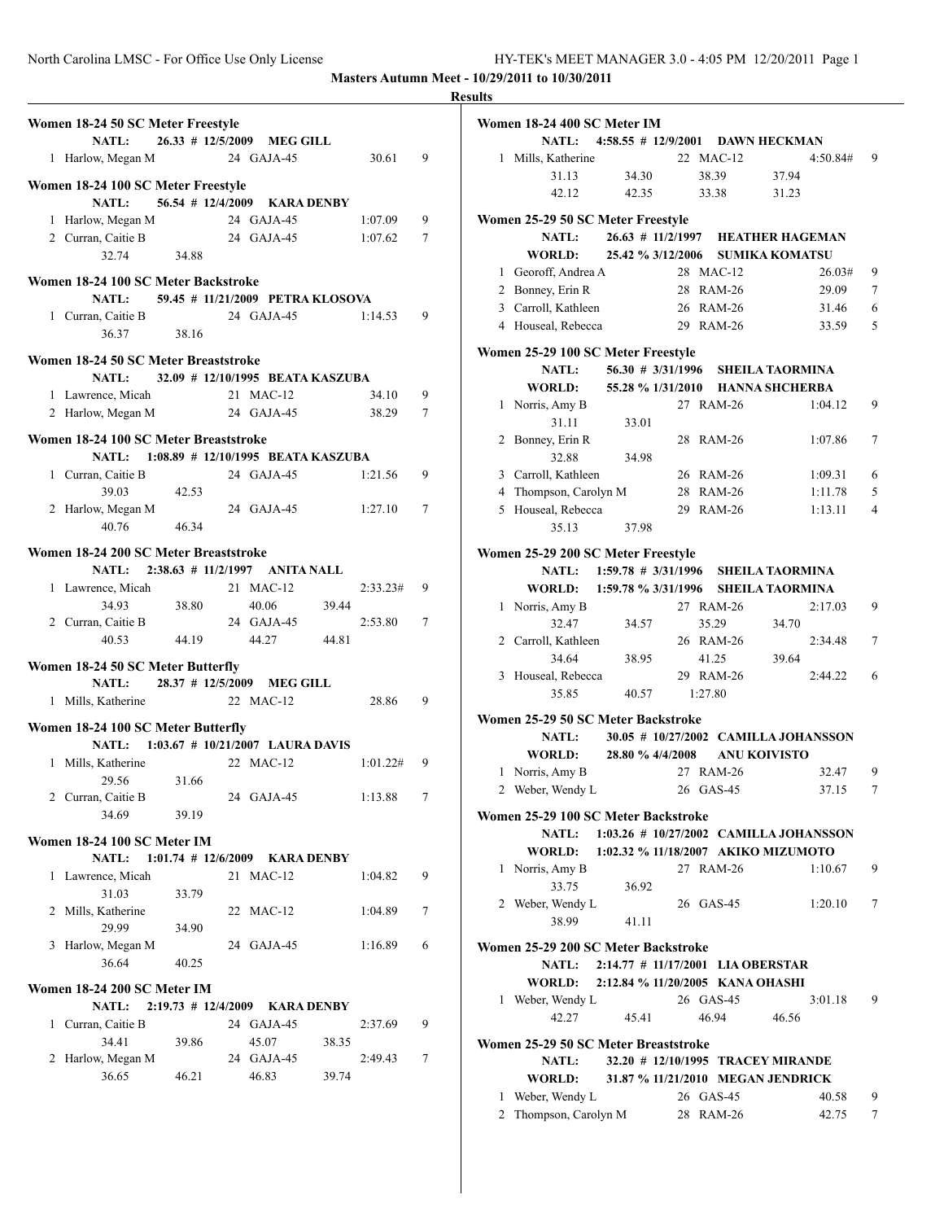**Masters Autumn Meet - 10/29/2011 to 10/30/2011**

**Results**

### Women 18-24 50 SC Meter Freestyle

NATL: 26.33 # 12/5/2009 MEG GILL

| Place | Name | Age | Team | Time | Points |
|---|---|---|---|---|---|
| 1 | Harlow, Megan M | 24 | GAJA-45 | 30.61 | 9 |

### Women 18-24 100 SC Meter Freestyle

NATL: 56.54 # 12/4/2009 KARA DENBY

| Place | Name | Age | Team | Time | Points |
|---|---|---|---|---|---|
| 1 | Harlow, Megan M | 24 | GAJA-45 | 1:07.09 | 9 |
| 2 | Curran, Caitie B | 24 | GAJA-45 | 1:07.62 | 7 |
| | 32.74 34.88 | | | | |

### Women 18-24 100 SC Meter Backstroke

NATL: 59.45 # 11/21/2009 PETRA KLOSOVA

| Place | Name | Age | Team | Time | Points |
|---|---|---|---|---|---|
| 1 | Curran, Caitie B | 24 | GAJA-45 | 1:14.53 | 9 |
| | 36.37 38.16 | | | | |

### Women 18-24 50 SC Meter Breaststroke

NATL: 32.09 # 12/10/1995 BEATA KASZUBA

| Place | Name | Age | Team | Time | Points |
|---|---|---|---|---|---|
| 1 | Lawrence, Micah | 21 | MAC-12 | 34.10 | 9 |
| 2 | Harlow, Megan M | 24 | GAJA-45 | 38.29 | 7 |

### Women 18-24 100 SC Meter Breaststroke

NATL: 1:08.89 # 12/10/1995 BEATA KASZUBA

| Place | Name | Age | Team | Time | Points |
|---|---|---|---|---|---|
| 1 | Curran, Caitie B | 24 | GAJA-45 | 1:21.56 | 9 |
| | 39.03 42.53 | | | | |
| 2 | Harlow, Megan M | 24 | GAJA-45 | 1:27.10 | 7 |
| | 40.76 46.34 | | | | |

### Women 18-24 200 SC Meter Breaststroke

NATL: 2:38.63 # 11/2/1997 ANITA NALL

| Place | Name | Age | Team | Time | Points |
|---|---|---|---|---|---|
| 1 | Lawrence, Micah | 21 | MAC-12 | 2:33.23# | 9 |
| | 34.93 38.80 40.06 39.44 | | | | |
| 2 | Curran, Caitie B | 24 | GAJA-45 | 2:53.80 | 7 |
| | 40.53 44.19 44.27 44.81 | | | | |

### Women 18-24 50 SC Meter Butterfly

NATL: 28.37 # 12/5/2009 MEG GILL

| Place | Name | Age | Team | Time | Points |
|---|---|---|---|---|---|
| 1 | Mills, Katherine | 22 | MAC-12 | 28.86 | 9 |

### Women 18-24 100 SC Meter Butterfly

NATL: 1:03.67 # 10/21/2007 LAURA DAVIS

| Place | Name | Age | Team | Time | Points |
|---|---|---|---|---|---|
| 1 | Mills, Katherine | 22 | MAC-12 | 1:01.22# | 9 |
| | 29.56 31.66 | | | | |
| 2 | Curran, Caitie B | 24 | GAJA-45 | 1:13.88 | 7 |
| | 34.69 39.19 | | | | |

### Women 18-24 100 SC Meter IM

NATL: 1:01.74 # 12/6/2009 KARA DENBY

| Place | Name | Age | Team | Time | Points |
|---|---|---|---|---|---|
| 1 | Lawrence, Micah | 21 | MAC-12 | 1:04.82 | 9 |
| | 31.03 33.79 | | | | |
| 2 | Mills, Katherine | 22 | MAC-12 | 1:04.89 | 7 |
| | 29.99 34.90 | | | | |
| 3 | Harlow, Megan M | 24 | GAJA-45 | 1:16.89 | 6 |
| | 36.64 40.25 | | | | |

### Women 18-24 200 SC Meter IM

NATL: 2:19.73 # 12/4/2009 KARA DENBY

| Place | Name | Age | Team | Time | Points |
|---|---|---|---|---|---|
| 1 | Curran, Caitie B | 24 | GAJA-45 | 2:37.69 | 9 |
| | 34.41 39.86 45.07 38.35 | | | | |
| 2 | Harlow, Megan M | 24 | GAJA-45 | 2:49.43 | 7 |
| | 36.65 46.21 46.83 39.74 | | | | |

### Women 18-24 400 SC Meter IM

NATL: 4:58.55 # 12/9/2001 DAWN HECKMAN

| Place | Name | Age | Team | Time | Points |
|---|---|---|---|---|---|
| 1 | Mills, Katherine | 22 | MAC-12 | 4:50.84# | 9 |
| | 31.13 34.30 38.39 37.94 | | | | |
| | 42.12 42.35 33.38 31.23 | | | | |

### Women 25-29 50 SC Meter Freestyle

NATL: 26.63 # 11/2/1997 HEATHER HAGEMAN

WORLD: 25.42 % 3/12/2006 SUMIKA KOMATSU

| Place | Name | Age | Team | Time | Points |
|---|---|---|---|---|---|
| 1 | Georoff, Andrea A | 28 | MAC-12 | 26.03# | 9 |
| 2 | Bonney, Erin R | 28 | RAM-26 | 29.09 | 7 |
| 3 | Carroll, Kathleen | 26 | RAM-26 | 31.46 | 6 |
| 4 | Houseal, Rebecca | 29 | RAM-26 | 33.59 | 5 |

### Women 25-29 100 SC Meter Freestyle

NATL: 56.30 # 3/31/1996 SHEILA TAORMINA

WORLD: 55.28 % 1/31/2010 HANNA SHCHERBA

| Place | Name | Age | Team | Time | Points |
|---|---|---|---|---|---|
| 1 | Norris, Amy B | 27 | RAM-26 | 1:04.12 | 9 |
| | 31.11 33.01 | | | | |
| 2 | Bonney, Erin R | 28 | RAM-26 | 1:07.86 | 7 |
| | 32.88 34.98 | | | | |
| 3 | Carroll, Kathleen | 26 | RAM-26 | 1:09.31 | 6 |
| 4 | Thompson, Carolyn M | 28 | RAM-26 | 1:11.78 | 5 |
| 5 | Houseal, Rebecca | 29 | RAM-26 | 1:13.11 | 4 |
| | 35.13 37.98 | | | | |

### Women 25-29 200 SC Meter Freestyle

NATL: 1:59.78 # 3/31/1996 SHEILA TAORMINA

WORLD: 1:59.78 % 3/31/1996 SHEILA TAORMINA

| Place | Name | Age | Team | Time | Points |
|---|---|---|---|---|---|
| 1 | Norris, Amy B | 27 | RAM-26 | 2:17.03 | 9 |
| | 32.47 34.57 35.29 34.70 | | | | |
| 2 | Carroll, Kathleen | 26 | RAM-26 | 2:34.48 | 7 |
| | 34.64 38.95 41.25 39.64 | | | | |
| 3 | Houseal, Rebecca | 29 | RAM-26 | 2:44.22 | 6 |
| | 35.85 40.57 1:27.80 | | | | |

### Women 25-29 50 SC Meter Backstroke

NATL: 30.05 # 10/27/2002 CAMILLA JOHANSSON

WORLD: 28.80 % 4/4/2008 ANU KOIVISTO

| Place | Name | Age | Team | Time | Points |
|---|---|---|---|---|---|
| 1 | Norris, Amy B | 27 | RAM-26 | 32.47 | 9 |
| 2 | Weber, Wendy L | 26 | GAS-45 | 37.15 | 7 |

### Women 25-29 100 SC Meter Backstroke

NATL: 1:03.26 # 10/27/2002 CAMILLA JOHANSSON

WORLD: 1:02.32 % 11/18/2007 AKIKO MIZUMOTO

| Place | Name | Age | Team | Time | Points |
|---|---|---|---|---|---|
| 1 | Norris, Amy B | 27 | RAM-26 | 1:10.67 | 9 |
| | 33.75 36.92 | | | | |
| 2 | Weber, Wendy L | 26 | GAS-45 | 1:20.10 | 7 |
| | 38.99 41.11 | | | | |

### Women 25-29 200 SC Meter Backstroke

NATL: 2:14.77 # 11/17/2001 LIA OBERSTAR

WORLD: 2:12.84 % 11/20/2005 KANA OHASHI

| Place | Name | Age | Team | Time | Points |
|---|---|---|---|---|---|
| 1 | Weber, Wendy L | 26 | GAS-45 | 3:01.18 | 9 |
| | 42.27 45.41 46.94 46.56 | | | | |

### Women 25-29 50 SC Meter Breaststroke

NATL: 32.20 # 12/10/1995 TRACEY MIRANDE

WORLD: 31.87 % 11/21/2010 MEGAN JENDRICK

| Place | Name | Age | Team | Time | Points |
|---|---|---|---|---|---|
| 1 | Weber, Wendy L | 26 | GAS-45 | 40.58 | 9 |
| 2 | Thompson, Carolyn M | 28 | RAM-26 | 42.75 | 7 |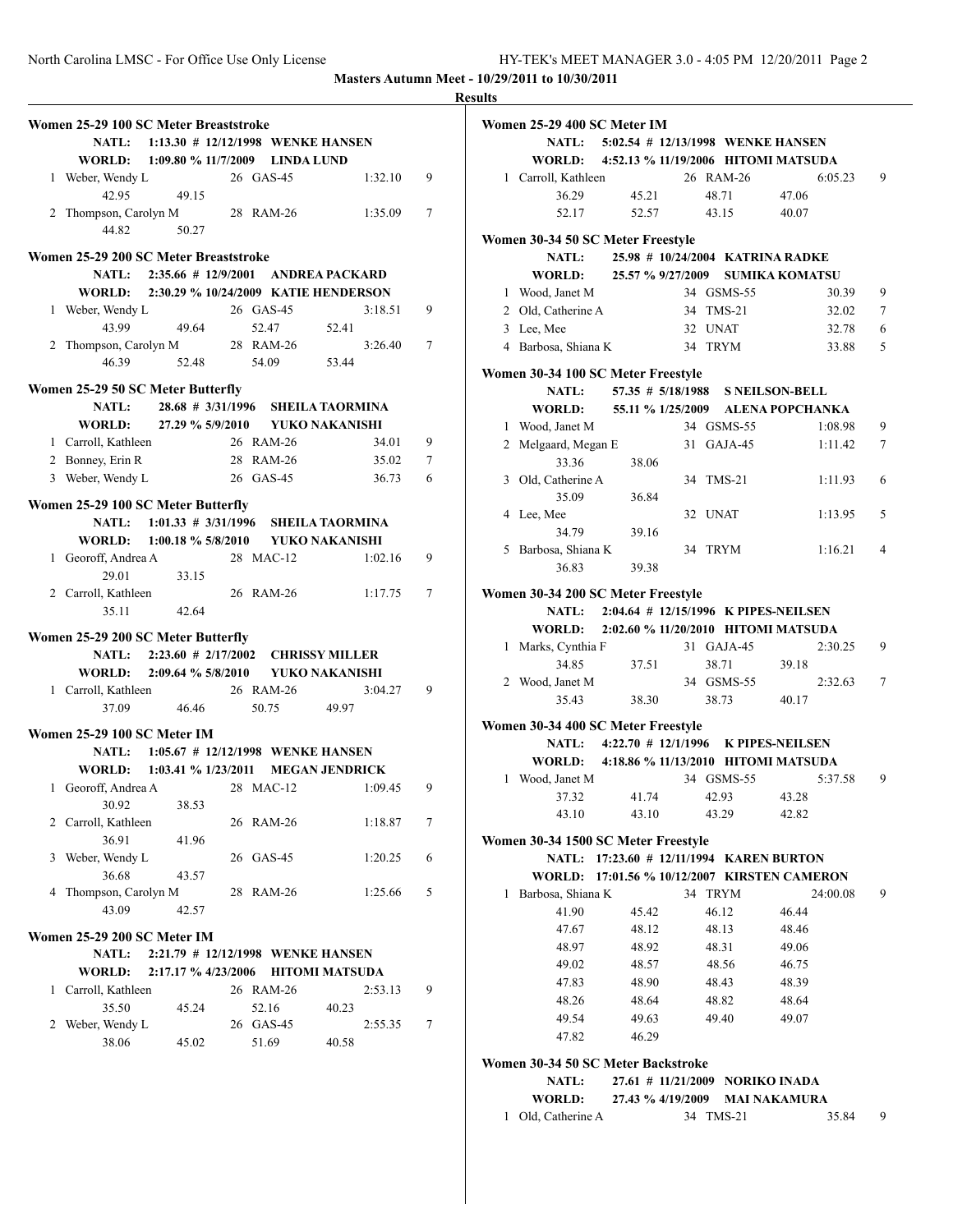**Masters Autumn Meet - 10/29/2011 to 10/30/2011**

**Results**

### Women 25-29 100 SC Meter Breaststroke

NATL: 1:13.30 # 12/12/1998 WENKE HANSEN
WORLD: 1:09.80 % 11/7/2009 LINDA LUND

| Place | Name | Age | Team | Time | Points |
|---|---|---|---|---|---|
| 1 | Weber, Wendy L | 26 | GAS-45 | 1:32.10 | 9 |
| | 42.95 49.15 | | | | |
| 2 | Thompson, Carolyn M | 28 | RAM-26 | 1:35.09 | 7 |
| | 44.82 50.27 | | | | |

### Women 25-29 200 SC Meter Breaststroke

NATL: 2:35.66 # 12/9/2001 ANDREA PACKARD
WORLD: 2:30.29 % 10/24/2009 KATIE HENDERSON

| Place | Name | Age | Team | Time | Points |
|---|---|---|---|---|---|
| 1 | Weber, Wendy L | 26 | GAS-45 | 3:18.51 | 9 |
| | 43.99 49.64 52.47 52.41 | | | | |
| 2 | Thompson, Carolyn M | 28 | RAM-26 | 3:26.40 | 7 |
| | 46.39 52.48 54.09 53.44 | | | | |

### Women 25-29 50 SC Meter Butterfly

NATL: 28.68 # 3/31/1996 SHEILA TAORMINA
WORLD: 27.29 % 5/9/2010 YUKO NAKANISHI

| Place | Name | Age | Team | Time | Points |
|---|---|---|---|---|---|
| 1 | Carroll, Kathleen | 26 | RAM-26 | 34.01 | 9 |
| 2 | Bonney, Erin R | 28 | RAM-26 | 35.02 | 7 |
| 3 | Weber, Wendy L | 26 | GAS-45 | 36.73 | 6 |

### Women 25-29 100 SC Meter Butterfly

NATL: 1:01.33 # 3/31/1996 SHEILA TAORMINA
WORLD: 1:00.18 % 5/8/2010 YUKO NAKANISHI

| Place | Name | Age | Team | Time | Points |
|---|---|---|---|---|---|
| 1 | Georoff, Andrea A | 28 | MAC-12 | 1:02.16 | 9 |
| | 29.01 33.15 | | | | |
| 2 | Carroll, Kathleen | 26 | RAM-26 | 1:17.75 | 7 |
| | 35.11 42.64 | | | | |

### Women 25-29 200 SC Meter Butterfly

NATL: 2:23.60 # 2/17/2002 CHRISSY MILLER
WORLD: 2:09.64 % 5/8/2010 YUKO NAKANISHI

| Place | Name | Age | Team | Time | Points |
|---|---|---|---|---|---|
| 1 | Carroll, Kathleen | 26 | RAM-26 | 3:04.27 | 9 |
| | 37.09 46.46 50.75 49.97 | | | | |

### Women 25-29 100 SC Meter IM

NATL: 1:05.67 # 12/12/1998 WENKE HANSEN
WORLD: 1:03.41 % 1/23/2011 MEGAN JENDRICK

| Place | Name | Age | Team | Time | Points |
|---|---|---|---|---|---|
| 1 | Georoff, Andrea A | 28 | MAC-12 | 1:09.45 | 9 |
| | 30.92 38.53 | | | | |
| 2 | Carroll, Kathleen | 26 | RAM-26 | 1:18.87 | 7 |
| | 36.91 41.96 | | | | |
| 3 | Weber, Wendy L | 26 | GAS-45 | 1:20.25 | 6 |
| | 36.68 43.57 | | | | |
| 4 | Thompson, Carolyn M | 28 | RAM-26 | 1:25.66 | 5 |
| | 43.09 42.57 | | | | |

### Women 25-29 200 SC Meter IM

NATL: 2:21.79 # 12/12/1998 WENKE HANSEN
WORLD: 2:17.17 % 4/23/2006 HITOMI MATSUDA

| Place | Name | Age | Team | Time | Points |
|---|---|---|---|---|---|
| 1 | Carroll, Kathleen | 26 | RAM-26 | 2:53.13 | 9 |
| | 35.50 45.24 52.16 40.23 | | | | |
| 2 | Weber, Wendy L | 26 | GAS-45 | 2:55.35 | 7 |
| | 38.06 45.02 51.69 40.58 | | | | |

### Women 25-29 400 SC Meter IM

NATL: 5:02.54 # 12/13/1998 WENKE HANSEN
WORLD: 4:52.13 % 11/19/2006 HITOMI MATSUDA

| Place | Name | Age | Team | Time | Points |
|---|---|---|---|---|---|
| 1 | Carroll, Kathleen | 26 | RAM-26 | 6:05.23 | 9 |
| | 36.29 45.21 48.71 47.06 | | | | |
| | 52.17 52.57 43.15 40.07 | | | | |

### Women 30-34 50 SC Meter Freestyle

NATL: 25.98 # 10/24/2004 KATRINA RADKE
WORLD: 25.57 % 9/27/2009 SUMIKA KOMATSU

| Place | Name | Age | Team | Time | Points |
|---|---|---|---|---|---|
| 1 | Wood, Janet M | 34 | GSMS-55 | 30.39 | 9 |
| 2 | Old, Catherine A | 34 | TMS-21 | 32.02 | 7 |
| 3 | Lee, Mee | 32 | UNAT | 32.78 | 6 |
| 4 | Barbosa, Shiana K | 34 | TRYM | 33.88 | 5 |

### Women 30-34 100 SC Meter Freestyle

NATL: 57.35 # 5/18/1988 S NEILSON-BELL
WORLD: 55.11 % 1/25/2009 ALENA POPCHANKA

| Place | Name | Age | Team | Time | Points |
|---|---|---|---|---|---|
| 1 | Wood, Janet M | 34 | GSMS-55 | 1:08.98 | 9 |
| 2 | Melgaard, Megan E | 31 | GAJA-45 | 1:11.42 | 7 |
| | 33.36 38.06 | | | | |
| 3 | Old, Catherine A | 34 | TMS-21 | 1:11.93 | 6 |
| | 35.09 36.84 | | | | |
| 4 | Lee, Mee | 32 | UNAT | 1:13.95 | 5 |
| | 34.79 39.16 | | | | |
| 5 | Barbosa, Shiana K | 34 | TRYM | 1:16.21 | 4 |
| | 36.83 39.38 | | | | |

### Women 30-34 200 SC Meter Freestyle

NATL: 2:04.64 # 12/15/1996 K PIPES-NEILSEN
WORLD: 2:02.60 % 11/20/2010 HITOMI MATSUDA

| Place | Name | Age | Team | Time | Points |
|---|---|---|---|---|---|
| 1 | Marks, Cynthia F | 31 | GAJA-45 | 2:30.25 | 9 |
| | 34.85 37.51 38.71 39.18 | | | | |
| 2 | Wood, Janet M | 34 | GSMS-55 | 2:32.63 | 7 |
| | 35.43 38.30 38.73 40.17 | | | | |

### Women 30-34 400 SC Meter Freestyle

NATL: 4:22.70 # 12/1/1996 K PIPES-NEILSEN
WORLD: 4:18.86 % 11/13/2010 HITOMI MATSUDA

| Place | Name | Age | Team | Time | Points |
|---|---|---|---|---|---|
| 1 | Wood, Janet M | 34 | GSMS-55 | 5:37.58 | 9 |
| | 37.32 41.74 42.93 43.28 | | | | |
| | 43.10 43.10 43.29 42.82 | | | | |

### Women 30-34 1500 SC Meter Freestyle

NATL: 17:23.60 # 12/11/1994 KAREN BURTON
WORLD: 17:01.56 % 10/12/2007 KIRSTEN CAMERON

| Place | Name | Age | Team | Time | Points |
|---|---|---|---|---|---|
| 1 | Barbosa, Shiana K | 34 | TRYM | 24:00.08 | 9 |
| | 41.90 45.42 46.12 46.44 | | | | |
| | 47.67 48.12 48.13 48.46 | | | | |
| | 48.97 48.92 48.31 49.06 | | | | |
| | 49.02 48.57 48.56 46.75 | | | | |
| | 47.83 48.90 48.43 48.39 | | | | |
| | 48.26 48.64 48.82 48.64 | | | | |
| | 49.54 49.63 49.40 49.07 | | | | |
| | 47.82 46.29 | | | | |

### Women 30-34 50 SC Meter Backstroke

NATL: 27.61 # 11/21/2009 NORIKO INADA
WORLD: 27.43 % 4/19/2009 MAI NAKAMURA

| Place | Name | Age | Team | Time | Points |
|---|---|---|---|---|---|
| 1 | Old, Catherine A | 34 | TMS-21 | 35.84 | 9 |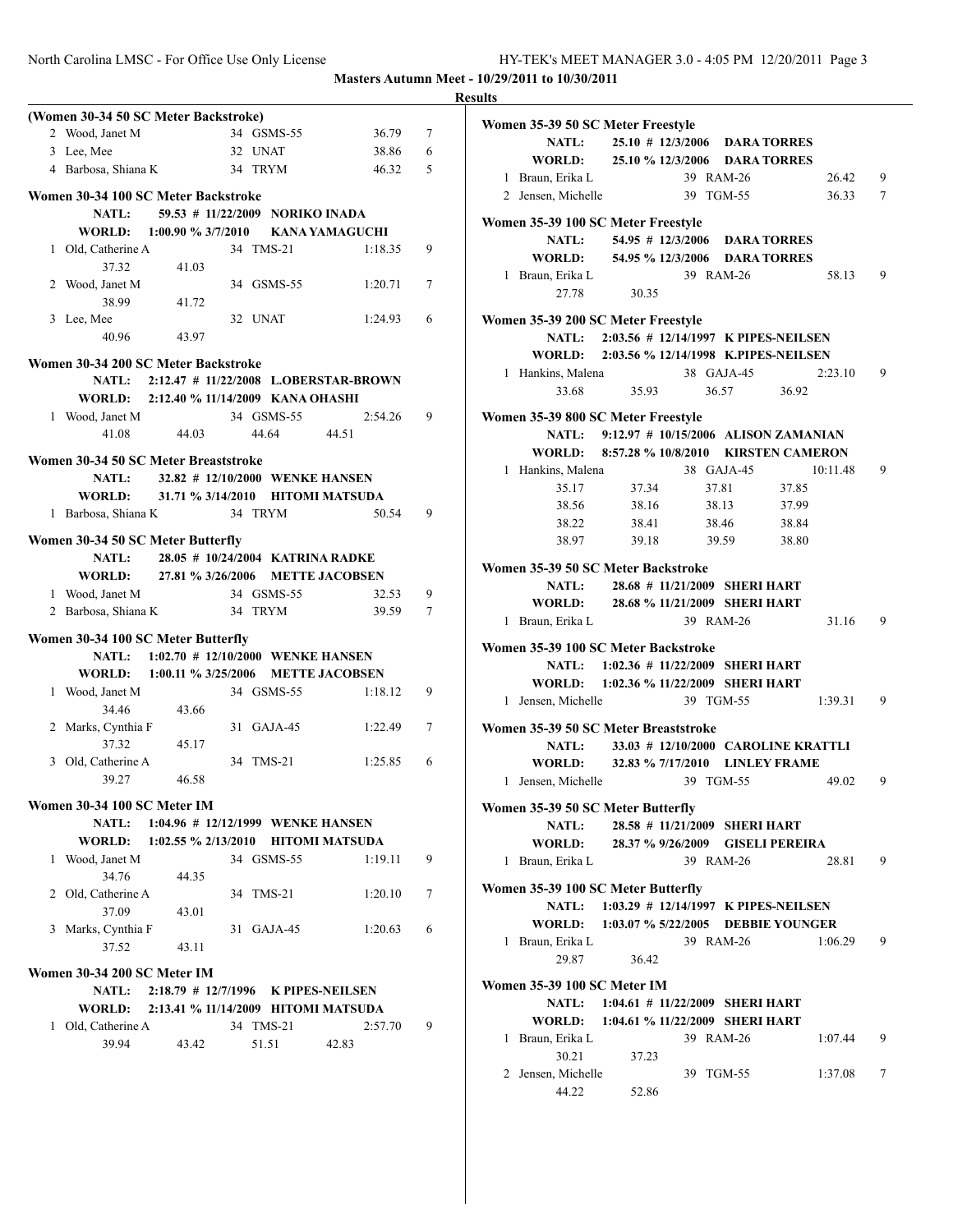**Masters Autumn Meet - 10/29/2011 to 10/30/2011**

**Results**

### (Women 30-34 50 SC Meter Backstroke)

| | Name | Age | Team | Time | Points |
|---|---|---|---|---|---|
| 2 | Wood, Janet M | 34 | GSMS-55 | 36.79 | 7 |
| 3 | Lee, Mee | 32 | UNAT | 38.86 | 6 |
| 4 | Barbosa, Shiana K | 34 | TRYM | 46.32 | 5 |

### Women 30-34 100 SC Meter Backstroke

**NATL:** 59.53 # 11/22/2009 NORIKO INADA
**WORLD:** 1:00.90 % 3/7/2010 KANA YAMAGUCHI

| | Name | Age | Team | Time | Points |
|---|---|---|---|---|---|
| 1 | Old, Catherine A | 34 | TMS-21 | 1:18.35 | 9 |
| | 37.32 41.03 | | | | |
| 2 | Wood, Janet M | 34 | GSMS-55 | 1:20.71 | 7 |
| | 38.99 41.72 | | | | |
| 3 | Lee, Mee | 32 | UNAT | 1:24.93 | 6 |
| | 40.96 43.97 | | | | |

### Women 30-34 200 SC Meter Backstroke

**NATL:** 2:12.47 # 11/22/2008 L.OBERSTAR-BROWN
**WORLD:** 2:12.40 % 11/14/2009 KANA OHASHI

| | Name | Age | Team | Time | Points |
|---|---|---|---|---|---|
| 1 | Wood, Janet M | 34 | GSMS-55 | 2:54.26 | 9 |
| | 41.08 44.03 44.64 44.51 | | | | |

### Women 30-34 50 SC Meter Breaststroke

**NATL:** 32.82 # 12/10/2000 WENKE HANSEN
**WORLD:** 31.71 % 3/14/2010 HITOMI MATSUDA

| | Name | Age | Team | Time | Points |
|---|---|---|---|---|---|
| 1 | Barbosa, Shiana K | 34 | TRYM | 50.54 | 9 |

### Women 30-34 50 SC Meter Butterfly

**NATL:** 28.05 # 10/24/2004 KATRINA RADKE
**WORLD:** 27.81 % 3/26/2006 METTE JACOBSEN

| | Name | Age | Team | Time | Points |
|---|---|---|---|---|---|
| 1 | Wood, Janet M | 34 | GSMS-55 | 32.53 | 9 |
| 2 | Barbosa, Shiana K | 34 | TRYM | 39.59 | 7 |

### Women 30-34 100 SC Meter Butterfly

**NATL:** 1:02.70 # 12/10/2000 WENKE HANSEN
**WORLD:** 1:00.11 % 3/25/2006 METTE JACOBSEN

| | Name | Age | Team | Time | Points |
|---|---|---|---|---|---|
| 1 | Wood, Janet M | 34 | GSMS-55 | 1:18.12 | 9 |
| | 34.46 43.66 | | | | |
| 2 | Marks, Cynthia F | 31 | GAJA-45 | 1:22.49 | 7 |
| | 37.32 45.17 | | | | |
| 3 | Old, Catherine A | 34 | TMS-21 | 1:25.85 | 6 |
| | 39.27 46.58 | | | | |

### Women 30-34 100 SC Meter IM

**NATL:** 1:04.96 # 12/12/1999 WENKE HANSEN
**WORLD:** 1:02.55 % 2/13/2010 HITOMI MATSUDA

| | Name | Age | Team | Time | Points |
|---|---|---|---|---|---|
| 1 | Wood, Janet M | 34 | GSMS-55 | 1:19.11 | 9 |
| | 34.76 44.35 | | | | |
| 2 | Old, Catherine A | 34 | TMS-21 | 1:20.10 | 7 |
| | 37.09 43.01 | | | | |
| 3 | Marks, Cynthia F | 31 | GAJA-45 | 1:20.63 | 6 |
| | 37.52 43.11 | | | | |

### Women 30-34 200 SC Meter IM

**NATL:** 2:18.79 # 12/7/1996 K PIPES-NEILSEN
**WORLD:** 2:13.41 % 11/14/2009 HITOMI MATSUDA

| | Name | Age | Team | Time | Points |
|---|---|---|---|---|---|
| 1 | Old, Catherine A | 34 | TMS-21 | 2:57.70 | 9 |
| | 39.94 43.42 51.51 42.83 | | | | |

### Women 35-39 50 SC Meter Freestyle

**NATL:** 25.10 # 12/3/2006 DARA TORRES
**WORLD:** 25.10 % 12/3/2006 DARA TORRES

| | Name | Age | Team | Time | Points |
|---|---|---|---|---|---|
| 1 | Braun, Erika L | 39 | RAM-26 | 26.42 | 9 |
| 2 | Jensen, Michelle | 39 | TGM-55 | 36.33 | 7 |

### Women 35-39 100 SC Meter Freestyle

**NATL:** 54.95 # 12/3/2006 DARA TORRES
**WORLD:** 54.95 % 12/3/2006 DARA TORRES

| | Name | Age | Team | Time | Points |
|---|---|---|---|---|---|
| 1 | Braun, Erika L | 39 | RAM-26 | 58.13 | 9 |
| | 27.78 30.35 | | | | |

### Women 35-39 200 SC Meter Freestyle

**NATL:** 2:03.56 # 12/14/1997 K PIPES-NEILSEN
**WORLD:** 2:03.56 % 12/14/1998 K.PIPES-NEILSEN

| | Name | Age | Team | Time | Points |
|---|---|---|---|---|---|
| 1 | Hankins, Malena | 38 | GAJA-45 | 2:23.10 | 9 |
| | 33.68 35.93 36.57 36.92 | | | | |

### Women 35-39 800 SC Meter Freestyle

**NATL:** 9:12.97 # 10/15/2006 ALISON ZAMANIAN
**WORLD:** 8:57.28 % 10/8/2010 KIRSTEN CAMERON

| | Name | Age | Team | Time | Points |
|---|---|---|---|---|---|
| 1 | Hankins, Malena | 38 | GAJA-45 | 10:11.48 | 9 |
| | 35.17 37.34 37.81 37.85 | | | | |
| | 38.56 38.16 38.13 37.99 | | | | |
| | 38.22 38.41 38.46 38.84 | | | | |
| | 38.97 39.18 39.59 38.80 | | | | |

### Women 35-39 50 SC Meter Backstroke

**NATL:** 28.68 # 11/21/2009 SHERI HART
**WORLD:** 28.68 % 11/21/2009 SHERI HART

| | Name | Age | Team | Time | Points |
|---|---|---|---|---|---|
| 1 | Braun, Erika L | 39 | RAM-26 | 31.16 | 9 |

### Women 35-39 100 SC Meter Backstroke

**NATL:** 1:02.36 # 11/22/2009 SHERI HART
**WORLD:** 1:02.36 % 11/22/2009 SHERI HART

| | Name | Age | Team | Time | Points |
|---|---|---|---|---|---|
| 1 | Jensen, Michelle | 39 | TGM-55 | 1:39.31 | 9 |

### Women 35-39 50 SC Meter Breaststroke

**NATL:** 33.03 # 12/10/2000 CAROLINE KRATTLI
**WORLD:** 32.83 % 7/17/2010 LINLEY FRAME

| | Name | Age | Team | Time | Points |
|---|---|---|---|---|---|
| 1 | Jensen, Michelle | 39 | TGM-55 | 49.02 | 9 |

### Women 35-39 50 SC Meter Butterfly

**NATL:** 28.58 # 11/21/2009 SHERI HART
**WORLD:** 28.37 % 9/26/2009 GISELI PEREIRA

| | Name | Age | Team | Time | Points |
|---|---|---|---|---|---|
| 1 | Braun, Erika L | 39 | RAM-26 | 28.81 | 9 |

### Women 35-39 100 SC Meter Butterfly

**NATL:** 1:03.29 # 12/14/1997 K PIPES-NEILSEN
**WORLD:** 1:03.07 % 5/22/2005 DEBBIE YOUNGER

| | Name | Age | Team | Time | Points |
|---|---|---|---|---|---|
| 1 | Braun, Erika L | 39 | RAM-26 | 1:06.29 | 9 |
| | 29.87 36.42 | | | | |

### Women 35-39 100 SC Meter IM

**NATL:** 1:04.61 # 11/22/2009 SHERI HART
**WORLD:** 1:04.61 % 11/22/2009 SHERI HART

| | Name | Age | Team | Time | Points |
|---|---|---|---|---|---|
| 1 | Braun, Erika L | 39 | RAM-26 | 1:07.44 | 9 |
| | 30.21 37.23 | | | | |
| 2 | Jensen, Michelle | 39 | TGM-55 | 1:37.08 | 7 |
| | 44.22 52.86 | | | | |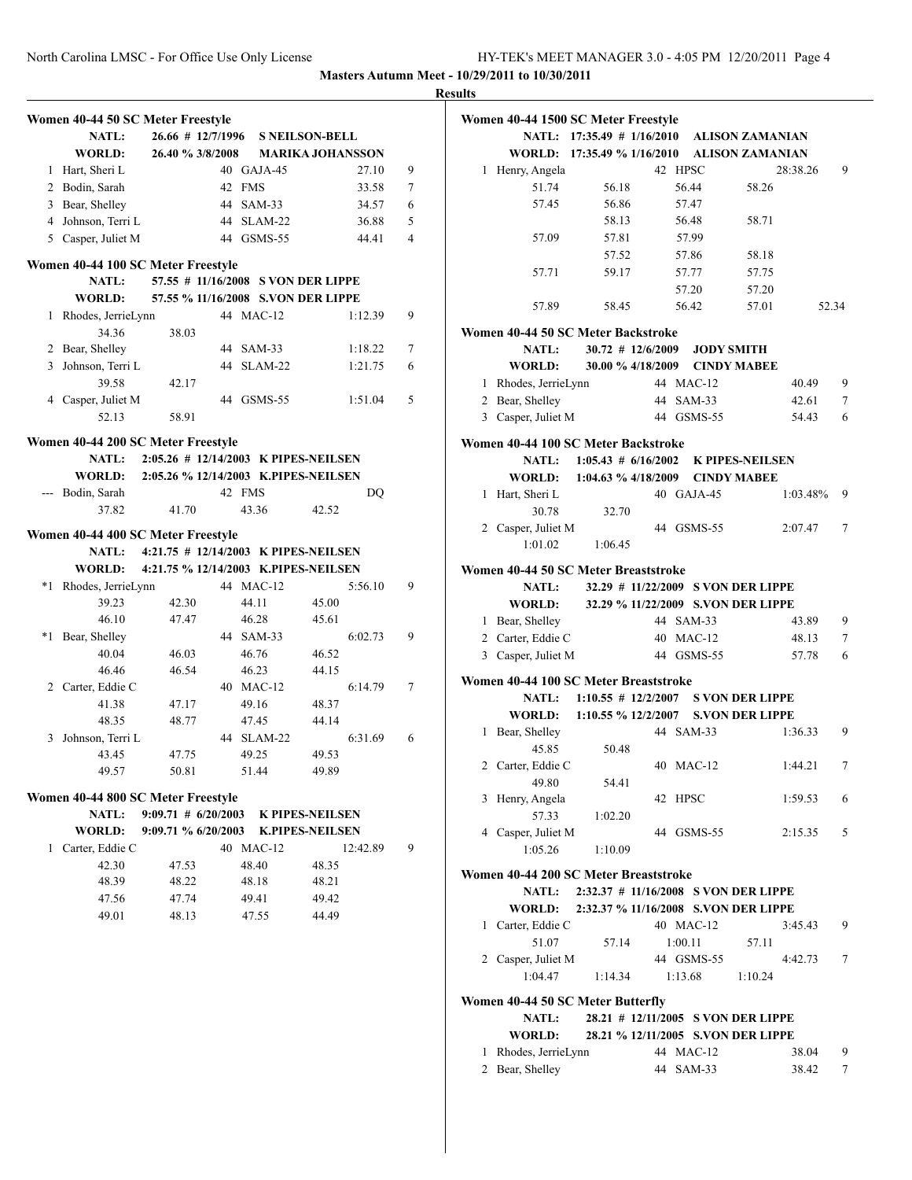**Masters Autumn Meet - 10/29/2011 to 10/30/2011**

**Results**

### Women 40-44 50 SC Meter Freestyle

**NATL:** 26.66 # 12/7/1996 **S NEILSON-BELL**
**WORLD:** 26.40 % 3/8/2008 **MARIKA JOHANSSON**

| Place | Name | Age | Team | Time | Points |
|---|---|---|---|---|---|
| 1 | Hart, Sheri L | 40 | GAJA-45 | 27.10 | 9 |
| 2 | Bodin, Sarah | 42 | FMS | 33.58 | 7 |
| 3 | Bear, Shelley | 44 | SAM-33 | 34.57 | 6 |
| 4 | Johnson, Terri L | 44 | SLAM-22 | 36.88 | 5 |
| 5 | Casper, Juliet M | 44 | GSMS-55 | 44.41 | 4 |

### Women 40-44 100 SC Meter Freestyle

**NATL:** 57.55 # 11/16/2008 **S VON DER LIPPE**
**WORLD:** 57.55 % 11/16/2008 **S.VON DER LIPPE**

| Place | Name | Age | Team | Time | Points |
|---|---|---|---|---|---|
| 1 | Rhodes, JerrieLynn | 44 | MAC-12 | 1:12.39 | 9 |
| | 34.36 38.03 | | | | |
| 2 | Bear, Shelley | 44 | SAM-33 | 1:18.22 | 7 |
| 3 | Johnson, Terri L | 44 | SLAM-22 | 1:21.75 | 6 |
| | 39.58 42.17 | | | | |
| 4 | Casper, Juliet M | 44 | GSMS-55 | 1:51.04 | 5 |
| | 52.13 58.91 | | | | |

### Women 40-44 200 SC Meter Freestyle

**NATL:** 2:05.26 # 12/14/2003 **K PIPES-NEILSEN**
**WORLD:** 2:05.26 % 12/14/2003 **K.PIPES-NEILSEN**

| Place | Name | Age | Team | Time | Points |
|---|---|---|---|---|---|
| --- | Bodin, Sarah | 42 | FMS | DQ | |
| | 37.82 41.70 43.36 42.52 | | | | |

### Women 40-44 400 SC Meter Freestyle

**NATL:** 4:21.75 # 12/14/2003 **K PIPES-NEILSEN**
**WORLD:** 4:21.75 % 12/14/2003 **K.PIPES-NEILSEN**

| Place | Name | Age | Team | Time | Points |
|---|---|---|---|---|---|
| *1 | Rhodes, JerrieLynn | 44 | MAC-12 | 5:56.10 | 9 |
| | 39.23 42.30 44.11 45.00 | | | | |
| | 46.10 47.47 46.28 45.61 | | | | |
| *1 | Bear, Shelley | 44 | SAM-33 | 6:02.73 | 9 |
| | 40.04 46.03 46.76 46.52 | | | | |
| | 46.46 46.54 46.23 44.15 | | | | |
| 2 | Carter, Eddie C | 40 | MAC-12 | 6:14.79 | 7 |
| | 41.38 47.17 49.16 48.37 | | | | |
| | 48.35 48.77 47.45 44.14 | | | | |
| 3 | Johnson, Terri L | 44 | SLAM-22 | 6:31.69 | 6 |
| | 43.45 47.75 49.25 49.53 | | | | |
| | 49.57 50.81 51.44 49.89 | | | | |

### Women 40-44 800 SC Meter Freestyle

**NATL:** 9:09.71 # 6/20/2003 **K PIPES-NEILSEN**
**WORLD:** 9:09.71 % 6/20/2003 **K.PIPES-NEILSEN**

| Place | Name | Age | Team | Time | Points |
|---|---|---|---|---|---|
| 1 | Carter, Eddie C | 40 | MAC-12 | 12:42.89 | 9 |
| | 42.30 47.53 48.40 48.35 | | | | |
| | 48.39 48.22 48.18 48.21 | | | | |
| | 47.56 47.74 49.41 49.42 | | | | |
| | 49.01 48.13 47.55 44.49 | | | | |

### Women 40-44 1500 SC Meter Freestyle

**NATL:** 17:35.49 # 1/16/2010 **ALISON ZAMANIAN**
**WORLD:** 17:35.49 % 1/16/2010 **ALISON ZAMANIAN**

| Place | Name | Age | Team | Time | Points |
|---|---|---|---|---|---|
| 1 | Henry, Angela | 42 | HPSC | 28:38.26 | 9 |
| | 51.74 56.18 56.44 58.26 | | | | |
| | 57.45 56.86 57.47 | | | | |
| | 58.13 56.48 58.71 | | | | |
| | 57.09 57.81 57.99 | | | | |
| | 57.52 57.86 58.18 | | | | |
| | 57.71 59.17 57.77 57.75 | | | | |
| | 57.20 57.20 | | | | |
| | 57.89 58.45 56.42 57.01 52.34 | | | | |

### Women 40-44 50 SC Meter Backstroke

**NATL:** 30.72 # 12/6/2009 **JODY SMITH**
**WORLD:** 30.00 % 4/18/2009 **CINDY MABEE**

| Place | Name | Age | Team | Time | Points |
|---|---|---|---|---|---|
| 1 | Rhodes, JerrieLynn | 44 | MAC-12 | 40.49 | 9 |
| 2 | Bear, Shelley | 44 | SAM-33 | 42.61 | 7 |
| 3 | Casper, Juliet M | 44 | GSMS-55 | 54.43 | 6 |

### Women 40-44 100 SC Meter Backstroke

**NATL:** 1:05.43 # 6/16/2002 **K PIPES-NEILSEN**
**WORLD:** 1:04.63 % 4/18/2009 **CINDY MABEE**

| Place | Name | Age | Team | Time | Points |
|---|---|---|---|---|---|
| 1 | Hart, Sheri L | 40 | GAJA-45 | 1:03.48% | 9 |
| | 30.78 32.70 | | | | |
| 2 | Casper, Juliet M | 44 | GSMS-55 | 2:07.47 | 7 |
| | 1:01.02 1:06.45 | | | | |

### Women 40-44 50 SC Meter Breaststroke

**NATL:** 32.29 # 11/22/2009 **S VON DER LIPPE**
**WORLD:** 32.29 % 11/22/2009 **S.VON DER LIPPE**

| Place | Name | Age | Team | Time | Points |
|---|---|---|---|---|---|
| 1 | Bear, Shelley | 44 | SAM-33 | 43.89 | 9 |
| 2 | Carter, Eddie C | 40 | MAC-12 | 48.13 | 7 |
| 3 | Casper, Juliet M | 44 | GSMS-55 | 57.78 | 6 |

### Women 40-44 100 SC Meter Breaststroke

**NATL:** 1:10.55 # 12/2/2007 **S VON DER LIPPE**
**WORLD:** 1:10.55 % 12/2/2007 **S.VON DER LIPPE**

| Place | Name | Age | Team | Time | Points |
|---|---|---|---|---|---|
| 1 | Bear, Shelley | 44 | SAM-33 | 1:36.33 | 9 |
| | 45.85 50.48 | | | | |
| 2 | Carter, Eddie C | 40 | MAC-12 | 1:44.21 | 7 |
| | 49.80 54.41 | | | | |
| 3 | Henry, Angela | 42 | HPSC | 1:59.53 | 6 |
| | 57.33 1:02.20 | | | | |
| 4 | Casper, Juliet M | 44 | GSMS-55 | 2:15.35 | 5 |
| | 1:05.26 1:10.09 | | | | |

### Women 40-44 200 SC Meter Breaststroke

**NATL:** 2:32.37 # 11/16/2008 **S VON DER LIPPE**
**WORLD:** 2:32.37 % 11/16/2008 **S.VON DER LIPPE**

| Place | Name | Age | Team | Time | Points |
|---|---|---|---|---|---|
| 1 | Carter, Eddie C | 40 | MAC-12 | 3:45.43 | 9 |
| | 51.07 57.14 1:00.11 57.11 | | | | |
| 2 | Casper, Juliet M | 44 | GSMS-55 | 4:42.73 | 7 |
| | 1:04.47 1:14.34 1:13.68 1:10.24 | | | | |

### Women 40-44 50 SC Meter Butterfly

**NATL:** 28.21 # 12/11/2005 **S VON DER LIPPE**
**WORLD:** 28.21 % 12/11/2005 **S.VON DER LIPPE**

| Place | Name | Age | Team | Time | Points |
|---|---|---|---|---|---|
| 1 | Rhodes, JerrieLynn | 44 | MAC-12 | 38.04 | 9 |
| 2 | Bear, Shelley | 44 | SAM-33 | 38.42 | 7 |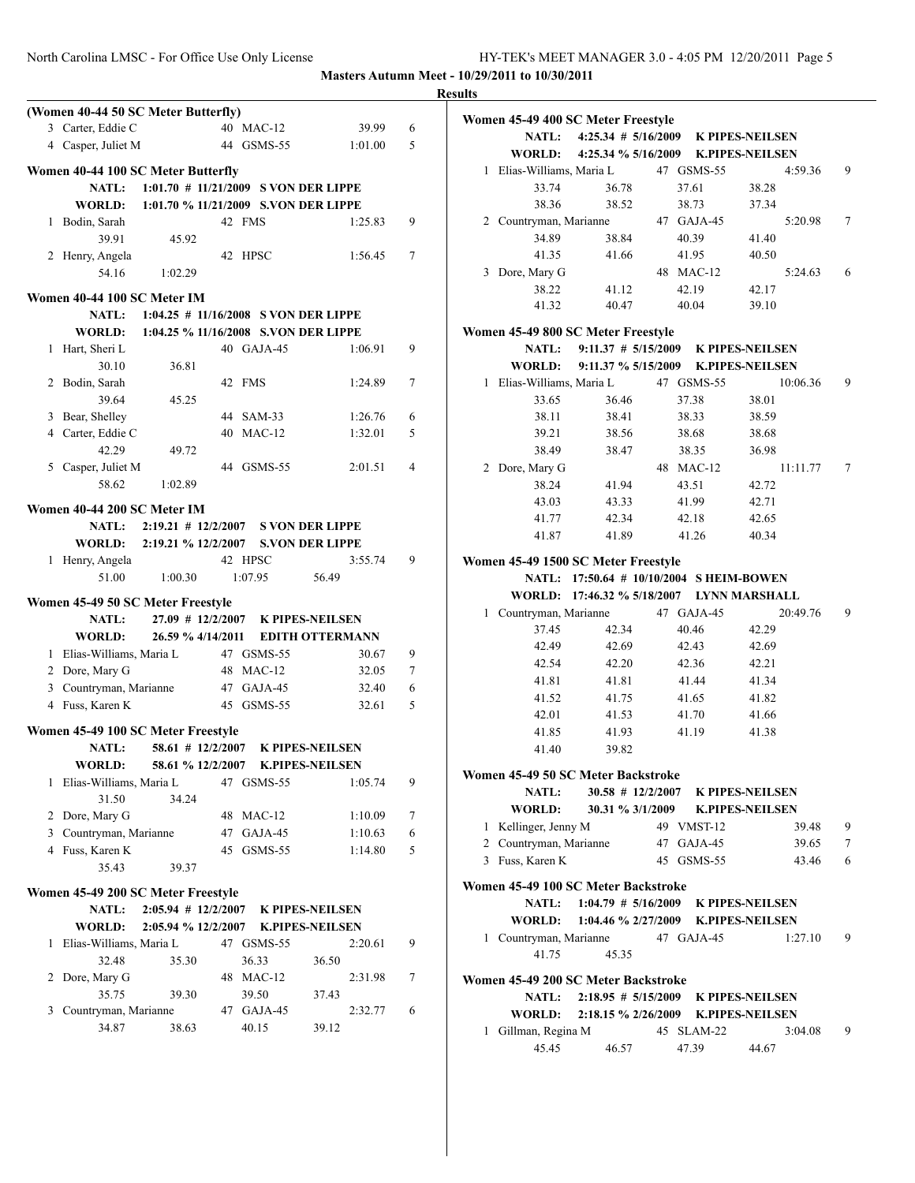**Masters Autumn Meet - 10/29/2011 to 10/30/2011**

**Results**

### (Women 40-44 50 SC Meter Butterfly)

| | Name | Age | Team | Time | Points |
|---|---|---|---|---|---|
| 3 | Carter, Eddie C | 40 | MAC-12 | 39.99 | 6 |
| 4 | Casper, Juliet M | 44 | GSMS-55 | 1:01.00 | 5 |

### Women 40-44 100 SC Meter Butterfly

NATL: 1:01.70 # 11/21/2009 S VON DER LIPPE
WORLD: 1:01.70 % 11/21/2009 S.VON DER LIPPE

| | Name | Age | Team | Time | Points |
|---|---|---|---|---|---|
| 1 | Bodin, Sarah | 42 | FMS | 1:25.83 | 9 |
| | 39.91 | 45.92 | | | |
| 2 | Henry, Angela | 42 | HPSC | 1:56.45 | 7 |
| | 54.16 | 1:02.29 | | | |

### Women 40-44 100 SC Meter IM

NATL: 1:04.25 # 11/16/2008 S VON DER LIPPE
WORLD: 1:04.25 % 11/16/2008 S.VON DER LIPPE

| | Name | Age | Team | Time | Points |
|---|---|---|---|---|---|
| 1 | Hart, Sheri L | 40 | GAJA-45 | 1:06.91 | 9 |
| | 30.10 | 36.81 | | | |
| 2 | Bodin, Sarah | 42 | FMS | 1:24.89 | 7 |
| | 39.64 | 45.25 | | | |
| 3 | Bear, Shelley | 44 | SAM-33 | 1:26.76 | 6 |
| 4 | Carter, Eddie C | 40 | MAC-12 | 1:32.01 | 5 |
| | 42.29 | 49.72 | | | |
| 5 | Casper, Juliet M | 44 | GSMS-55 | 2:01.51 | 4 |
| | 58.62 | 1:02.89 | | | |

### Women 40-44 200 SC Meter IM

NATL: 2:19.21 # 12/2/2007 S VON DER LIPPE
WORLD: 2:19.21 % 12/2/2007 S.VON DER LIPPE

| | Name | Age | Team | Time | Points |
|---|---|---|---|---|---|
| 1 | Henry, Angela | 42 | HPSC | 3:55.74 | 9 |
| | 51.00 | 1:00.30 | 1:07.95 | 56.49 | |

### Women 45-49 50 SC Meter Freestyle

NATL: 27.09 # 12/2/2007 K PIPES-NEILSEN
WORLD: 26.59 % 4/14/2011 EDITH OTTERMANN

| | Name | Age | Team | Time | Points |
|---|---|---|---|---|---|
| 1 | Elias-Williams, Maria L | 47 | GSMS-55 | 30.67 | 9 |
| 2 | Dore, Mary G | 48 | MAC-12 | 32.05 | 7 |
| 3 | Countryman, Marianne | 47 | GAJA-45 | 32.40 | 6 |
| 4 | Fuss, Karen K | 45 | GSMS-55 | 32.61 | 5 |

### Women 45-49 100 SC Meter Freestyle

NATL: 58.61 # 12/2/2007 K PIPES-NEILSEN
WORLD: 58.61 % 12/2/2007 K.PIPES-NEILSEN

| | Name | Age | Team | Time | Points |
|---|---|---|---|---|---|
| 1 | Elias-Williams, Maria L | 47 | GSMS-55 | 1:05.74 | 9 |
| | 31.50 | 34.24 | | | |
| 2 | Dore, Mary G | 48 | MAC-12 | 1:10.09 | 7 |
| 3 | Countryman, Marianne | 47 | GAJA-45 | 1:10.63 | 6 |
| 4 | Fuss, Karen K | 45 | GSMS-55 | 1:14.80 | 5 |
| | 35.43 | 39.37 | | | |

### Women 45-49 200 SC Meter Freestyle

NATL: 2:05.94 # 12/2/2007 K PIPES-NEILSEN
WORLD: 2:05.94 % 12/2/2007 K.PIPES-NEILSEN

| | Name | Age | Team | Time | Points |
|---|---|---|---|---|---|
| 1 | Elias-Williams, Maria L | 47 | GSMS-55 | 2:20.61 | 9 |
| | 32.48 | 35.30 | 36.33 | 36.50 | |
| 2 | Dore, Mary G | 48 | MAC-12 | 2:31.98 | 7 |
| | 35.75 | 39.30 | 39.50 | 37.43 | |
| 3 | Countryman, Marianne | 47 | GAJA-45 | 2:32.77 | 6 |
| | 34.87 | 38.63 | 40.15 | 39.12 | |

### Women 45-49 400 SC Meter Freestyle

NATL: 4:25.34 # 5/16/2009 K PIPES-NEILSEN
WORLD: 4:25.34 % 5/16/2009 K.PIPES-NEILSEN

| | Name | Age | Team | Time | Points |
|---|---|---|---|---|---|
| 1 | Elias-Williams, Maria L | 47 | GSMS-55 | 4:59.36 | 9 |
| | 33.74 | 36.78 | 37.61 | 38.28 | |
| | 38.36 | 38.52 | 38.73 | 37.34 | |
| 2 | Countryman, Marianne | 47 | GAJA-45 | 5:20.98 | 7 |
| | 34.89 | 38.84 | 40.39 | 41.40 | |
| | 41.35 | 41.66 | 41.95 | 40.50 | |
| 3 | Dore, Mary G | 48 | MAC-12 | 5:24.63 | 6 |
| | 38.22 | 41.12 | 42.19 | 42.17 | |
| | 41.32 | 40.47 | 40.04 | 39.10 | |

### Women 45-49 800 SC Meter Freestyle

NATL: 9:11.37 # 5/15/2009 K PIPES-NEILSEN
WORLD: 9:11.37 % 5/15/2009 K.PIPES-NEILSEN

| | Name | Age | Team | Time | Points |
|---|---|---|---|---|---|
| 1 | Elias-Williams, Maria L | 47 | GSMS-55 | 10:06.36 | 9 |
| | 33.65 | 36.46 | 37.38 | 38.01 | |
| | 38.11 | 38.41 | 38.33 | 38.59 | |
| | 39.21 | 38.56 | 38.68 | 38.68 | |
| | 38.49 | 38.47 | 38.35 | 36.98 | |
| 2 | Dore, Mary G | 48 | MAC-12 | 11:11.77 | 7 |
| | 38.24 | 41.94 | 43.51 | 42.72 | |
| | 43.03 | 43.33 | 41.99 | 42.71 | |
| | 41.77 | 42.34 | 42.18 | 42.65 | |
| | 41.87 | 41.89 | 41.26 | 40.34 | |

### Women 45-49 1500 SC Meter Freestyle

NATL: 17:50.64 # 10/10/2004 S HEIM-BOWEN
WORLD: 17:46.32 % 5/18/2007 LYNN MARSHALL

| | Name | Age | Team | Time | Points |
|---|---|---|---|---|---|
| 1 | Countryman, Marianne | 47 | GAJA-45 | 20:49.76 | 9 |
| | 37.45 | 42.34 | 40.46 | 42.29 | |
| | 42.49 | 42.69 | 42.43 | 42.69 | |
| | 42.54 | 42.20 | 42.36 | 42.21 | |
| | 41.81 | 41.81 | 41.44 | 41.34 | |
| | 41.52 | 41.75 | 41.65 | 41.82 | |
| | 42.01 | 41.53 | 41.70 | 41.66 | |
| | 41.85 | 41.93 | 41.19 | 41.38 | |
| | 41.40 | 39.82 | | | |

### Women 45-49 50 SC Meter Backstroke

NATL: 30.58 # 12/2/2007 K PIPES-NEILSEN
WORLD: 30.31 % 3/1/2009 K.PIPES-NEILSEN

| | Name | Age | Team | Time | Points |
|---|---|---|---|---|---|
| 1 | Kellinger, Jenny M | 49 | VMST-12 | 39.48 | 9 |
| 2 | Countryman, Marianne | 47 | GAJA-45 | 39.65 | 7 |
| 3 | Fuss, Karen K | 45 | GSMS-55 | 43.46 | 6 |

### Women 45-49 100 SC Meter Backstroke

NATL: 1:04.79 # 5/16/2009 K PIPES-NEILSEN
WORLD: 1:04.46 % 2/27/2009 K.PIPES-NEILSEN

| | Name | Age | Team | Time | Points |
|---|---|---|---|---|---|
| 1 | Countryman, Marianne | 47 | GAJA-45 | 1:27.10 | 9 |
| | 41.75 | 45.35 | | | |

### Women 45-49 200 SC Meter Backstroke

NATL: 2:18.95 # 5/15/2009 K PIPES-NEILSEN
WORLD: 2:18.15 % 2/26/2009 K.PIPES-NEILSEN

| | Name | Age | Team | Time | Points |
|---|---|---|---|---|---|
| 1 | Gillman, Regina M | 45 | SLAM-22 | 3:04.08 | 9 |
| | 45.45 | 46.57 | 47.39 | 44.67 | |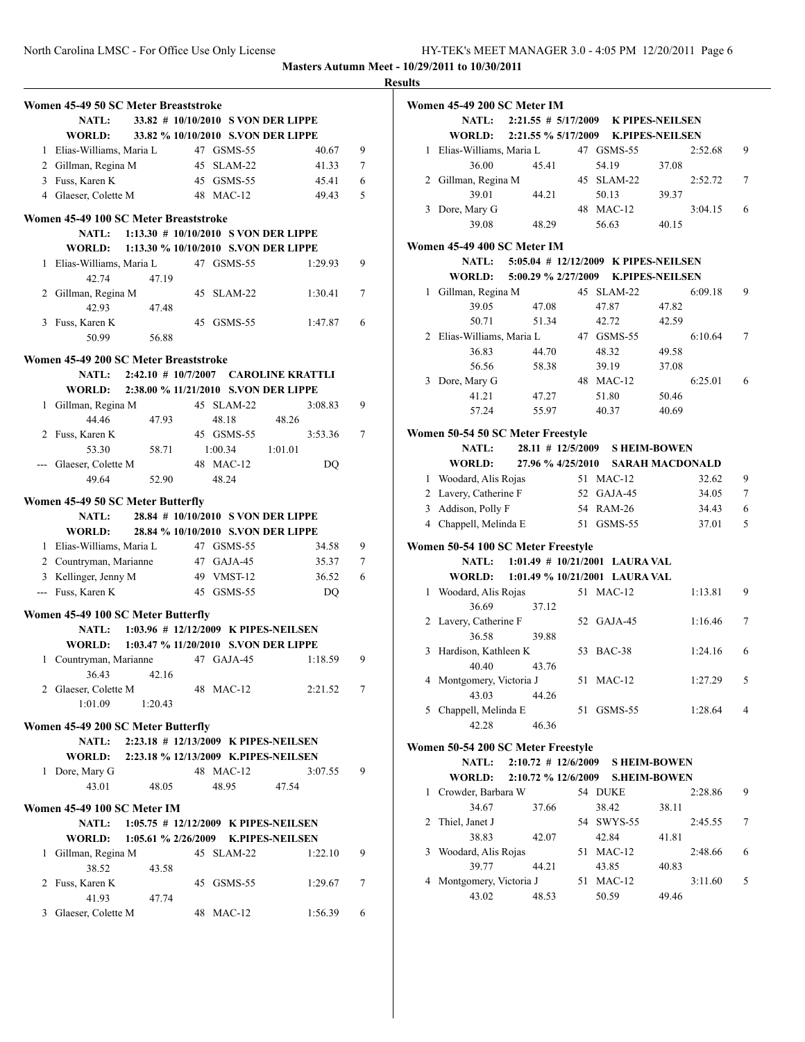**Masters Autumn Meet - 10/29/2011 to 10/30/2011**

**Results**

### Women 45-49 50 SC Meter Breaststroke

NATL: 33.82 # 10/10/2010 S VON DER LIPPE
WORLD: 33.82 % 10/10/2010 S.VON DER LIPPE

| Place | Name | Age | Team | Time | Points |
|---|---|---|---|---|---|
| 1 | Elias-Williams, Maria L | 47 | GSMS-55 | 40.67 | 9 |
| 2 | Gillman, Regina M | 45 | SLAM-22 | 41.33 | 7 |
| 3 | Fuss, Karen K | 45 | GSMS-55 | 45.41 | 6 |
| 4 | Glaeser, Colette M | 48 | MAC-12 | 49.43 | 5 |

### Women 45-49 100 SC Meter Breaststroke

NATL: 1:13.30 # 10/10/2010 S VON DER LIPPE
WORLD: 1:13.30 % 10/10/2010 S.VON DER LIPPE

| Place | Name | Age | Team | Time | Points |
|---|---|---|---|---|---|
| 1 | Elias-Williams, Maria L | 47 | GSMS-55 | 1:29.93 | 9 |
| | 42.74 47.19 | | | | |
| 2 | Gillman, Regina M | 45 | SLAM-22 | 1:30.41 | 7 |
| | 42.93 47.48 | | | | |
| 3 | Fuss, Karen K | 45 | GSMS-55 | 1:47.87 | 6 |
| | 50.99 56.88 | | | | |

### Women 45-49 200 SC Meter Breaststroke

NATL: 2:42.10 # 10/7/2007 CAROLINE KRATTLI
WORLD: 2:38.00 % 11/21/2010 S.VON DER LIPPE

| Place | Name | Age | Team | Time | Points |
|---|---|---|---|---|---|
| 1 | Gillman, Regina M | 45 | SLAM-22 | 3:08.83 | 9 |
| | 44.46 47.93 48.18 48.26 | | | | |
| 2 | Fuss, Karen K | 45 | GSMS-55 | 3:53.36 | 7 |
| | 53.30 58.71 1:00.34 1:01.01 | | | | |
| --- | Glaeser, Colette M | 48 | MAC-12 | DQ | |
| | 49.64 52.90 48.24 | | | | |

### Women 45-49 50 SC Meter Butterfly

NATL: 28.84 # 10/10/2010 S VON DER LIPPE
WORLD: 28.84 % 10/10/2010 S.VON DER LIPPE

| Place | Name | Age | Team | Time | Points |
|---|---|---|---|---|---|
| 1 | Elias-Williams, Maria L | 47 | GSMS-55 | 34.58 | 9 |
| 2 | Countryman, Marianne | 47 | GAJA-45 | 35.37 | 7 |
| 3 | Kellinger, Jenny M | 49 | VMST-12 | 36.52 | 6 |
| --- | Fuss, Karen K | 45 | GSMS-55 | DQ | |

### Women 45-49 100 SC Meter Butterfly

NATL: 1:03.96 # 12/12/2009 K PIPES-NEILSEN
WORLD: 1:03.47 % 11/20/2010 S.VON DER LIPPE

| Place | Name | Age | Team | Time | Points |
|---|---|---|---|---|---|
| 1 | Countryman, Marianne | 47 | GAJA-45 | 1:18.59 | 9 |
| | 36.43 42.16 | | | | |
| 2 | Glaeser, Colette M | 48 | MAC-12 | 2:21.52 | 7 |
| | 1:01.09 1:20.43 | | | | |

### Women 45-49 200 SC Meter Butterfly

NATL: 2:23.18 # 12/13/2009 K PIPES-NEILSEN
WORLD: 2:23.18 % 12/13/2009 K.PIPES-NEILSEN

| Place | Name | Age | Team | Time | Points |
|---|---|---|---|---|---|
| 1 | Dore, Mary G | 48 | MAC-12 | 3:07.55 | 9 |
| | 43.01 48.05 48.95 47.54 | | | | |

### Women 45-49 100 SC Meter IM

NATL: 1:05.75 # 12/12/2009 K PIPES-NEILSEN
WORLD: 1:05.61 % 2/26/2009 K.PIPES-NEILSEN

| Place | Name | Age | Team | Time | Points |
|---|---|---|---|---|---|
| 1 | Gillman, Regina M | 45 | SLAM-22 | 1:22.10 | 9 |
| | 38.52 43.58 | | | | |
| 2 | Fuss, Karen K | 45 | GSMS-55 | 1:29.67 | 7 |
| | 41.93 47.74 | | | | |
| 3 | Glaeser, Colette M | 48 | MAC-12 | 1:56.39 | 6 |

### Women 45-49 200 SC Meter IM

NATL: 2:21.55 # 5/17/2009 K PIPES-NEILSEN
WORLD: 2:21.55 % 5/17/2009 K.PIPES-NEILSEN

| Place | Name | Age | Team | Time | Points |
|---|---|---|---|---|---|
| 1 | Elias-Williams, Maria L | 47 | GSMS-55 | 2:52.68 | 9 |
| | 36.00 45.41 54.19 37.08 | | | | |
| 2 | Gillman, Regina M | 45 | SLAM-22 | 2:52.72 | 7 |
| | 39.01 44.21 50.13 39.37 | | | | |
| 3 | Dore, Mary G | 48 | MAC-12 | 3:04.15 | 6 |
| | 39.08 48.29 56.63 40.15 | | | | |

### Women 45-49 400 SC Meter IM

NATL: 5:05.04 # 12/12/2009 K PIPES-NEILSEN
WORLD: 5:00.29 % 2/27/2009 K.PIPES-NEILSEN

| Place | Name | Age | Team | Time | Points |
|---|---|---|---|---|---|
| 1 | Gillman, Regina M | 45 | SLAM-22 | 6:09.18 | 9 |
| | 39.05 47.08 47.87 47.82 | | | | |
| | 50.71 51.34 42.72 42.59 | | | | |
| 2 | Elias-Williams, Maria L | 47 | GSMS-55 | 6:10.64 | 7 |
| | 36.83 44.70 48.32 49.58 | | | | |
| | 56.56 58.38 39.19 37.08 | | | | |
| 3 | Dore, Mary G | 48 | MAC-12 | 6:25.01 | 6 |
| | 41.21 47.27 51.80 50.46 | | | | |
| | 57.24 55.97 40.37 40.69 | | | | |

### Women 50-54 50 SC Meter Freestyle

NATL: 28.11 # 12/5/2009 S HEIM-BOWEN
WORLD: 27.96 % 4/25/2010 SARAH MACDONALD

| Place | Name | Age | Team | Time | Points |
|---|---|---|---|---|---|
| 1 | Woodard, Alis Rojas | 51 | MAC-12 | 32.62 | 9 |
| 2 | Lavery, Catherine F | 52 | GAJA-45 | 34.05 | 7 |
| 3 | Addison, Polly F | 54 | RAM-26 | 34.43 | 6 |
| 4 | Chappell, Melinda E | 51 | GSMS-55 | 37.01 | 5 |

### Women 50-54 100 SC Meter Freestyle

NATL: 1:01.49 # 10/21/2001 LAURA VAL
WORLD: 1:01.49 % 10/21/2001 LAURA VAL

| Place | Name | Age | Team | Time | Points |
|---|---|---|---|---|---|
| 1 | Woodard, Alis Rojas | 51 | MAC-12 | 1:13.81 | 9 |
| | 36.69 37.12 | | | | |
| 2 | Lavery, Catherine F | 52 | GAJA-45 | 1:16.46 | 7 |
| | 36.58 39.88 | | | | |
| 3 | Hardison, Kathleen K | 53 | BAC-38 | 1:24.16 | 6 |
| | 40.40 43.76 | | | | |
| 4 | Montgomery, Victoria J | 51 | MAC-12 | 1:27.29 | 5 |
| | 43.03 44.26 | | | | |
| 5 | Chappell, Melinda E | 51 | GSMS-55 | 1:28.64 | 4 |
| | 42.28 46.36 | | | | |

### Women 50-54 200 SC Meter Freestyle

NATL: 2:10.72 # 12/6/2009 S HEIM-BOWEN
WORLD: 2:10.72 % 12/6/2009 S.HEIM-BOWEN

| Place | Name | Age | Team | Time | Points |
|---|---|---|---|---|---|
| 1 | Crowder, Barbara W | 54 | DUKE | 2:28.86 | 9 |
| | 34.67 37.66 38.42 38.11 | | | | |
| 2 | Thiel, Janet J | 54 | SWYS-55 | 2:45.55 | 7 |
| | 38.83 42.07 42.84 41.81 | | | | |
| 3 | Woodard, Alis Rojas | 51 | MAC-12 | 2:48.66 | 6 |
| | 39.77 44.21 43.85 40.83 | | | | |
| 4 | Montgomery, Victoria J | 51 | MAC-12 | 3:11.60 | 5 |
| | 43.02 48.53 50.59 49.46 | | | | |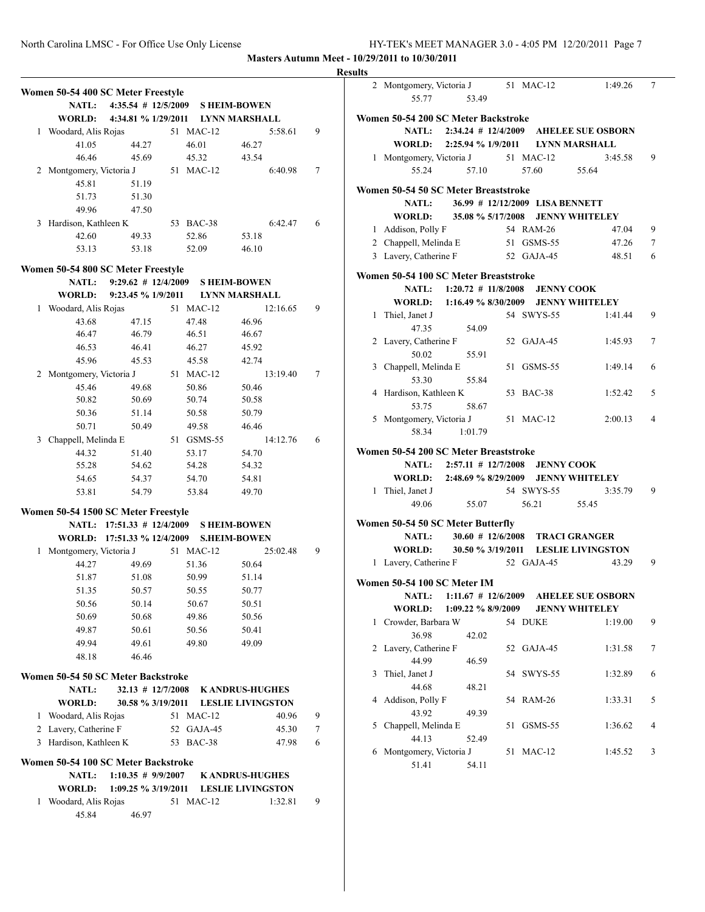**Masters Autumn Meet - 10/29/2011 to 10/30/2011**

**Results**

### Women 50-54 400 SC Meter Freestyle

NATL: 4:35.54 # 12/5/2009 S HEIM-BOWEN
WORLD: 4:34.81 % 1/29/2011 LYNN MARSHALL

1 Woodard, Alis Rojas 51 MAC-12 5:58.61 9
41.05 44.27 46.01 46.27
46.46 45.69 45.32 43.54
2 Montgomery, Victoria J 51 MAC-12 6:40.98 7
45.81 51.19
51.73 51.30
49.96 47.50
3 Hardison, Kathleen K 53 BAC-38 6:42.47 6
42.60 49.33 52.86 53.18
53.13 53.18 52.09 46.10

### Women 50-54 800 SC Meter Freestyle

NATL: 9:29.62 # 12/4/2009 S HEIM-BOWEN
WORLD: 9:23.45 % 1/9/2011 LYNN MARSHALL

1 Woodard, Alis Rojas 51 MAC-12 12:16.65 9
43.68 47.15 47.48 46.96
46.47 46.79 46.51 46.67
46.53 46.41 46.27 45.92
45.96 45.53 45.58 42.74
2 Montgomery, Victoria J 51 MAC-12 13:19.40 7
45.46 49.68 50.86 50.46
50.82 50.69 50.74 50.58
50.36 51.14 50.58 50.79
50.71 50.49 49.58 46.46
3 Chappell, Melinda E 51 GSMS-55 14:12.76 6
44.32 51.40 53.17 54.70
55.28 54.62 54.28 54.32
54.65 54.37 54.70 54.81
53.81 54.79 53.84 49.70

### Women 50-54 1500 SC Meter Freestyle

NATL: 17:51.33 # 12/4/2009 S HEIM-BOWEN
WORLD: 17:51.33 % 12/4/2009 S.HEIM-BOWEN

1 Montgomery, Victoria J 51 MAC-12 25:02.48 9
44.27 49.69 51.36 50.64
51.87 51.08 50.99 51.14
51.35 50.57 50.55 50.77
50.56 50.14 50.67 50.51
50.69 50.68 49.86 50.56
49.87 50.61 50.56 50.41
49.94 49.61 49.80 49.09
48.18 46.46

### Women 50-54 50 SC Meter Backstroke

NATL: 32.13 # 12/7/2008 K ANDRUS-HUGHES
WORLD: 30.58 % 3/19/2011 LESLIE LIVINGSTON

1 Woodard, Alis Rojas 51 MAC-12 40.96 9
2 Lavery, Catherine F 52 GAJA-45 45.30 7
3 Hardison, Kathleen K 53 BAC-38 47.98 6

### Women 50-54 100 SC Meter Backstroke

NATL: 1:10.35 # 9/9/2007 K ANDRUS-HUGHES
WORLD: 1:09.25 % 3/19/2011 LESLIE LIVINGSTON

1 Woodard, Alis Rojas 51 MAC-12 1:32.81 9
45.84 46.97
2 Montgomery, Victoria J 51 MAC-12 1:49.26 7
55.77 53.49

### Women 50-54 200 SC Meter Backstroke

NATL: 2:34.24 # 12/4/2009 AHELEE SUE OSBORN
WORLD: 2:25.94 % 1/9/2011 LYNN MARSHALL

1 Montgomery, Victoria J 51 MAC-12 3:45.58 9
55.24 57.10 57.60 55.64

### Women 50-54 50 SC Meter Breaststroke

NATL: 36.99 # 12/12/2009 LISA BENNETT
WORLD: 35.08 % 5/17/2008 JENNY WHITELEY

1 Addison, Polly F 54 RAM-26 47.04 9
2 Chappell, Melinda E 51 GSMS-55 47.26 7
3 Lavery, Catherine F 52 GAJA-45 48.51 6

### Women 50-54 100 SC Meter Breaststroke

NATL: 1:20.72 # 11/8/2008 JENNY COOK
WORLD: 1:16.49 % 8/30/2009 JENNY WHITELEY

1 Thiel, Janet J 54 SWYS-55 1:41.44 9
47.35 54.09
2 Lavery, Catherine F 52 GAJA-45 1:45.93 7
50.02 55.91
3 Chappell, Melinda E 51 GSMS-55 1:49.14 6
53.30 55.84
4 Hardison, Kathleen K 53 BAC-38 1:52.42 5
53.75 58.67
5 Montgomery, Victoria J 51 MAC-12 2:00.13 4
58.34 1:01.79

### Women 50-54 200 SC Meter Breaststroke

NATL: 2:57.11 # 12/7/2008 JENNY COOK
WORLD: 2:48.69 % 8/29/2009 JENNY WHITELEY

1 Thiel, Janet J 54 SWYS-55 3:35.79 9
49.06 55.07 56.21 55.45

### Women 50-54 50 SC Meter Butterfly

NATL: 30.60 # 12/6/2008 TRACI GRANGER
WORLD: 30.50 % 3/19/2011 LESLIE LIVINGSTON

1 Lavery, Catherine F 52 GAJA-45 43.29 9

### Women 50-54 100 SC Meter IM

NATL: 1:11.67 # 12/6/2009 AHELEE SUE OSBORN
WORLD: 1:09.22 % 8/9/2009 JENNY WHITELEY

1 Crowder, Barbara W 54 DUKE 1:19.00 9
36.98 42.02
2 Lavery, Catherine F 52 GAJA-45 1:31.58 7
44.99 46.59
3 Thiel, Janet J 54 SWYS-55 1:32.89 6
44.68 48.21
4 Addison, Polly F 54 RAM-26 1:33.31 5
43.92 49.39
5 Chappell, Melinda E 51 GSMS-55 1:36.62 4
44.13 52.49
6 Montgomery, Victoria J 51 MAC-12 1:45.52 3
51.41 54.11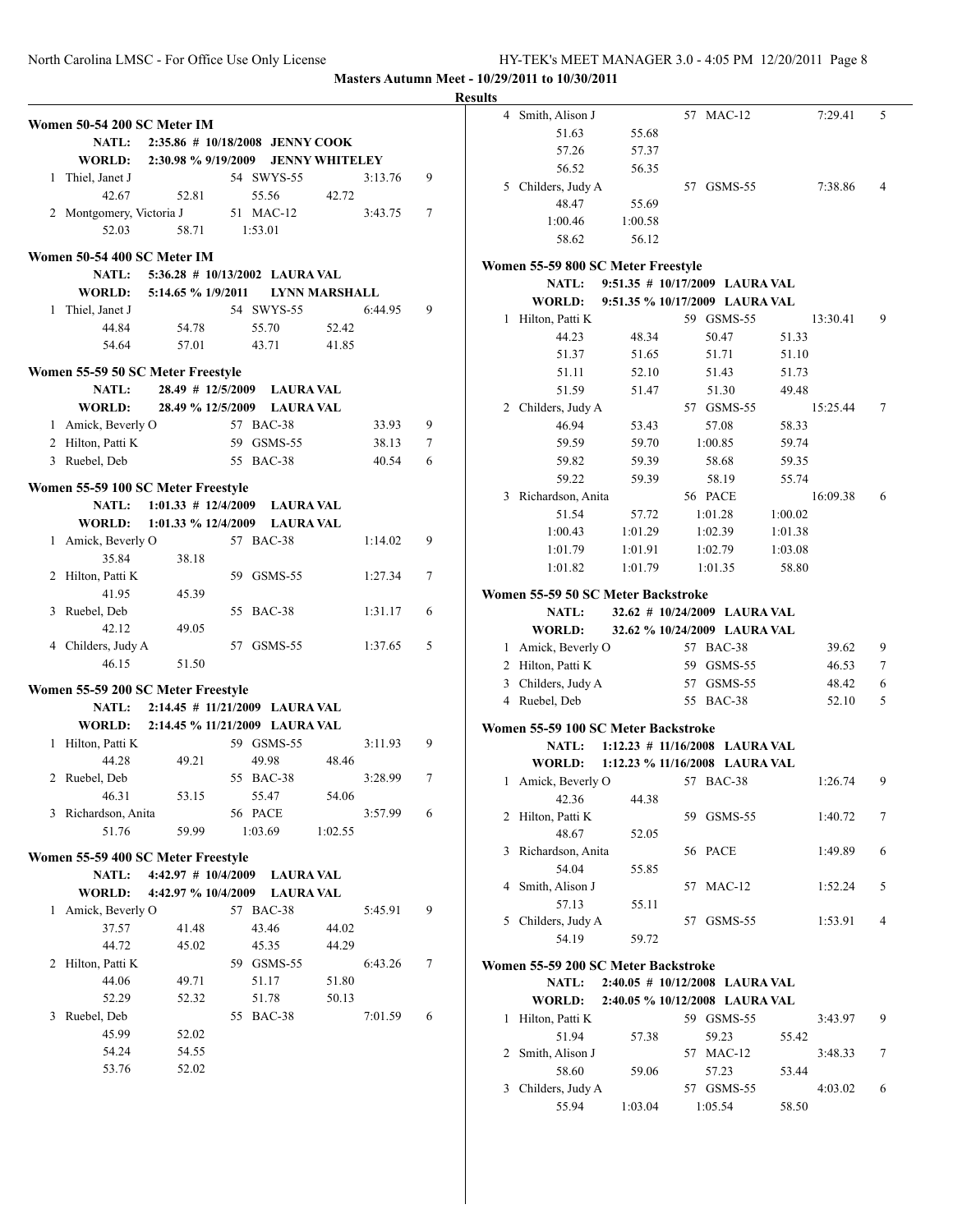Masters Autumn Meet - 10/29/2011 to 10/30/2011

**Results**

### Women 50-54 200 SC Meter IM

NATL: 2:35.86 # 10/18/2008 JENNY COOK
WORLD: 2:30.98 % 9/19/2009 JENNY WHITELEY

| Place | Name | Age | Team | Time | Points |
|---|---|---|---|---|---|
| 1 | Thiel, Janet J | 54 | SWYS-55 | 3:13.76 | 9 |
| | 42.67 52.81 55.56 42.72 | | | | |
| 2 | Montgomery, Victoria J | 51 | MAC-12 | 3:43.75 | 7 |
| | 52.03 58.71 1:53.01 | | | | |

### Women 50-54 400 SC Meter IM

NATL: 5:36.28 # 10/13/2002 LAURA VAL
WORLD: 5:14.65 % 1/9/2011 LYNN MARSHALL

| Place | Name | Age | Team | Time | Points |
|---|---|---|---|---|---|
| 1 | Thiel, Janet J | 54 | SWYS-55 | 6:44.95 | 9 |
| | 44.84 54.78 55.70 52.42 | | | | |
| | 54.64 57.01 43.71 41.85 | | | | |

### Women 55-59 50 SC Meter Freestyle

NATL: 28.49 # 12/5/2009 LAURA VAL
WORLD: 28.49 % 12/5/2009 LAURA VAL

| Place | Name | Age | Team | Time | Points |
|---|---|---|---|---|---|
| 1 | Amick, Beverly O | 57 | BAC-38 | 33.93 | 9 |
| 2 | Hilton, Patti K | 59 | GSMS-55 | 38.13 | 7 |
| 3 | Ruebel, Deb | 55 | BAC-38 | 40.54 | 6 |

### Women 55-59 100 SC Meter Freestyle

NATL: 1:01.33 # 12/4/2009 LAURA VAL
WORLD: 1:01.33 % 12/4/2009 LAURA VAL

| Place | Name | Age | Team | Time | Points |
|---|---|---|---|---|---|
| 1 | Amick, Beverly O | 57 | BAC-38 | 1:14.02 | 9 |
| | 35.84 38.18 | | | | |
| 2 | Hilton, Patti K | 59 | GSMS-55 | 1:27.34 | 7 |
| | 41.95 45.39 | | | | |
| 3 | Ruebel, Deb | 55 | BAC-38 | 1:31.17 | 6 |
| | 42.12 49.05 | | | | |
| 4 | Childers, Judy A | 57 | GSMS-55 | 1:37.65 | 5 |
| | 46.15 51.50 | | | | |

### Women 55-59 200 SC Meter Freestyle

NATL: 2:14.45 # 11/21/2009 LAURA VAL
WORLD: 2:14.45 % 11/21/2009 LAURA VAL

| Place | Name | Age | Team | Time | Points |
|---|---|---|---|---|---|
| 1 | Hilton, Patti K | 59 | GSMS-55 | 3:11.93 | 9 |
| | 44.28 49.21 49.98 48.46 | | | | |
| 2 | Ruebel, Deb | 55 | BAC-38 | 3:28.99 | 7 |
| | 46.31 53.15 55.47 54.06 | | | | |
| 3 | Richardson, Anita | 56 | PACE | 3:57.99 | 6 |
| | 51.76 59.99 1:03.69 1:02.55 | | | | |

### Women 55-59 400 SC Meter Freestyle

NATL: 4:42.97 # 10/4/2009 LAURA VAL
WORLD: 4:42.97 % 10/4/2009 LAURA VAL

| Place | Name | Age | Team | Time | Points |
|---|---|---|---|---|---|
| 1 | Amick, Beverly O | 57 | BAC-38 | 5:45.91 | 9 |
| | 37.57 41.48 43.46 44.02 | | | | |
| | 44.72 45.02 45.35 44.29 | | | | |
| 2 | Hilton, Patti K | 59 | GSMS-55 | 6:43.26 | 7 |
| | 44.06 49.71 51.17 51.80 | | | | |
| | 52.29 52.32 51.78 50.13 | | | | |
| 3 | Ruebel, Deb | 55 | BAC-38 | 7:01.59 | 6 |
| | 45.99 52.02 | | | | |
| | 54.24 54.55 | | | | |
| | 53.76 52.02 | | | | |
| 4 | Smith, Alison J | 57 | MAC-12 | 7:29.41 | 5 |
| | 51.63 55.68 | | | | |
| | 57.26 57.37 | | | | |
| | 56.52 56.35 | | | | |
| 5 | Childers, Judy A | 57 | GSMS-55 | 7:38.86 | 4 |
| | 48.47 55.69 | | | | |
| | 1:00.46 1:00.58 | | | | |
| | 58.62 56.12 | | | | |

### Women 55-59 800 SC Meter Freestyle

NATL: 9:51.35 # 10/17/2009 LAURA VAL
WORLD: 9:51.35 % 10/17/2009 LAURA VAL

| Place | Name | Age | Team | Time | Points |
|---|---|---|---|---|---|
| 1 | Hilton, Patti K | 59 | GSMS-55 | 13:30.41 | 9 |
| | 44.23 48.34 50.47 51.33 | | | | |
| | 51.37 51.65 51.71 51.10 | | | | |
| | 51.11 52.10 51.43 51.73 | | | | |
| | 51.59 51.47 51.30 49.48 | | | | |
| 2 | Childers, Judy A | 57 | GSMS-55 | 15:25.44 | 7 |
| | 46.94 53.43 57.08 58.33 | | | | |
| | 59.59 59.70 1:00.85 59.74 | | | | |
| | 59.82 59.39 58.68 59.35 | | | | |
| | 59.22 59.39 58.19 55.74 | | | | |
| 3 | Richardson, Anita | 56 | PACE | 16:09.38 | 6 |
| | 51.54 57.72 1:01.28 1:00.02 | | | | |
| | 1:00.43 1:01.29 1:02.39 1:01.38 | | | | |
| | 1:01.79 1:01.91 1:02.79 1:03.08 | | | | |
| | 1:01.82 1:01.79 1:01.35 58.80 | | | | |

### Women 55-59 50 SC Meter Backstroke

NATL: 32.62 # 10/24/2009 LAURA VAL
WORLD: 32.62 % 10/24/2009 LAURA VAL

| Place | Name | Age | Team | Time | Points |
|---|---|---|---|---|---|
| 1 | Amick, Beverly O | 57 | BAC-38 | 39.62 | 9 |
| 2 | Hilton, Patti K | 59 | GSMS-55 | 46.53 | 7 |
| 3 | Childers, Judy A | 57 | GSMS-55 | 48.42 | 6 |
| 4 | Ruebel, Deb | 55 | BAC-38 | 52.10 | 5 |

### Women 55-59 100 SC Meter Backstroke

NATL: 1:12.23 # 11/16/2008 LAURA VAL
WORLD: 1:12.23 % 11/16/2008 LAURA VAL

| Place | Name | Age | Team | Time | Points |
|---|---|---|---|---|---|
| 1 | Amick, Beverly O | 57 | BAC-38 | 1:26.74 | 9 |
| | 42.36 44.38 | | | | |
| 2 | Hilton, Patti K | 59 | GSMS-55 | 1:40.72 | 7 |
| | 48.67 52.05 | | | | |
| 3 | Richardson, Anita | 56 | PACE | 1:49.89 | 6 |
| | 54.04 55.85 | | | | |
| 4 | Smith, Alison J | 57 | MAC-12 | 1:52.24 | 5 |
| | 57.13 55.11 | | | | |
| 5 | Childers, Judy A | 57 | GSMS-55 | 1:53.91 | 4 |
| | 54.19 59.72 | | | | |

### Women 55-59 200 SC Meter Backstroke

NATL: 2:40.05 # 10/12/2008 LAURA VAL
WORLD: 2:40.05 % 10/12/2008 LAURA VAL

| Place | Name | Age | Team | Time | Points |
|---|---|---|---|---|---|
| 1 | Hilton, Patti K | 59 | GSMS-55 | 3:43.97 | 9 |
| | 51.94 57.38 59.23 55.42 | | | | |
| 2 | Smith, Alison J | 57 | MAC-12 | 3:48.33 | 7 |
| | 58.60 59.06 57.23 53.44 | | | | |
| 3 | Childers, Judy A | 57 | GSMS-55 | 4:03.02 | 6 |
| | 55.94 1:03.04 1:05.54 58.50 | | | | |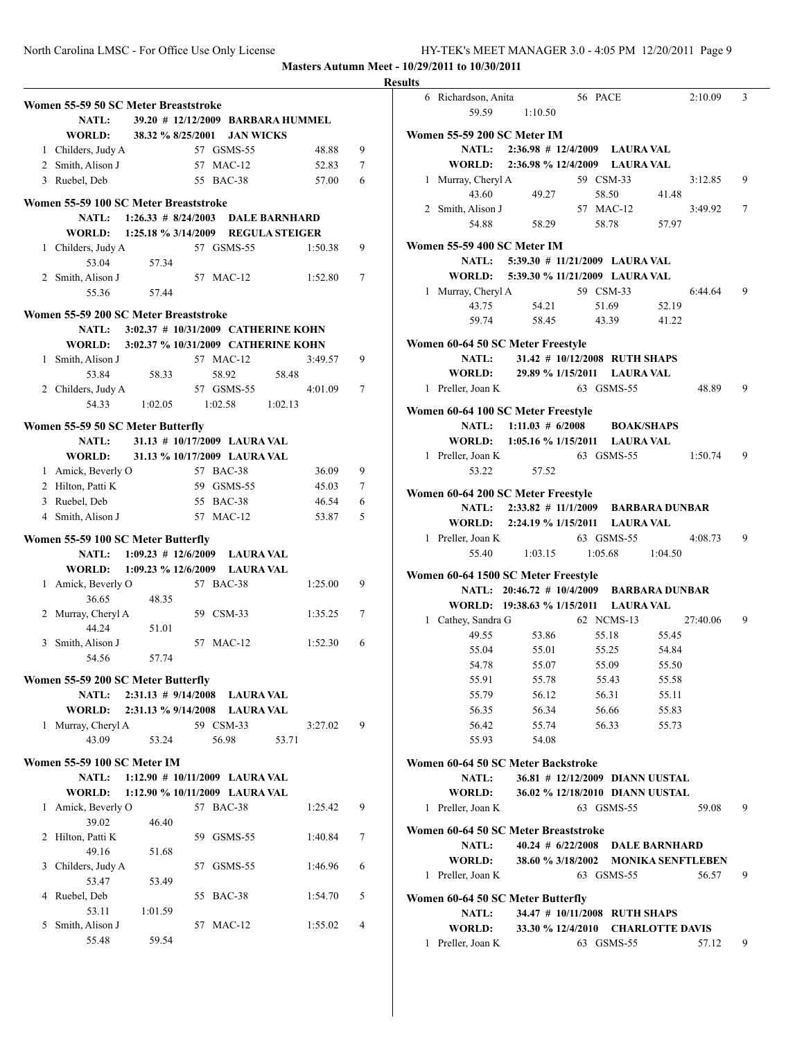**Masters Autumn Meet - 10/29/2011 to 10/30/2011**

**Results**

### Women 55-59 50 SC Meter Breaststroke

NATL: 39.20 # 12/12/2009 BARBARA HUMMEL
WORLD: 38.32 % 8/25/2001 JAN WICKS

1 Childers, Judy A 57 GSMS-55 48.88 9
2 Smith, Alison J 57 MAC-12 52.83 7
3 Ruebel, Deb 55 BAC-38 57.00 6

### Women 55-59 100 SC Meter Breaststroke

NATL: 1:26.33 # 8/24/2003 DALE BARNHARD
WORLD: 1:25.18 % 3/14/2009 REGULA STEIGER

1 Childers, Judy A 57 GSMS-55 1:50.38 9
53.04 57.34
2 Smith, Alison J 57 MAC-12 1:52.80 7
55.36 57.44

### Women 55-59 200 SC Meter Breaststroke

NATL: 3:02.37 # 10/31/2009 CATHERINE KOHN
WORLD: 3:02.37 % 10/31/2009 CATHERINE KOHN

1 Smith, Alison J 57 MAC-12 3:49.57 9
53.84 58.33 58.92 58.48
2 Childers, Judy A 57 GSMS-55 4:01.09 7
54.33 1:02.05 1:02.58 1:02.13

### Women 55-59 50 SC Meter Butterfly

NATL: 31.13 # 10/17/2009 LAURA VAL
WORLD: 31.13 % 10/17/2009 LAURA VAL

1 Amick, Beverly O 57 BAC-38 36.09 9
2 Hilton, Patti K 59 GSMS-55 45.03 7
3 Ruebel, Deb 55 BAC-38 46.54 6
4 Smith, Alison J 57 MAC-12 53.87 5

### Women 55-59 100 SC Meter Butterfly

NATL: 1:09.23 # 12/6/2009 LAURA VAL
WORLD: 1:09.23 % 12/6/2009 LAURA VAL

1 Amick, Beverly O 57 BAC-38 1:25.00 9
36.65 48.35
2 Murray, Cheryl A 59 CSM-33 1:35.25 7
44.24 51.01
3 Smith, Alison J 57 MAC-12 1:52.30 6
54.56 57.74

### Women 55-59 200 SC Meter Butterfly

NATL: 2:31.13 # 9/14/2008 LAURA VAL
WORLD: 2:31.13 % 9/14/2008 LAURA VAL

1 Murray, Cheryl A 59 CSM-33 3:27.02 9
43.09 53.24 56.98 53.71

### Women 55-59 100 SC Meter IM

NATL: 1:12.90 # 10/11/2009 LAURA VAL
WORLD: 1:12.90 % 10/11/2009 LAURA VAL

1 Amick, Beverly O 57 BAC-38 1:25.42 9
39.02 46.40
2 Hilton, Patti K 59 GSMS-55 1:40.84 7
49.16 51.68
3 Childers, Judy A 57 GSMS-55 1:46.96 6
53.47 53.49
4 Ruebel, Deb 55 BAC-38 1:54.70 5
53.11 1:01.59
5 Smith, Alison J 57 MAC-12 1:55.02 4
55.48 59.54
6 Richardson, Anita 56 PACE 2:10.09 3
59.59 1:10.50

### Women 55-59 200 SC Meter IM

NATL: 2:36.98 # 12/4/2009 LAURA VAL
WORLD: 2:36.98 % 12/4/2009 LAURA VAL

1 Murray, Cheryl A 59 CSM-33 3:12.85 9
43.60 49.27 58.50 41.48
2 Smith, Alison J 57 MAC-12 3:49.92 7
54.88 58.29 58.78 57.97

### Women 55-59 400 SC Meter IM

NATL: 5:39.30 # 11/21/2009 LAURA VAL
WORLD: 5:39.30 % 11/21/2009 LAURA VAL

1 Murray, Cheryl A 59 CSM-33 6:44.64 9
43.75 54.21 51.69 52.19
59.74 58.45 43.39 41.22

### Women 60-64 50 SC Meter Freestyle

NATL: 31.42 # 10/12/2008 RUTH SHAPS
WORLD: 29.89 % 1/15/2011 LAURA VAL

1 Preller, Joan K 63 GSMS-55 48.89 9

### Women 60-64 100 SC Meter Freestyle

NATL: 1:11.03 # 6/2008 BOAK/SHAPS
WORLD: 1:05.16 % 1/15/2011 LAURA VAL

1 Preller, Joan K 63 GSMS-55 1:50.74 9
53.22 57.52

### Women 60-64 200 SC Meter Freestyle

NATL: 2:33.82 # 11/1/2009 BARBARA DUNBAR
WORLD: 2:24.19 % 1/15/2011 LAURA VAL

1 Preller, Joan K 63 GSMS-55 4:08.73 9
55.40 1:03.15 1:05.68 1:04.50

### Women 60-64 1500 SC Meter Freestyle

NATL: 20:46.72 # 10/4/2009 BARBARA DUNBAR
WORLD: 19:38.63 % 1/15/2011 LAURA VAL

1 Cathey, Sandra G 62 NCMS-13 27:40.06 9
49.55 53.86 55.18 55.45
55.04 55.01 55.25 54.84
54.78 55.07 55.09 55.50
55.91 55.78 55.43 55.58
55.79 56.12 56.31 55.11
56.35 56.34 56.66 55.83
56.42 55.74 56.33 55.73
55.93 54.08

### Women 60-64 50 SC Meter Backstroke

NATL: 36.81 # 12/12/2009 DIANN UUSTAL
WORLD: 36.02 % 12/18/2010 DIANN UUSTAL

1 Preller, Joan K 63 GSMS-55 59.08 9

### Women 60-64 50 SC Meter Breaststroke

NATL: 40.24 # 6/22/2008 DALE BARNHARD
WORLD: 38.60 % 3/18/2002 MONIKA SENFTLEBEN

1 Preller, Joan K 63 GSMS-55 56.57 9

### Women 60-64 50 SC Meter Butterfly

NATL: 34.47 # 10/11/2008 RUTH SHAPS
WORLD: 33.30 % 12/4/2010 CHARLOTTE DAVIS

1 Preller, Joan K 63 GSMS-55 57.12 9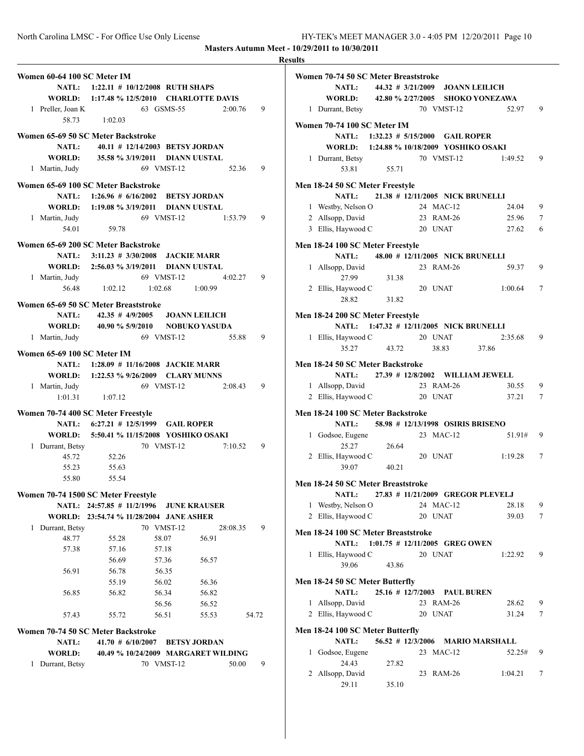**Masters Autumn Meet - 10/29/2011 to 10/30/2011**

**Results**

### Women 60-64 100 SC Meter IM

**NATL:** 1:22.11 # 10/12/2008 RUTH SHAPS
**WORLD:** 1:17.48 % 12/5/2010 CHARLOTTE DAVIS

| | Name | Age | Team | Time | Points |
|---|---|---|---|---|---|
| 1 | Preller, Joan K | 63 | GSMS-55 | 2:00.76 | 9 |
| | 58.73 | 1:02.03 | | | |

### Women 65-69 50 SC Meter Backstroke

**NATL:** 40.11 # 12/14/2003 BETSY JORDAN
**WORLD:** 35.58 % 3/19/2011 DIANN UUSTAL

| | Name | Age | Team | Time | Points |
|---|---|---|---|---|---|
| 1 | Martin, Judy | 69 | VMST-12 | 52.36 | 9 |

### Women 65-69 100 SC Meter Backstroke

**NATL:** 1:26.96 # 6/16/2002 BETSY JORDAN
**WORLD:** 1:19.08 % 3/19/2011 DIANN UUSTAL

| | Name | Age | Team | Time | Points |
|---|---|---|---|---|---|
| 1 | Martin, Judy | 69 | VMST-12 | 1:53.79 | 9 |
| | 54.01 | 59.78 | | | |

### Women 65-69 200 SC Meter Backstroke

**NATL:** 3:11.23 # 3/30/2008 JACKIE MARR
**WORLD:** 2:56.03 % 3/19/2011 DIANN UUSTAL

| | Name | Age | Team | Time | Points |
|---|---|---|---|---|---|
| 1 | Martin, Judy | 69 | VMST-12 | 4:02.27 | 9 |
| | 56.48 | 1:02.12 | 1:02.68 | 1:00.99 | |

### Women 65-69 50 SC Meter Breaststroke

**NATL:** 42.35 # 4/9/2005 JOANN LEILICH
**WORLD:** 40.90 % 5/9/2010 NOBUKO YASUDA

| | Name | Age | Team | Time | Points |
|---|---|---|---|---|---|
| 1 | Martin, Judy | 69 | VMST-12 | 55.88 | 9 |

### Women 65-69 100 SC Meter IM

**NATL:** 1:28.09 # 11/16/2008 JACKIE MARR
**WORLD:** 1:22.53 % 9/26/2009 CLARY MUNNS

| | Name | Age | Team | Time | Points |
|---|---|---|---|---|---|
| 1 | Martin, Judy | 69 | VMST-12 | 2:08.43 | 9 |
| | 1:01.31 | 1:07.12 | | | |

### Women 70-74 400 SC Meter Freestyle

**NATL:** 6:27.21 # 12/5/1999 GAIL ROPER
**WORLD:** 5:50.41 % 11/15/2008 YOSHIKO OSAKI

| | Name | Age | Team | Time | Points |
|---|---|---|---|---|---|
| 1 | Durrant, Betsy | 70 | VMST-12 | 7:10.52 | 9 |
| | 45.72 | 52.26 | | | |
| | 55.23 | 55.63 | | | |
| | 55.80 | 55.54 | | | |

### Women 70-74 1500 SC Meter Freestyle

**NATL:** 24:57.85 # 11/2/1996 JUNE KRAUSER
**WORLD:** 23:54.74 % 11/28/2004 JANE ASHER

| | Name | Age | Team | Time | Points |
|---|---|---|---|---|---|
| 1 | Durrant, Betsy | 70 | VMST-12 | 28:08.35 | 9 |
| | 48.77 | 55.28 | 58.07 | 56.91 | |
| | 57.38 | 57.16 | 57.18 | | |
| | | 56.69 | 57.36 | 56.57 | |
| | 56.91 | 56.78 | 56.35 | | |
| | | 55.19 | 56.02 | 56.36 | |
| | 56.85 | 56.82 | 56.34 | 56.82 | |
| | | | 56.56 | 56.52 | |
| | 57.43 | 55.72 | 56.51 | 55.53 | 54.72 |

### Women 70-74 50 SC Meter Backstroke

**NATL:** 41.70 # 6/10/2007 BETSY JORDAN
**WORLD:** 40.49 % 10/24/2009 MARGARET WILDING

| | Name | Age | Team | Time | Points |
|---|---|---|---|---|---|
| 1 | Durrant, Betsy | 70 | VMST-12 | 50.00 | 9 |

### Women 70-74 50 SC Meter Breaststroke

**NATL:** 44.32 # 3/21/2009 JOANN LEILICH
**WORLD:** 42.80 % 2/27/2005 SHOKO YONEZAWA

| | Name | Age | Team | Time | Points |
|---|---|---|---|---|---|
| 1 | Durrant, Betsy | 70 | VMST-12 | 52.97 | 9 |

### Women 70-74 100 SC Meter IM

**NATL:** 1:32.23 # 5/15/2000 GAIL ROPER
**WORLD:** 1:24.88 % 10/18/2009 YOSHIKO OSAKI

| | Name | Age | Team | Time | Points |
|---|---|---|---|---|---|
| 1 | Durrant, Betsy | 70 | VMST-12 | 1:49.52 | 9 |
| | 53.81 | 55.71 | | | |

### Men 18-24 50 SC Meter Freestyle

**NATL:** 21.38 # 12/11/2005 NICK BRUNELLI

| | Name | Age | Team | Time | Points |
|---|---|---|---|---|---|
| 1 | Westby, Nelson O | 24 | MAC-12 | 24.04 | 9 |
| 2 | Allsopp, David | 23 | RAM-26 | 25.96 | 7 |
| 3 | Ellis, Haywood C | 20 | UNAT | 27.62 | 6 |

### Men 18-24 100 SC Meter Freestyle

**NATL:** 48.00 # 12/11/2005 NICK BRUNELLI

| | Name | Age | Team | Time | Points |
|---|---|---|---|---|---|
| 1 | Allsopp, David | 23 | RAM-26 | 59.37 | 9 |
| | 27.99 | 31.38 | | | |
| 2 | Ellis, Haywood C | 20 | UNAT | 1:00.64 | 7 |
| | 28.82 | 31.82 | | | |

### Men 18-24 200 SC Meter Freestyle

**NATL:** 1:47.32 # 12/11/2005 NICK BRUNELLI

| | Name | Age | Team | Time | Points |
|---|---|---|---|---|---|
| 1 | Ellis, Haywood C | 20 | UNAT | 2:35.68 | 9 |
| | 35.27 | 43.72 | 38.83 | 37.86 | |

### Men 18-24 50 SC Meter Backstroke

**NATL:** 27.39 # 12/8/2002 WILLIAM JEWELL

| | Name | Age | Team | Time | Points |
|---|---|---|---|---|---|
| 1 | Allsopp, David | 23 | RAM-26 | 30.55 | 9 |
| 2 | Ellis, Haywood C | 20 | UNAT | 37.21 | 7 |

### Men 18-24 100 SC Meter Backstroke

**NATL:** 58.98 # 12/13/1998 OSIRIS BRISENO

| | Name | Age | Team | Time | Points |
|---|---|---|---|---|---|
| 1 | Godsoe, Eugene | 23 | MAC-12 | 51.91# | 9 |
| | 25.27 | 26.64 | | | |
| 2 | Ellis, Haywood C | 20 | UNAT | 1:19.28 | 7 |
| | 39.07 | 40.21 | | | |

### Men 18-24 50 SC Meter Breaststroke

**NATL:** 27.83 # 11/21/2009 GREGOR PLEVELJ

| | Name | Age | Team | Time | Points |
|---|---|---|---|---|---|
| 1 | Westby, Nelson O | 24 | MAC-12 | 28.18 | 9 |
| 2 | Ellis, Haywood C | 20 | UNAT | 39.03 | 7 |

### Men 18-24 100 SC Meter Breaststroke

**NATL:** 1:01.75 # 12/11/2005 GREG OWEN

| | Name | Age | Team | Time | Points |
|---|---|---|---|---|---|
| 1 | Ellis, Haywood C | 20 | UNAT | 1:22.92 | 9 |
| | 39.06 | 43.86 | | | |

### Men 18-24 50 SC Meter Butterfly

**NATL:** 25.16 # 12/7/2003 PAUL BUREN

| | Name | Age | Team | Time | Points |
|---|---|---|---|---|---|
| 1 | Allsopp, David | 23 | RAM-26 | 28.62 | 9 |
| 2 | Ellis, Haywood C | 20 | UNAT | 31.24 | 7 |

### Men 18-24 100 SC Meter Butterfly

**NATL:** 56.52 # 12/3/2006 MARIO MARSHALL

| | Name | Age | Team | Time | Points |
|---|---|---|---|---|---|
| 1 | Godsoe, Eugene | 23 | MAC-12 | 52.25# | 9 |
| | 24.43 | 27.82 | | | |
| 2 | Allsopp, David | 23 | RAM-26 | 1:04.21 | 7 |
| | 29.11 | 35.10 | | | |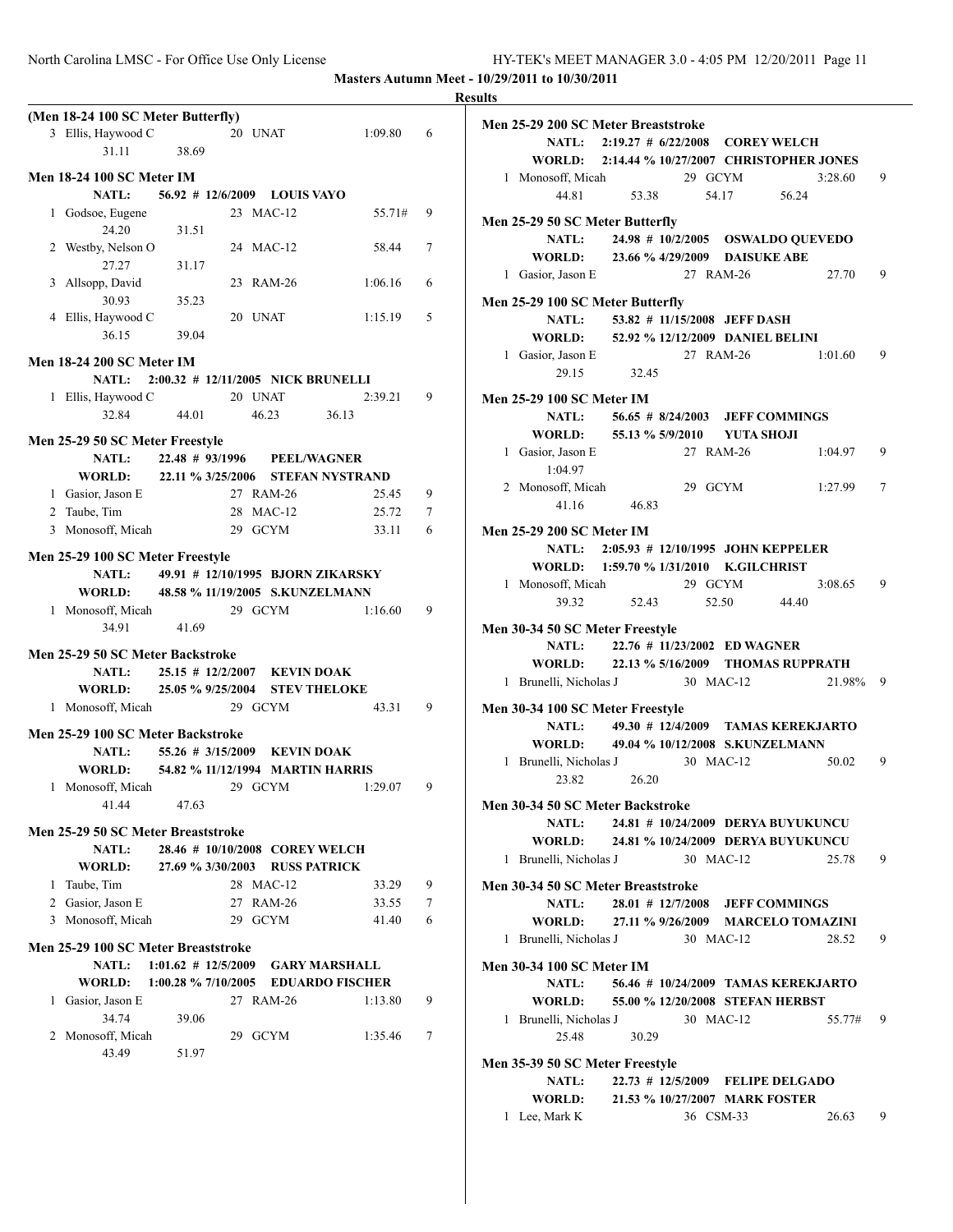**Masters Autumn Meet - 10/29/2011 to 10/30/2011**

**Results**

**(Men 18-24 100 SC Meter Butterfly)**

| Place | Name | Age | Team | Time | Points |
|---|---|---|---|---|---|
| 3 | Ellis, Haywood C | 20 | UNAT | 1:09.80 | 6 |
| | 31.11 38.69 | | | | |

**Men 18-24 100 SC Meter IM**

NATL: 56.92 # 12/6/2009 LOUIS VAYO

| Place | Name | Age | Team | Time | Points |
|---|---|---|---|---|---|
| 1 | Godsoe, Eugene | 23 | MAC-12 | 55.71# | 9 |
| | 24.20 31.51 | | | | |
| 2 | Westby, Nelson O | 24 | MAC-12 | 58.44 | 7 |
| | 27.27 31.17 | | | | |
| 3 | Allsopp, David | 23 | RAM-26 | 1:06.16 | 6 |
| | 30.93 35.23 | | | | |
| 4 | Ellis, Haywood C | 20 | UNAT | 1:15.19 | 5 |
| | 36.15 39.04 | | | | |

**Men 18-24 200 SC Meter IM**

NATL: 2:00.32 # 12/11/2005 NICK BRUNELLI

| Place | Name | Age | Team | Time | Points |
|---|---|---|---|---|---|
| 1 | Ellis, Haywood C | 20 | UNAT | 2:39.21 | 9 |
| | 32.84 44.01 46.23 36.13 | | | | |

**Men 25-29 50 SC Meter Freestyle**

NATL: 22.48 # 93/1996 PEEL/WAGNER
WORLD: 22.11 % 3/25/2006 STEFAN NYSTRAND

| Place | Name | Age | Team | Time | Points |
|---|---|---|---|---|---|
| 1 | Gasior, Jason E | 27 | RAM-26 | 25.45 | 9 |
| 2 | Taube, Tim | 28 | MAC-12 | 25.72 | 7 |
| 3 | Monosoff, Micah | 29 | GCYM | 33.11 | 6 |

**Men 25-29 100 SC Meter Freestyle**

NATL: 49.91 # 12/10/1995 BJORN ZIKARSKY
WORLD: 48.58 % 11/19/2005 S.KUNZELMANN

| Place | Name | Age | Team | Time | Points |
|---|---|---|---|---|---|
| 1 | Monosoff, Micah | 29 | GCYM | 1:16.60 | 9 |
| | 34.91 41.69 | | | | |

**Men 25-29 50 SC Meter Backstroke**

NATL: 25.15 # 12/2/2007 KEVIN DOAK
WORLD: 25.05 % 9/25/2004 STEV THELOKE

| Place | Name | Age | Team | Time | Points |
|---|---|---|---|---|---|
| 1 | Monosoff, Micah | 29 | GCYM | 43.31 | 9 |

**Men 25-29 100 SC Meter Backstroke**

NATL: 55.26 # 3/15/2009 KEVIN DOAK
WORLD: 54.82 % 11/12/1994 MARTIN HARRIS

| Place | Name | Age | Team | Time | Points |
|---|---|---|---|---|---|
| 1 | Monosoff, Micah | 29 | GCYM | 1:29.07 | 9 |
| | 41.44 47.63 | | | | |

**Men 25-29 50 SC Meter Breaststroke**

NATL: 28.46 # 10/10/2008 COREY WELCH
WORLD: 27.69 % 3/30/2003 RUSS PATRICK

| Place | Name | Age | Team | Time | Points |
|---|---|---|---|---|---|
| 1 | Taube, Tim | 28 | MAC-12 | 33.29 | 9 |
| 2 | Gasior, Jason E | 27 | RAM-26 | 33.55 | 7 |
| 3 | Monosoff, Micah | 29 | GCYM | 41.40 | 6 |

**Men 25-29 100 SC Meter Breaststroke**

NATL: 1:01.62 # 12/5/2009 GARY MARSHALL
WORLD: 1:00.28 % 7/10/2005 EDUARDO FISCHER

| Place | Name | Age | Team | Time | Points |
|---|---|---|---|---|---|
| 1 | Gasior, Jason E | 27 | RAM-26 | 1:13.80 | 9 |
| | 34.74 39.06 | | | | |
| 2 | Monosoff, Micah | 29 | GCYM | 1:35.46 | 7 |
| | 43.49 51.97 | | | | |

**Men 25-29 200 SC Meter Breaststroke**

NATL: 2:19.27 # 6/22/2008 COREY WELCH
WORLD: 2:14.44 % 10/27/2007 CHRISTOPHER JONES

| Place | Name | Age | Team | Time | Points |
|---|---|---|---|---|---|
| 1 | Monosoff, Micah | 29 | GCYM | 3:28.60 | 9 |
| | 44.81 53.38 54.17 56.24 | | | | |

**Men 25-29 50 SC Meter Butterfly**

NATL: 24.98 # 10/2/2005 OSWALDO QUEVEDO
WORLD: 23.66 % 4/29/2009 DAISUKE ABE

| Place | Name | Age | Team | Time | Points |
|---|---|---|---|---|---|
| 1 | Gasior, Jason E | 27 | RAM-26 | 27.70 | 9 |

**Men 25-29 100 SC Meter Butterfly**

NATL: 53.82 # 11/15/2008 JEFF DASH
WORLD: 52.92 % 12/12/2009 DANIEL BELINI

| Place | Name | Age | Team | Time | Points |
|---|---|---|---|---|---|
| 1 | Gasior, Jason E | 27 | RAM-26 | 1:01.60 | 9 |
| | 29.15 32.45 | | | | |

**Men 25-29 100 SC Meter IM**

NATL: 56.65 # 8/24/2003 JEFF COMMINGS
WORLD: 55.13 % 5/9/2010 YUTA SHOJI

| Place | Name | Age | Team | Time | Points |
|---|---|---|---|---|---|
| 1 | Gasior, Jason E | 27 | RAM-26 | 1:04.97 | 9 |
| | 1:04.97 | | | | |
| 2 | Monosoff, Micah | 29 | GCYM | 1:27.99 | 7 |
| | 41.16 46.83 | | | | |

**Men 25-29 200 SC Meter IM**

NATL: 2:05.93 # 12/10/1995 JOHN KEPPELER
WORLD: 1:59.70 % 1/31/2010 K.GILCHRIST

| Place | Name | Age | Team | Time | Points |
|---|---|---|---|---|---|
| 1 | Monosoff, Micah | 29 | GCYM | 3:08.65 | 9 |
| | 39.32 52.43 52.50 44.40 | | | | |

**Men 30-34 50 SC Meter Freestyle**

NATL: 22.76 # 11/23/2002 ED WAGNER
WORLD: 22.13 % 5/16/2009 THOMAS RUPPRATH

| Place | Name | Age | Team | Time | Points |
|---|---|---|---|---|---|
| 1 | Brunelli, Nicholas J | 30 | MAC-12 | 21.98% | 9 |

**Men 30-34 100 SC Meter Freestyle**

NATL: 49.30 # 12/4/2009 TAMAS KEREKJARTO
WORLD: 49.04 % 10/12/2008 S.KUNZELMANN

| Place | Name | Age | Team | Time | Points |
|---|---|---|---|---|---|
| 1 | Brunelli, Nicholas J | 30 | MAC-12 | 50.02 | 9 |
| | 23.82 26.20 | | | | |

**Men 30-34 50 SC Meter Backstroke**

NATL: 24.81 # 10/24/2009 DERYA BUYUKUNCU
WORLD: 24.81 % 10/24/2009 DERYA BUYUKUNCU

| Place | Name | Age | Team | Time | Points |
|---|---|---|---|---|---|
| 1 | Brunelli, Nicholas J | 30 | MAC-12 | 25.78 | 9 |

**Men 30-34 50 SC Meter Breaststroke**

NATL: 28.01 # 12/7/2008 JEFF COMMINGS
WORLD: 27.11 % 9/26/2009 MARCELO TOMAZINI

| Place | Name | Age | Team | Time | Points |
|---|---|---|---|---|---|
| 1 | Brunelli, Nicholas J | 30 | MAC-12 | 28.52 | 9 |

**Men 30-34 100 SC Meter IM**

NATL: 56.46 # 10/24/2009 TAMAS KEREKJARTO
WORLD: 55.00 % 12/20/2008 STEFAN HERBST

| Place | Name | Age | Team | Time | Points |
|---|---|---|---|---|---|
| 1 | Brunelli, Nicholas J | 30 | MAC-12 | 55.77# | 9 |
| | 25.48 30.29 | | | | |

**Men 35-39 50 SC Meter Freestyle**

NATL: 22.73 # 12/5/2009 FELIPE DELGADO
WORLD: 21.53 % 10/27/2007 MARK FOSTER

| Place | Name | Age | Team | Time | Points |
|---|---|---|---|---|---|
| 1 | Lee, Mark K | 36 | CSM-33 | 26.63 | 9 |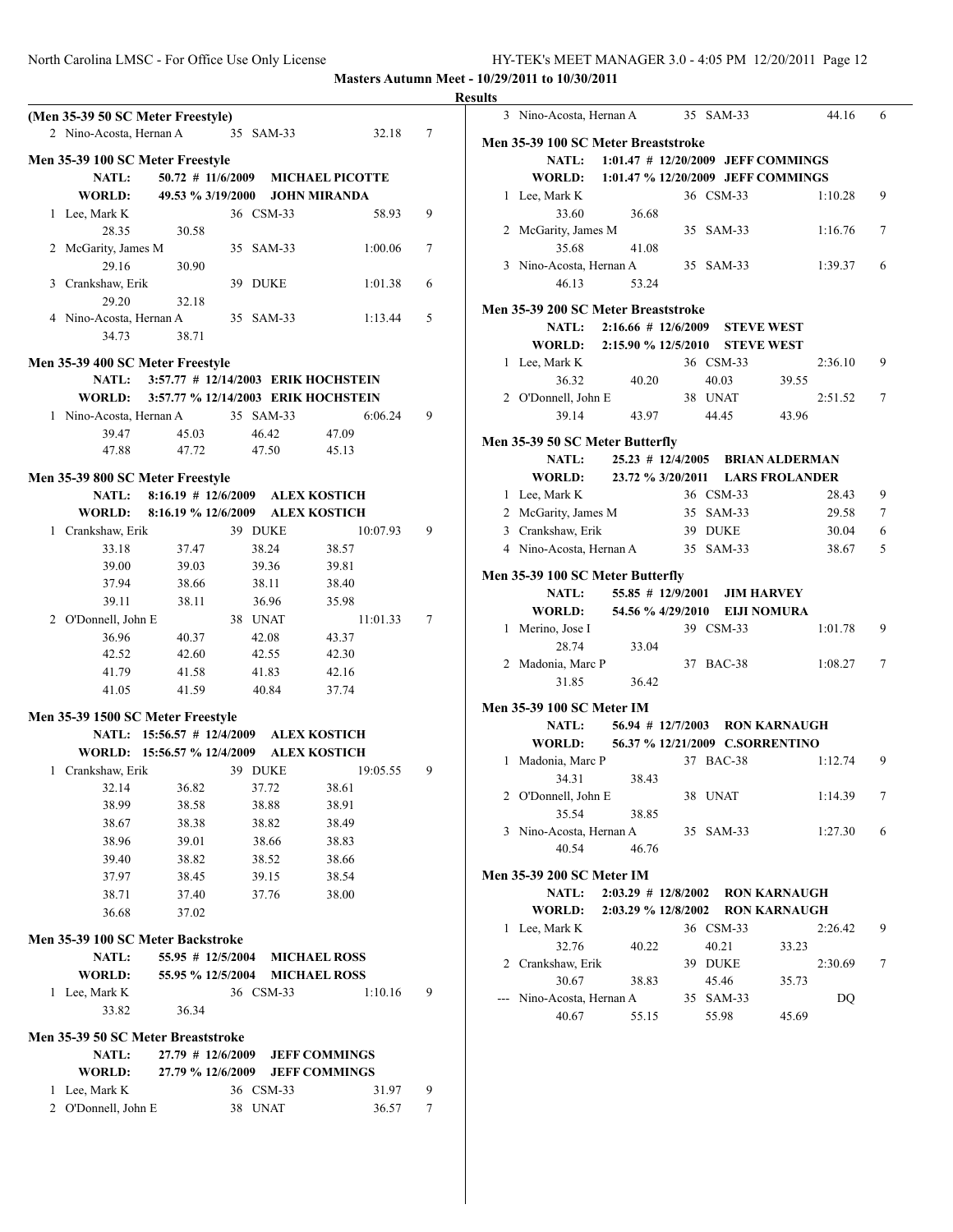## Masters Autumn Meet - 10/29/2011 to 10/30/2011

### Results

**(Men 35-39 50 SC Meter Freestyle)**

| Place | Name | Age | Team | Time | Points |
|---|---|---|---|---|---|
| 2 | Nino-Acosta, Hernan A | 35 | SAM-33 | 32.18 | 7 |
| 3 | Nino-Acosta, Hernan A | 35 | SAM-33 | 44.16 | 6 |

**Men 35-39 100 SC Meter Freestyle**

NATL: 50.72 # 11/6/2009 MICHAEL PICOTTE
WORLD: 49.53 % 3/19/2000 JOHN MIRANDA

| Place | Name | Age | Team | Time | Points |
|---|---|---|---|---|---|
| 1 | Lee, Mark K | 36 | CSM-33 | 58.93 | 9 |
| | 28.35 | 30.58 | | | |
| 2 | McGarity, James M | 35 | SAM-33 | 1:00.06 | 7 |
| | 29.16 | 30.90 | | | |
| 3 | Crankshaw, Erik | 39 | DUKE | 1:01.38 | 6 |
| | 29.20 | 32.18 | | | |
| 4 | Nino-Acosta, Hernan A | 35 | SAM-33 | 1:13.44 | 5 |
| | 34.73 | 38.71 | | | |

**Men 35-39 400 SC Meter Freestyle**

NATL: 3:57.77 # 12/14/2003 ERIK HOCHSTEIN
WORLD: 3:57.77 % 12/14/2003 ERIK HOCHSTEIN

| Place | Name | Age | Team | Time | Points |
|---|---|---|---|---|---|
| 1 | Nino-Acosta, Hernan A | 35 | SAM-33 | 6:06.24 | 9 |
| | 39.47 | 45.03 | 46.42 | 47.09 | |
| | 47.88 | 47.72 | 47.50 | 45.13 | |

**Men 35-39 800 SC Meter Freestyle**

NATL: 8:16.19 # 12/6/2009 ALEX KOSTICH
WORLD: 8:16.19 % 12/6/2009 ALEX KOSTICH

| Place | Name | Age | Team | Time | Points |
|---|---|---|---|---|---|
| 1 | Crankshaw, Erik | 39 | DUKE | 10:07.93 | 9 |
| | 33.18 | 37.47 | 38.24 | 38.57 | |
| | 39.00 | 39.03 | 39.36 | 39.81 | |
| | 37.94 | 38.66 | 38.11 | 38.40 | |
| | 39.11 | 38.11 | 36.96 | 35.98 | |
| 2 | O'Donnell, John E | 38 | UNAT | 11:01.33 | 7 |
| | 36.96 | 40.37 | 42.08 | 43.37 | |
| | 42.52 | 42.60 | 42.55 | 42.30 | |
| | 41.79 | 41.58 | 41.83 | 42.16 | |
| | 41.05 | 41.59 | 40.84 | 37.74 | |

**Men 35-39 1500 SC Meter Freestyle**

NATL: 15:56.57 # 12/4/2009 ALEX KOSTICH
WORLD: 15:56.57 % 12/4/2009 ALEX KOSTICH

| Place | Name | Age | Team | Time | Points |
|---|---|---|---|---|---|
| 1 | Crankshaw, Erik | 39 | DUKE | 19:05.55 | 9 |
| | 32.14 | 36.82 | 37.72 | 38.61 | |
| | 38.99 | 38.58 | 38.88 | 38.91 | |
| | 38.67 | 38.38 | 38.82 | 38.49 | |
| | 38.96 | 39.01 | 38.66 | 38.83 | |
| | 39.40 | 38.82 | 38.52 | 38.66 | |
| | 37.97 | 38.45 | 39.15 | 38.54 | |
| | 38.71 | 37.40 | 37.76 | 38.00 | |
| | 36.68 | 37.02 | | | |

**Men 35-39 100 SC Meter Backstroke**

NATL: 55.95 # 12/5/2004 MICHAEL ROSS
WORLD: 55.95 % 12/5/2004 MICHAEL ROSS

| Place | Name | Age | Team | Time | Points |
|---|---|---|---|---|---|
| 1 | Lee, Mark K | 36 | CSM-33 | 1:10.16 | 9 |
| | 33.82 | 36.34 | | | |

**Men 35-39 50 SC Meter Breaststroke**

NATL: 27.79 # 12/6/2009 JEFF COMMINGS
WORLD: 27.79 % 12/6/2009 JEFF COMMINGS

| Place | Name | Age | Team | Time | Points |
|---|---|---|---|---|---|
| 1 | Lee, Mark K | 36 | CSM-33 | 31.97 | 9 |
| 2 | O'Donnell, John E | 38 | UNAT | 36.57 | 7 |

**Men 35-39 100 SC Meter Breaststroke**

NATL: 1:01.47 # 12/20/2009 JEFF COMMINGS
WORLD: 1:01.47 % 12/20/2009 JEFF COMMINGS

| Place | Name | Age | Team | Time | Points |
|---|---|---|---|---|---|
| 1 | Lee, Mark K | 36 | CSM-33 | 1:10.28 | 9 |
| | 33.60 | 36.68 | | | |
| 2 | McGarity, James M | 35 | SAM-33 | 1:16.76 | 7 |
| | 35.68 | 41.08 | | | |
| 3 | Nino-Acosta, Hernan A | 35 | SAM-33 | 1:39.37 | 6 |
| | 46.13 | 53.24 | | | |

**Men 35-39 200 SC Meter Breaststroke**

NATL: 2:16.66 # 12/6/2009 STEVE WEST
WORLD: 2:15.90 % 12/5/2010 STEVE WEST

| Place | Name | Age | Team | Time | Points |
|---|---|---|---|---|---|
| 1 | Lee, Mark K | 36 | CSM-33 | 2:36.10 | 9 |
| | 36.32 | 40.20 | 40.03 | 39.55 | |
| 2 | O'Donnell, John E | 38 | UNAT | 2:51.52 | 7 |
| | 39.14 | 43.97 | 44.45 | 43.96 | |

**Men 35-39 50 SC Meter Butterfly**

NATL: 25.23 # 12/4/2005 BRIAN ALDERMAN
WORLD: 23.72 % 3/20/2011 LARS FROLANDER

| Place | Name | Age | Team | Time | Points |
|---|---|---|---|---|---|
| 1 | Lee, Mark K | 36 | CSM-33 | 28.43 | 9 |
| 2 | McGarity, James M | 35 | SAM-33 | 29.58 | 7 |
| 3 | Crankshaw, Erik | 39 | DUKE | 30.04 | 6 |
| 4 | Nino-Acosta, Hernan A | 35 | SAM-33 | 38.67 | 5 |

**Men 35-39 100 SC Meter Butterfly**

NATL: 55.85 # 12/9/2001 JIM HARVEY
WORLD: 54.56 % 4/29/2010 EIJI NOMURA

| Place | Name | Age | Team | Time | Points |
|---|---|---|---|---|---|
| 1 | Merino, Jose I | 39 | CSM-33 | 1:01.78 | 9 |
| | 28.74 | 33.04 | | | |
| 2 | Madonia, Marc P | 37 | BAC-38 | 1:08.27 | 7 |
| | 31.85 | 36.42 | | | |

**Men 35-39 100 SC Meter IM**

NATL: 56.94 # 12/7/2003 RON KARNAUGH
WORLD: 56.37 % 12/21/2009 C.SORRENTINO

| Place | Name | Age | Team | Time | Points |
|---|---|---|---|---|---|
| 1 | Madonia, Marc P | 37 | BAC-38 | 1:12.74 | 9 |
| | 34.31 | 38.43 | | | |
| 2 | O'Donnell, John E | 38 | UNAT | 1:14.39 | 7 |
| | 35.54 | 38.85 | | | |
| 3 | Nino-Acosta, Hernan A | 35 | SAM-33 | 1:27.30 | 6 |
| | 40.54 | 46.76 | | | |

**Men 35-39 200 SC Meter IM**

NATL: 2:03.29 # 12/8/2002 RON KARNAUGH
WORLD: 2:03.29 % 12/8/2002 RON KARNAUGH

| Place | Name | Age | Team | Time | Points |
|---|---|---|---|---|---|
| 1 | Lee, Mark K | 36 | CSM-33 | 2:26.42 | 9 |
| | 32.76 | 40.22 | 40.21 | 33.23 | |
| 2 | Crankshaw, Erik | 39 | DUKE | 2:30.69 | 7 |
| | 30.67 | 38.83 | 45.46 | 35.73 | |
| --- | Nino-Acosta, Hernan A | 35 | SAM-33 | DQ | |
| | 40.67 | 55.15 | 55.98 | 45.69 | |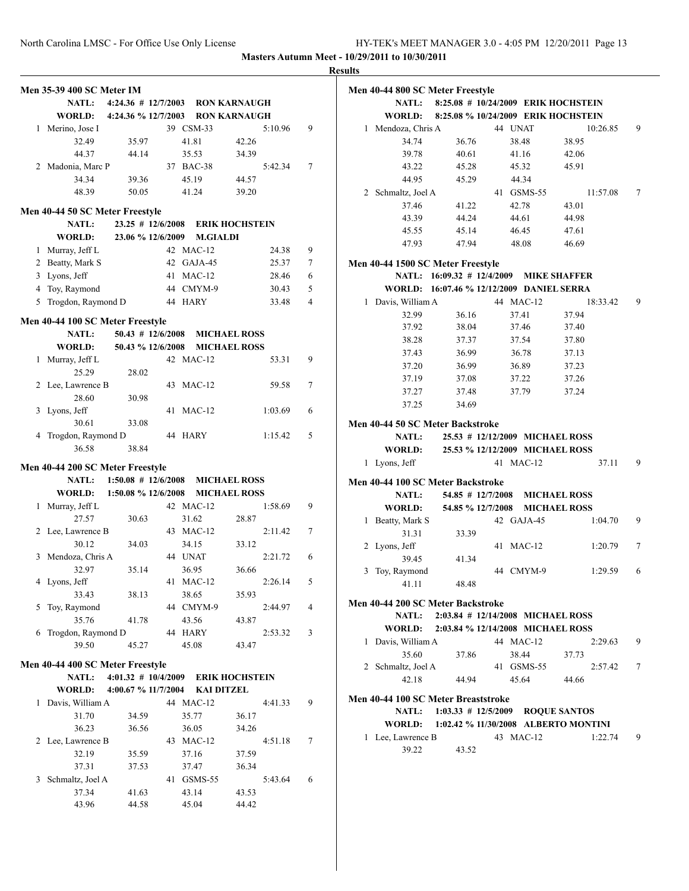**Masters Autumn Meet - 10/29/2011 to 10/30/2011**

**Results**

### Men 35-39 400 SC Meter IM

| | | | | | |
|---|---|---|---|---|---|
| **NATL:** | 4:24.36 # 12/7/2003 | **RON KARNAUGH** | | | |
| **WORLD:** | 4:24.36 % 12/7/2003 | **RON KARNAUGH** | | | |
| 1 Merino, Jose I | | 39 CSM-33 | | 5:10.96 | 9 |
| 32.49 | 35.97 | 41.81 | 42.26 | | |
| 44.37 | 44.14 | 35.53 | 34.39 | | |
| 2 Madonia, Marc P | | 37 BAC-38 | | 5:42.34 | 7 |
| 34.34 | 39.36 | 45.19 | 44.57 | | |
| 48.39 | 50.05 | 41.24 | 39.20 | | |

### Men 40-44 50 SC Meter Freestyle

| | | | | |
|---|---|---|---|---|
| **NATL:** | 23.25 # 12/6/2008 | **ERIK HOCHSTEIN** | | |
| **WORLD:** | 23.06 % 12/6/2009 | **M.GIALDI** | | |
| 1 Murray, Jeff L | | 42 MAC-12 | 24.38 | 9 |
| 2 Beatty, Mark S | | 42 GAJA-45 | 25.37 | 7 |
| 3 Lyons, Jeff | | 41 MAC-12 | 28.46 | 6 |
| 4 Toy, Raymond | | 44 CMYM-9 | 30.43 | 5 |
| 5 Trogdon, Raymond D | | 44 HARY | 33.48 | 4 |

### Men 40-44 100 SC Meter Freestyle

| | | | | |
|---|---|---|---|---|
| **NATL:** | 50.43 # 12/6/2008 | **MICHAEL ROSS** | | |
| **WORLD:** | 50.43 % 12/6/2008 | **MICHAEL ROSS** | | |
| 1 Murray, Jeff L | | 42 MAC-12 | 53.31 | 9 |
| 25.29 | 28.02 | | | |
| 2 Lee, Lawrence B | | 43 MAC-12 | 59.58 | 7 |
| 28.60 | 30.98 | | | |
| 3 Lyons, Jeff | | 41 MAC-12 | 1:03.69 | 6 |
| 30.61 | 33.08 | | | |
| 4 Trogdon, Raymond D | | 44 HARY | 1:15.42 | 5 |
| 36.58 | 38.84 | | | |

### Men 40-44 200 SC Meter Freestyle

| | | | | | |
|---|---|---|---|---|---|
| **NATL:** | 1:50.08 # 12/6/2008 | **MICHAEL ROSS** | | | |
| **WORLD:** | 1:50.08 % 12/6/2008 | **MICHAEL ROSS** | | | |
| 1 Murray, Jeff L | | 42 MAC-12 | | 1:58.69 | 9 |
| 27.57 | 30.63 | 31.62 | 28.87 | | |
| 2 Lee, Lawrence B | | 43 MAC-12 | | 2:11.42 | 7 |
| 30.12 | 34.03 | 34.15 | 33.12 | | |
| 3 Mendoza, Chris A | | 44 UNAT | | 2:21.72 | 6 |
| 32.97 | 35.14 | 36.95 | 36.66 | | |
| 4 Lyons, Jeff | | 41 MAC-12 | | 2:26.14 | 5 |
| 33.43 | 38.13 | 38.65 | 35.93 | | |
| 5 Toy, Raymond | | 44 CMYM-9 | | 2:44.97 | 4 |
| 35.76 | 41.78 | 43.56 | 43.87 | | |
| 6 Trogdon, Raymond D | | 44 HARY | | 2:53.32 | 3 |
| 39.50 | 45.27 | 45.08 | 43.47 | | |

### Men 40-44 400 SC Meter Freestyle

| | | | | | |
|---|---|---|---|---|---|
| **NATL:** | 4:01.32 # 10/4/2009 | **ERIK HOCHSTEIN** | | | |
| **WORLD:** | 4:00.67 % 11/7/2004 | **KAI DITZEL** | | | |
| 1 Davis, William A | | 44 MAC-12 | | 4:41.33 | 9 |
| 31.70 | 34.59 | 35.77 | 36.17 | | |
| 36.23 | 36.56 | 36.05 | 34.26 | | |
| 2 Lee, Lawrence B | | 43 MAC-12 | | 4:51.18 | 7 |
| 32.19 | 35.59 | 37.16 | 37.59 | | |
| 37.31 | 37.53 | 37.47 | 36.34 | | |
| 3 Schmaltz, Joel A | | 41 GSMS-55 | | 5:43.64 | 6 |
| 37.34 | 41.63 | 43.14 | 43.53 | | |
| 43.96 | 44.58 | 45.04 | 44.42 | | |

### Men 40-44 800 SC Meter Freestyle

| | | | | | |
|---|---|---|---|---|---|
| **NATL:** | 8:25.08 # 10/24/2009 | **ERIK HOCHSTEIN** | | | |
| **WORLD:** | 8:25.08 % 10/24/2009 | **ERIK HOCHSTEIN** | | | |
| 1 Mendoza, Chris A | | 44 UNAT | | 10:26.85 | 9 |
| 34.74 | 36.76 | 38.48 | 38.95 | | |
| 39.78 | 40.61 | 41.16 | 42.06 | | |
| 43.22 | 45.28 | 45.32 | 45.91 | | |
| 44.95 | 45.29 | 44.34 | | | |
| 2 Schmaltz, Joel A | | 41 GSMS-55 | | 11:57.08 | 7 |
| 37.46 | 41.22 | 42.78 | 43.01 | | |
| 43.39 | 44.24 | 44.61 | 44.98 | | |
| 45.55 | 45.14 | 46.45 | 47.61 | | |
| 47.93 | 47.94 | 48.08 | 46.69 | | |

### Men 40-44 1500 SC Meter Freestyle

| | | | | | |
|---|---|---|---|---|---|
| **NATL:** | 16:09.32 # 12/4/2009 | **MIKE SHAFFER** | | | |
| **WORLD:** | 16:07.46 % 12/12/2009 | **DANIEL SERRA** | | | |
| 1 Davis, William A | | 44 MAC-12 | | 18:33.42 | 9 |
| 32.99 | 36.16 | 37.41 | 37.94 | | |
| 37.92 | 38.04 | 37.46 | 37.40 | | |
| 38.28 | 37.37 | 37.54 | 37.80 | | |
| 37.43 | 36.99 | 36.78 | 37.13 | | |
| 37.20 | 36.99 | 36.89 | 37.23 | | |
| 37.19 | 37.08 | 37.22 | 37.26 | | |
| 37.27 | 37.48 | 37.79 | 37.24 | | |
| 37.25 | 34.69 | | | | |

### Men 40-44 50 SC Meter Backstroke

| | | | | |
|---|---|---|---|---|
| **NATL:** | 25.53 # 12/12/2009 | **MICHAEL ROSS** | | |
| **WORLD:** | 25.53 % 12/12/2009 | **MICHAEL ROSS** | | |
| 1 Lyons, Jeff | | 41 MAC-12 | 37.11 | 9 |

### Men 40-44 100 SC Meter Backstroke

| | | | | |
|---|---|---|---|---|
| **NATL:** | 54.85 # 12/7/2008 | **MICHAEL ROSS** | | |
| **WORLD:** | 54.85 % 12/7/2008 | **MICHAEL ROSS** | | |
| 1 Beatty, Mark S | | 42 GAJA-45 | 1:04.70 | 9 |
| 31.31 | 33.39 | | | |
| 2 Lyons, Jeff | | 41 MAC-12 | 1:20.79 | 7 |
| 39.45 | 41.34 | | | |
| 3 Toy, Raymond | | 44 CMYM-9 | 1:29.59 | 6 |
| 41.11 | 48.48 | | | |

### Men 40-44 200 SC Meter Backstroke

| | | | | | |
|---|---|---|---|---|---|
| **NATL:** | 2:03.84 # 12/14/2008 | **MICHAEL ROSS** | | | |
| **WORLD:** | 2:03.84 % 12/14/2008 | **MICHAEL ROSS** | | | |
| 1 Davis, William A | | 44 MAC-12 | | 2:29.63 | 9 |
| 35.60 | 37.86 | 38.44 | 37.73 | | |
| 2 Schmaltz, Joel A | | 41 GSMS-55 | | 2:57.42 | 7 |
| 42.18 | 44.94 | 45.64 | 44.66 | | |

### Men 40-44 100 SC Meter Breaststroke

| | | | | |
|---|---|---|---|---|
| **NATL:** | 1:03.33 # 12/5/2009 | **ROQUE SANTOS** | | |
| **WORLD:** | 1:02.42 % 11/30/2008 | **ALBERTO MONTINI** | | |
| 1 Lee, Lawrence B | | 43 MAC-12 | 1:22.74 | 9 |
| 39.22 | 43.52 | | | |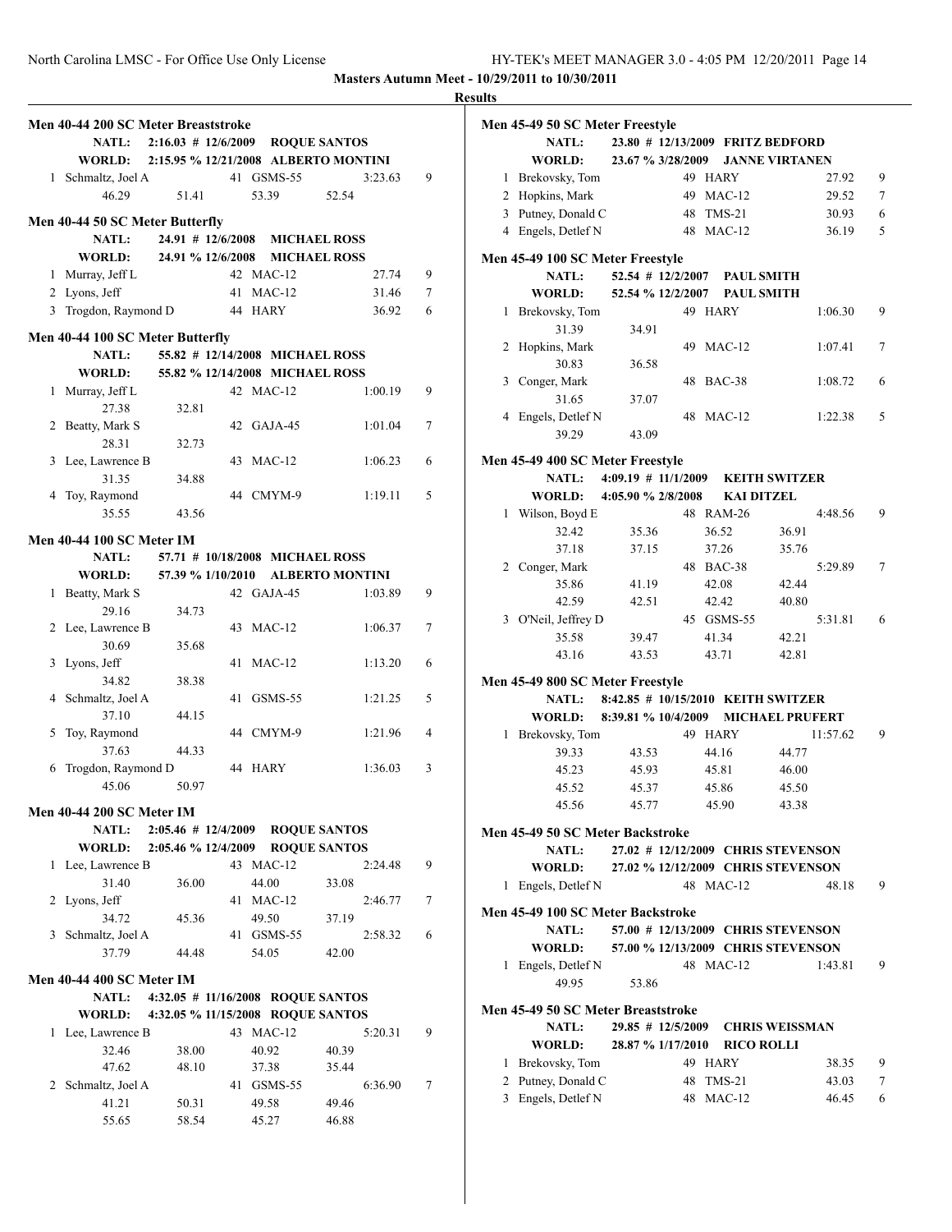**Masters Autumn Meet - 10/29/2011 to 10/30/2011**

**Results**

### Men 40-44 200 SC Meter Breaststroke

NATL: 2:16.03 # 12/6/2009 ROQUE SANTOS
WORLD: 2:15.95 % 12/21/2008 ALBERTO MONTINI

1 Schmaltz, Joel A 41 GSMS-55 3:23.63 9
46.29 51.41 53.39 52.54

### Men 40-44 50 SC Meter Butterfly

NATL: 24.91 # 12/6/2008 MICHAEL ROSS
WORLD: 24.91 % 12/6/2008 MICHAEL ROSS

1 Murray, Jeff L 42 MAC-12 27.74 9
2 Lyons, Jeff 41 MAC-12 31.46 7
3 Trogdon, Raymond D 44 HARY 36.92 6

### Men 40-44 100 SC Meter Butterfly

NATL: 55.82 # 12/14/2008 MICHAEL ROSS
WORLD: 55.82 % 12/14/2008 MICHAEL ROSS

1 Murray, Jeff L 42 MAC-12 1:00.19 9
27.38 32.81
2 Beatty, Mark S 42 GAJA-45 1:01.04 7
28.31 32.73
3 Lee, Lawrence B 43 MAC-12 1:06.23 6
31.35 34.88
4 Toy, Raymond 44 CMYM-9 1:19.11 5
35.55 43.56

### Men 40-44 100 SC Meter IM

NATL: 57.71 # 10/18/2008 MICHAEL ROSS
WORLD: 57.39 % 1/10/2010 ALBERTO MONTINI

1 Beatty, Mark S 42 GAJA-45 1:03.89 9
29.16 34.73
2 Lee, Lawrence B 43 MAC-12 1:06.37 7
30.69 35.68
3 Lyons, Jeff 41 MAC-12 1:13.20 6
34.82 38.38
4 Schmaltz, Joel A 41 GSMS-55 1:21.25 5
37.10 44.15
5 Toy, Raymond 44 CMYM-9 1:21.96 4
37.63 44.33
6 Trogdon, Raymond D 44 HARY 1:36.03 3
45.06 50.97

### Men 40-44 200 SC Meter IM

NATL: 2:05.46 # 12/4/2009 ROQUE SANTOS
WORLD: 2:05.46 % 12/4/2009 ROQUE SANTOS

1 Lee, Lawrence B 43 MAC-12 2:24.48 9
31.40 36.00 44.00 33.08
2 Lyons, Jeff 41 MAC-12 2:46.77 7
34.72 45.36 49.50 37.19
3 Schmaltz, Joel A 41 GSMS-55 2:58.32 6
37.79 44.48 54.05 42.00

### Men 40-44 400 SC Meter IM

NATL: 4:32.05 # 11/16/2008 ROQUE SANTOS
WORLD: 4:32.05 % 11/15/2008 ROQUE SANTOS

1 Lee, Lawrence B 43 MAC-12 5:20.31 9
32.46 38.00 40.92 40.39
47.62 48.10 37.38 35.44
2 Schmaltz, Joel A 41 GSMS-55 6:36.90 7
41.21 50.31 49.58 49.46
55.65 58.54 45.27 46.88

### Men 45-49 50 SC Meter Freestyle

NATL: 23.80 # 12/13/2009 FRITZ BEDFORD
WORLD: 23.67 % 3/28/2009 JANNE VIRTANEN

1 Brekovsky, Tom 49 HARY 27.92 9
2 Hopkins, Mark 49 MAC-12 29.52 7
3 Putney, Donald C 48 TMS-21 30.93 6
4 Engels, Detlef N 48 MAC-12 36.19 5

### Men 45-49 100 SC Meter Freestyle

NATL: 52.54 # 12/2/2007 PAUL SMITH
WORLD: 52.54 % 12/2/2007 PAUL SMITH

1 Brekovsky, Tom 49 HARY 1:06.30 9
31.39 34.91
2 Hopkins, Mark 49 MAC-12 1:07.41 7
30.83 36.58
3 Conger, Mark 48 BAC-38 1:08.72 6
31.65 37.07
4 Engels, Detlef N 48 MAC-12 1:22.38 5
39.29 43.09

### Men 45-49 400 SC Meter Freestyle

NATL: 4:09.19 # 11/1/2009 KEITH SWITZER
WORLD: 4:05.90 % 2/8/2008 KAI DITZEL

1 Wilson, Boyd E 48 RAM-26 4:48.56 9
32.42 35.36 36.52 36.91
37.18 37.15 37.26 35.76
2 Conger, Mark 48 BAC-38 5:29.89 7
35.86 41.19 42.08 42.44
42.59 42.51 42.42 40.80
3 O'Neil, Jeffrey D 45 GSMS-55 5:31.81 6
35.58 39.47 41.34 42.21
43.16 43.53 43.71 42.81

### Men 45-49 800 SC Meter Freestyle

NATL: 8:42.85 # 10/15/2010 KEITH SWITZER
WORLD: 8:39.81 % 10/4/2009 MICHAEL PRUFERT

1 Brekovsky, Tom 49 HARY 11:57.62 9
39.33 43.53 44.16 44.77
45.23 45.93 45.81 46.00
45.52 45.37 45.86 45.50
45.56 45.77 45.90 43.38

### Men 45-49 50 SC Meter Backstroke

NATL: 27.02 # 12/12/2009 CHRIS STEVENSON
WORLD: 27.02 % 12/12/2009 CHRIS STEVENSON

1 Engels, Detlef N 48 MAC-12 48.18 9

### Men 45-49 100 SC Meter Backstroke

NATL: 57.00 # 12/13/2009 CHRIS STEVENSON
WORLD: 57.00 % 12/13/2009 CHRIS STEVENSON

1 Engels, Detlef N 48 MAC-12 1:43.81 9
49.95 53.86

### Men 45-49 50 SC Meter Breaststroke

NATL: 29.85 # 12/5/2009 CHRIS WEISSMAN
WORLD: 28.87 % 1/17/2010 RICO ROLLI

1 Brekovsky, Tom 49 HARY 38.35 9
2 Putney, Donald C 48 TMS-21 43.03 7
3 Engels, Detlef N 48 MAC-12 46.45 6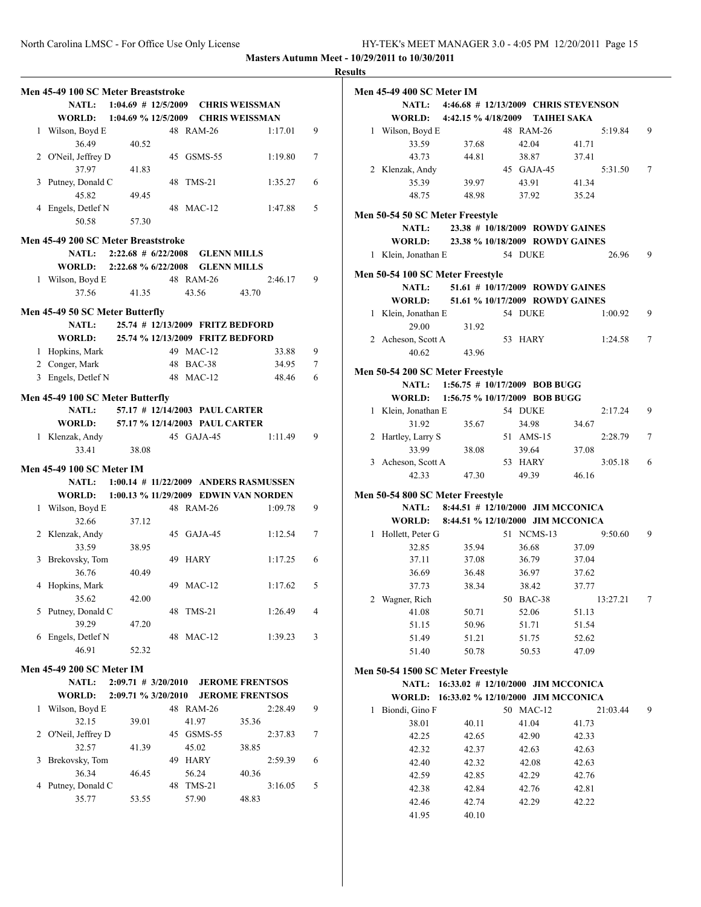**Masters Autumn Meet - 10/29/2011 to 10/30/2011**

**Results**

### Men 45-49 100 SC Meter Breaststroke

NATL: 1:04.69 # 12/5/2009 CHRIS WEISSMAN
WORLD: 1:04.69 % 12/5/2009 CHRIS WEISSMAN

1 Wilson, Boyd E 48 RAM-26 1:17.01 9
36.49 40.52
2 O'Neil, Jeffrey D 45 GSMS-55 1:19.80 7
37.97 41.83
3 Putney, Donald C 48 TMS-21 1:35.27 6
45.82 49.45
4 Engels, Detlef N 48 MAC-12 1:47.88 5
50.58 57.30

### Men 45-49 200 SC Meter Breaststroke

NATL: 2:22.68 # 6/22/2008 GLENN MILLS
WORLD: 2:22.68 % 6/22/2008 GLENN MILLS

1 Wilson, Boyd E 48 RAM-26 2:46.17 9
37.56 41.35 43.56 43.70

### Men 45-49 50 SC Meter Butterfly

NATL: 25.74 # 12/13/2009 FRITZ BEDFORD
WORLD: 25.74 % 12/13/2009 FRITZ BEDFORD

1 Hopkins, Mark 49 MAC-12 33.88 9
2 Conger, Mark 48 BAC-38 34.95 7
3 Engels, Detlef N 48 MAC-12 48.46 6

### Men 45-49 100 SC Meter Butterfly

NATL: 57.17 # 12/14/2003 PAUL CARTER
WORLD: 57.17 % 12/14/2003 PAUL CARTER

1 Klenzak, Andy 45 GAJA-45 1:11.49 9
33.41 38.08

### Men 45-49 100 SC Meter IM

NATL: 1:00.14 # 11/22/2009 ANDERS RASMUSSEN
WORLD: 1:00.13 % 11/29/2009 EDWIN VAN NORDEN

1 Wilson, Boyd E 48 RAM-26 1:09.78 9
32.66 37.12
2 Klenzak, Andy 45 GAJA-45 1:12.54 7
33.59 38.95
3 Brekovsky, Tom 49 HARY 1:17.25 6
36.76 40.49
4 Hopkins, Mark 49 MAC-12 1:17.62 5
35.62 42.00
5 Putney, Donald C 48 TMS-21 1:26.49 4
39.29 47.20
6 Engels, Detlef N 48 MAC-12 1:39.23 3
46.91 52.32

### Men 45-49 200 SC Meter IM

NATL: 2:09.71 # 3/20/2010 JEROME FRENTSOS
WORLD: 2:09.71 % 3/20/2010 JEROME FRENTSOS

1 Wilson, Boyd E 48 RAM-26 2:28.49 9
32.15 39.01 41.97 35.36
2 O'Neil, Jeffrey D 45 GSMS-55 2:37.83 7
32.57 41.39 45.02 38.85
3 Brekovsky, Tom 49 HARY 2:59.39 6
36.34 46.45 56.24 40.36
4 Putney, Donald C 48 TMS-21 3:16.05 5
35.77 53.55 57.90 48.83

### Men 45-49 400 SC Meter IM

NATL: 4:46.68 # 12/13/2009 CHRIS STEVENSON
WORLD: 4:42.15 % 4/18/2009 TAIHEI SAKA

1 Wilson, Boyd E 48 RAM-26 5:19.84 9
33.59 37.68 42.04 41.71
43.73 44.81 38.87 37.41
2 Klenzak, Andy 45 GAJA-45 5:31.50 7
35.39 39.97 43.91 41.34
48.75 48.98 37.92 35.24

### Men 50-54 50 SC Meter Freestyle

NATL: 23.38 # 10/18/2009 ROWDY GAINES
WORLD: 23.38 % 10/18/2009 ROWDY GAINES

1 Klein, Jonathan E 54 DUKE 26.96 9

### Men 50-54 100 SC Meter Freestyle

NATL: 51.61 # 10/17/2009 ROWDY GAINES
WORLD: 51.61 % 10/17/2009 ROWDY GAINES

1 Klein, Jonathan E 54 DUKE 1:00.92 9
29.00 31.92
2 Acheson, Scott A 53 HARY 1:24.58 7
40.62 43.96

### Men 50-54 200 SC Meter Freestyle

NATL: 1:56.75 # 10/17/2009 BOB BUGG
WORLD: 1:56.75 % 10/17/2009 BOB BUGG

1 Klein, Jonathan E 54 DUKE 2:17.24 9
31.92 35.67 34.98 34.67
2 Hartley, Larry S 51 AMS-15 2:28.79 7
33.99 38.08 39.64 37.08
3 Acheson, Scott A 53 HARY 3:05.18 6
42.33 47.30 49.39 46.16

### Men 50-54 800 SC Meter Freestyle

NATL: 8:44.51 # 12/10/2000 JIM MCCONICA
WORLD: 8:44.51 % 12/10/2000 JIM MCCONICA

1 Hollett, Peter G 51 NCMS-13 9:50.60 9
32.85 35.94 36.68 37.09
37.11 37.08 36.79 37.04
36.69 36.48 36.97 37.62
37.73 38.34 38.42 37.77
2 Wagner, Rich 50 BAC-38 13:27.21 7
41.08 50.71 52.06 51.13
51.15 50.96 51.71 51.54
51.49 51.21 51.75 52.62
51.40 50.78 50.53 47.09

### Men 50-54 1500 SC Meter Freestyle

NATL: 16:33.02 # 12/10/2000 JIM MCCONICA
WORLD: 16:33.02 % 12/10/2000 JIM MCCONICA

1 Biondi, Gino F 50 MAC-12 21:03.44 9
38.01 40.11 41.04 41.73
42.25 42.65 42.90 42.33
42.32 42.37 42.63 42.63
42.40 42.32 42.08 42.63
42.59 42.85 42.29 42.76
42.38 42.84 42.76 42.81
42.46 42.74 42.29 42.22
41.95 40.10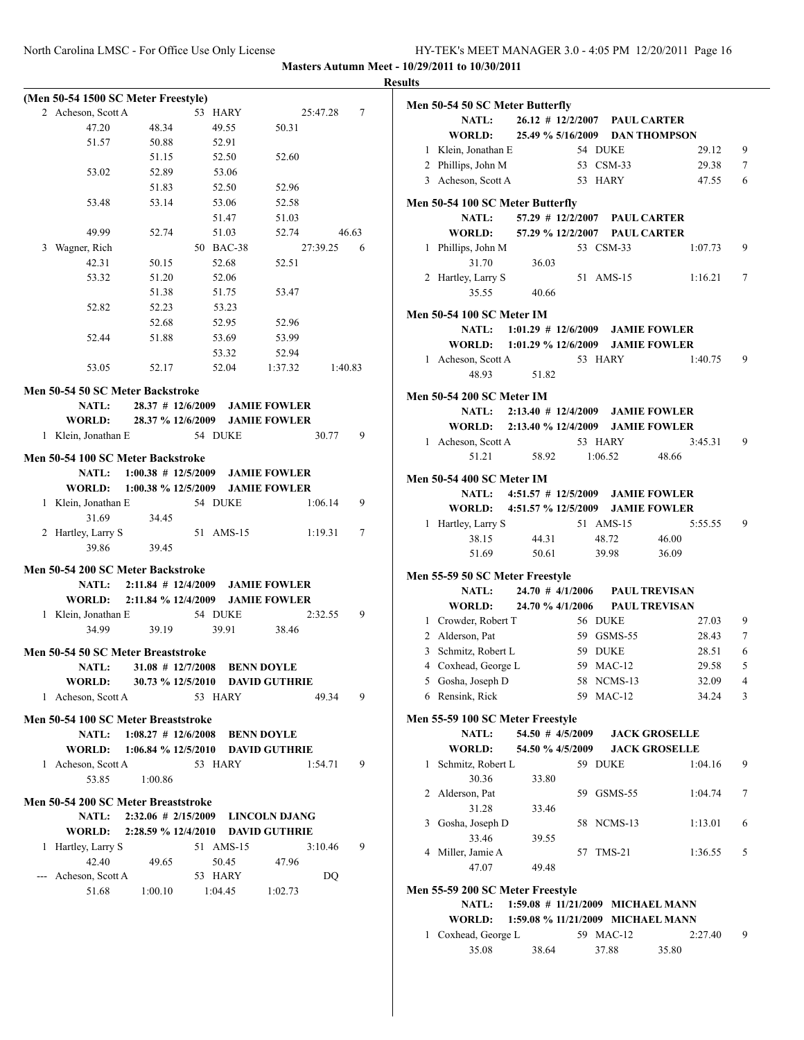**Masters Autumn Meet - 10/29/2011 to 10/30/2011**

**Results**

**(Men 50-54 1500 SC Meter Freestyle)**

```
  2 Acheson, Scott A            53 HARY              25:47.28    7
        47.20       48.34       49.55       50.31
        51.57       50.88       52.91
                    51.15       52.50       52.60
        53.02       52.89       53.06
                    51.83       52.50       52.96
        53.48       53.14       53.06       52.58
                                51.47       51.03
        49.99       52.74       51.03       52.74       46.63
  3 Wagner, Rich                50 BAC-38            27:39.25    6
        42.31       50.15       52.68       52.51
        53.32       51.20       52.06
                    51.38       51.75       53.47
        52.82       52.23       53.23
                    52.68       52.95       52.96
        52.44       51.88       53.69       53.99
                                53.32       52.94
        53.05       52.17       52.04     1:37.32     1:40.83
```

**Men 50-54 50 SC Meter Backstroke**

```
     NATL:    28.37 # 12/6/2009    JAMIE FOWLER
     WORLD:   28.37 % 12/6/2009    JAMIE FOWLER
  1 Klein, Jonathan E           54 DUKE                 30.77    9
```

**Men 50-54 100 SC Meter Backstroke**

```
     NATL:  1:00.38 # 12/5/2009    JAMIE FOWLER
     WORLD: 1:00.38 % 12/5/2009    JAMIE FOWLER
  1 Klein, Jonathan E           54 DUKE               1:06.14    9
        31.69       34.45
  2 Hartley, Larry S            51 AMS-15             1:19.31    7
        39.86       39.45
```

**Men 50-54 200 SC Meter Backstroke**

```
     NATL:  2:11.84 # 12/4/2009    JAMIE FOWLER
     WORLD: 2:11.84 % 12/4/2009    JAMIE FOWLER
  1 Klein, Jonathan E           54 DUKE               2:32.55    9
        34.99       39.19       39.91       38.46
```

**Men 50-54 50 SC Meter Breaststroke**

```
     NATL:    31.08 # 12/7/2008    BENN DOYLE
     WORLD:   30.73 % 12/5/2010    DAVID GUTHRIE
  1 Acheson, Scott A            53 HARY                 49.34    9
```

**Men 50-54 100 SC Meter Breaststroke**

```
     NATL:  1:08.27 # 12/6/2008    BENN DOYLE
     WORLD: 1:06.84 % 12/5/2010    DAVID GUTHRIE
  1 Acheson, Scott A            53 HARY               1:54.71    9
        53.85     1:00.86
```

**Men 50-54 200 SC Meter Breaststroke**

```
     NATL:  2:32.06 # 2/15/2009    LINCOLN DJANG
     WORLD: 2:28.59 % 12/4/2010    DAVID GUTHRIE
  1 Hartley, Larry S            51 AMS-15             3:10.46    9
        42.40       49.65       50.45       47.96
 --- Acheson, Scott A           53 HARY                    DQ
        51.68     1:00.10     1:04.45     1:02.73
```

**Men 50-54 50 SC Meter Butterfly**

```
     NATL:    26.12 # 12/2/2007    PAUL CARTER
     WORLD:   25.49 % 5/16/2009    DAN THOMPSON
  1 Klein, Jonathan E           54 DUKE                 29.12    9
  2 Phillips, John M            53 CSM-33               29.38    7
  3 Acheson, Scott A            53 HARY                 47.55    6
```

**Men 50-54 100 SC Meter Butterfly**

```
     NATL:    57.29 # 12/2/2007    PAUL CARTER
     WORLD:   57.29 % 12/2/2007    PAUL CARTER
  1 Phillips, John M            53 CSM-33             1:07.73    9
        31.70       36.03
  2 Hartley, Larry S            51 AMS-15             1:16.21    7
        35.55       40.66
```

**Men 50-54 100 SC Meter IM**

```
     NATL:  1:01.29 # 12/6/2009    JAMIE FOWLER
     WORLD: 1:01.29 % 12/6/2009    JAMIE FOWLER
  1 Acheson, Scott A            53 HARY               1:40.75    9
        48.93       51.82
```

**Men 50-54 200 SC Meter IM**

```
     NATL:  2:13.40 # 12/4/2009    JAMIE FOWLER
     WORLD: 2:13.40 % 12/4/2009    JAMIE FOWLER
  1 Acheson, Scott A            53 HARY               3:45.31    9
        51.21       58.92     1:06.52       48.66
```

**Men 50-54 400 SC Meter IM**

```
     NATL:  4:51.57 # 12/5/2009    JAMIE FOWLER
     WORLD: 4:51.57 % 12/5/2009    JAMIE FOWLER
  1 Hartley, Larry S            51 AMS-15             5:55.55    9
        38.15       44.31       48.72       46.00
        51.69       50.61       39.98       36.09
```

**Men 55-59 50 SC Meter Freestyle**

```
     NATL:    24.70 # 4/1/2006     PAUL TREVISAN
     WORLD:   24.70 % 4/1/2006     PAUL TREVISAN
  1 Crowder, Robert T           56 DUKE                 27.03    9
  2 Alderson, Pat               59 GSMS-55              28.43    7
  3 Schmitz, Robert L           59 DUKE                 28.51    6
  4 Coxhead, George L           59 MAC-12               29.58    5
  5 Gosha, Joseph D             58 NCMS-13              32.09    4
  6 Rensink, Rick               59 MAC-12               34.24    3
```

**Men 55-59 100 SC Meter Freestyle**

```
     NATL:    54.50 # 4/5/2009     JACK GROSELLE
     WORLD:   54.50 % 4/5/2009     JACK GROSELLE
  1 Schmitz, Robert L           59 DUKE               1:04.16    9
        30.36       33.80
  2 Alderson, Pat               59 GSMS-55            1:04.74    7
        31.28       33.46
  3 Gosha, Joseph D             58 NCMS-13            1:13.01    6
        33.46       39.55
  4 Miller, Jamie A             57 TMS-21             1:36.55    5
        47.07       49.48
```

**Men 55-59 200 SC Meter Freestyle**

```
     NATL:  1:59.08 # 11/21/2009   MICHAEL MANN
     WORLD: 1:59.08 % 11/21/2009   MICHAEL MANN
  1 Coxhead, George L           59 MAC-12             2:27.40    9
        35.08       38.64       37.88       35.80
```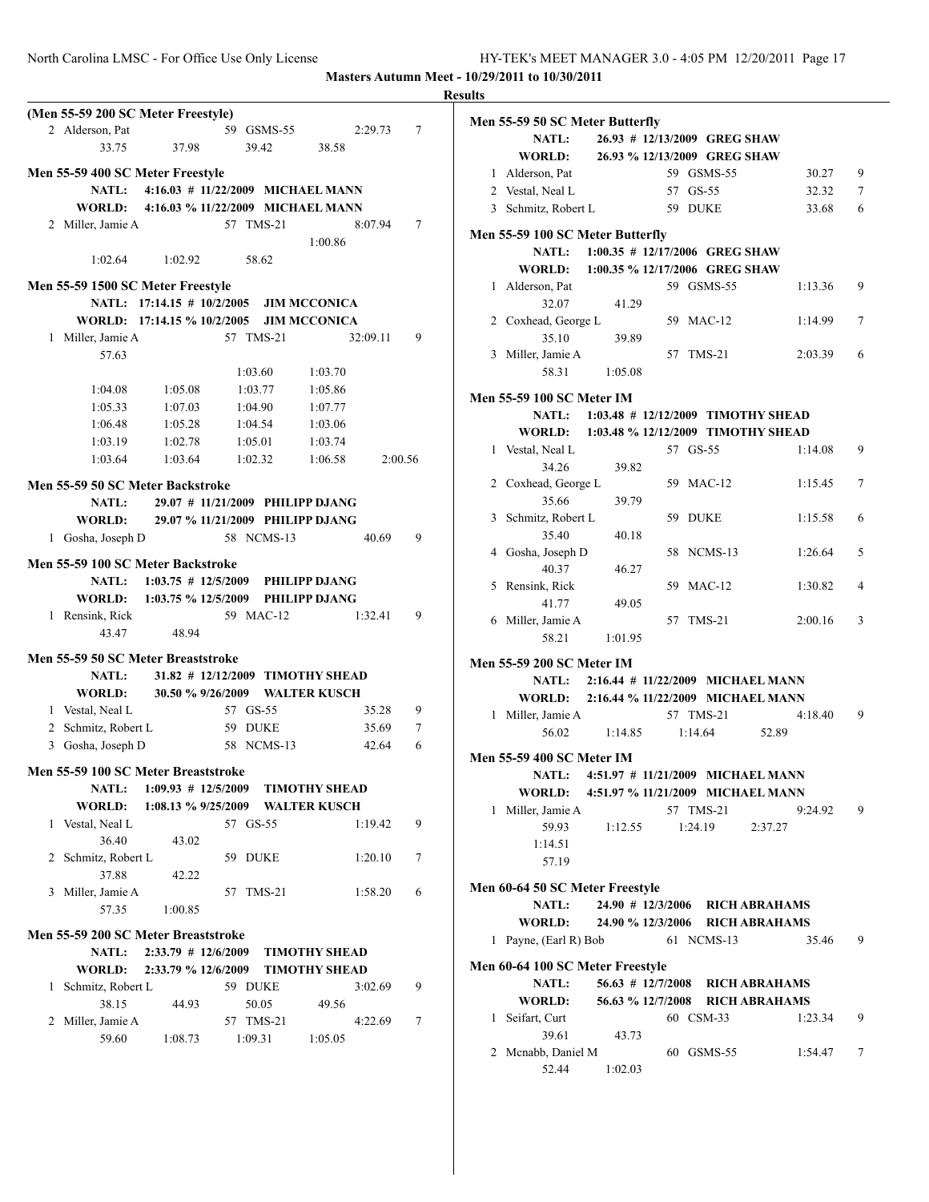**Masters Autumn Meet - 10/29/2011 to 10/30/2011**

**Results**

### (Men 55-59 200 SC Meter Freestyle)

2 Alderson, Pat 59 GSMS-55 2:29.73 7
33.75 37.98 39.42 38.58

### Men 55-59 400 SC Meter Freestyle

NATL: 4:16.03 # 11/22/2009 MICHAEL MANN
WORLD: 4:16.03 % 11/22/2009 MICHAEL MANN

2 Miller, Jamie A 57 TMS-21 8:07.94 7
1:00.86
1:02.64 1:02.92 58.62

### Men 55-59 1500 SC Meter Freestyle

NATL: 17:14.15 # 10/2/2005 JIM MCCONICA
WORLD: 17:14.15 % 10/2/2005 JIM MCCONICA

1 Miller, Jamie A 57 TMS-21 32:09.11 9
57.63
1:03.60 1:03.70
1:04.08 1:05.08 1:03.77 1:05.86
1:05.33 1:07.03 1:04.90 1:07.77
1:06.48 1:05.28 1:04.54 1:03.06
1:03.19 1:02.78 1:05.01 1:03.74
1:03.64 1:03.64 1:02.32 1:06.58 2:00.56

### Men 55-59 50 SC Meter Backstroke

NATL: 29.07 # 11/21/2009 PHILIPP DJANG
WORLD: 29.07 % 11/21/2009 PHILIPP DJANG

1 Gosha, Joseph D 58 NCMS-13 40.69 9

### Men 55-59 100 SC Meter Backstroke

NATL: 1:03.75 # 12/5/2009 PHILIPP DJANG
WORLD: 1:03.75 % 12/5/2009 PHILIPP DJANG

1 Rensink, Rick 59 MAC-12 1:32.41 9
43.47 48.94

### Men 55-59 50 SC Meter Breaststroke

NATL: 31.82 # 12/12/2009 TIMOTHY SHEAD
WORLD: 30.50 % 9/26/2009 WALTER KUSCH

1 Vestal, Neal L 57 GS-55 35.28 9
2 Schmitz, Robert L 59 DUKE 35.69 7
3 Gosha, Joseph D 58 NCMS-13 42.64 6

### Men 55-59 100 SC Meter Breaststroke

NATL: 1:09.93 # 12/5/2009 TIMOTHY SHEAD
WORLD: 1:08.13 % 9/25/2009 WALTER KUSCH

1 Vestal, Neal L 57 GS-55 1:19.42 9
36.40 43.02
2 Schmitz, Robert L 59 DUKE 1:20.10 7
37.88 42.22
3 Miller, Jamie A 57 TMS-21 1:58.20 6
57.35 1:00.85

### Men 55-59 200 SC Meter Breaststroke

NATL: 2:33.79 # 12/6/2009 TIMOTHY SHEAD
WORLD: 2:33.79 % 12/6/2009 TIMOTHY SHEAD

1 Schmitz, Robert L 59 DUKE 3:02.69 9
38.15 44.93 50.05 49.56
2 Miller, Jamie A 57 TMS-21 4:22.69 7
59.60 1:08.73 1:09.31 1:05.05

### Men 55-59 50 SC Meter Butterfly

NATL: 26.93 # 12/13/2009 GREG SHAW
WORLD: 26.93 % 12/13/2009 GREG SHAW

1 Alderson, Pat 59 GSMS-55 30.27 9
2 Vestal, Neal L 57 GS-55 32.32 7
3 Schmitz, Robert L 59 DUKE 33.68 6

### Men 55-59 100 SC Meter Butterfly

NATL: 1:00.35 # 12/17/2006 GREG SHAW
WORLD: 1:00.35 % 12/17/2006 GREG SHAW

1 Alderson, Pat 59 GSMS-55 1:13.36 9
32.07 41.29
2 Coxhead, George L 59 MAC-12 1:14.99 7
35.10 39.89
3 Miller, Jamie A 57 TMS-21 2:03.39 6
58.31 1:05.08

### Men 55-59 100 SC Meter IM

NATL: 1:03.48 # 12/12/2009 TIMOTHY SHEAD
WORLD: 1:03.48 % 12/12/2009 TIMOTHY SHEAD

1 Vestal, Neal L 57 GS-55 1:14.08 9
34.26 39.82
2 Coxhead, George L 59 MAC-12 1:15.45 7
35.66 39.79
3 Schmitz, Robert L 59 DUKE 1:15.58 6
35.40 40.18
4 Gosha, Joseph D 58 NCMS-13 1:26.64 5
40.37 46.27
5 Rensink, Rick 59 MAC-12 1:30.82 4
41.77 49.05
6 Miller, Jamie A 57 TMS-21 2:00.16 3
58.21 1:01.95

### Men 55-59 200 SC Meter IM

NATL: 2:16.44 # 11/22/2009 MICHAEL MANN
WORLD: 2:16.44 % 11/22/2009 MICHAEL MANN

1 Miller, Jamie A 57 TMS-21 4:18.40 9
56.02 1:14.85 1:14.64 52.89

### Men 55-59 400 SC Meter IM

NATL: 4:51.97 # 11/21/2009 MICHAEL MANN
WORLD: 4:51.97 % 11/21/2009 MICHAEL MANN

1 Miller, Jamie A 57 TMS-21 9:24.92 9
59.93 1:12.55 1:24.19 2:37.27
1:14.51
57.19

### Men 60-64 50 SC Meter Freestyle

NATL: 24.90 # 12/3/2006 RICH ABRAHAMS
WORLD: 24.90 % 12/3/2006 RICH ABRAHAMS

1 Payne, (Earl R) Bob 61 NCMS-13 35.46 9

### Men 60-64 100 SC Meter Freestyle

NATL: 56.63 # 12/7/2008 RICH ABRAHAMS
WORLD: 56.63 % 12/7/2008 RICH ABRAHAMS

1 Seifart, Curt 60 CSM-33 1:23.34 9
39.61 43.73
2 Mcnabb, Daniel M 60 GSMS-55 1:54.47 7
52.44 1:02.03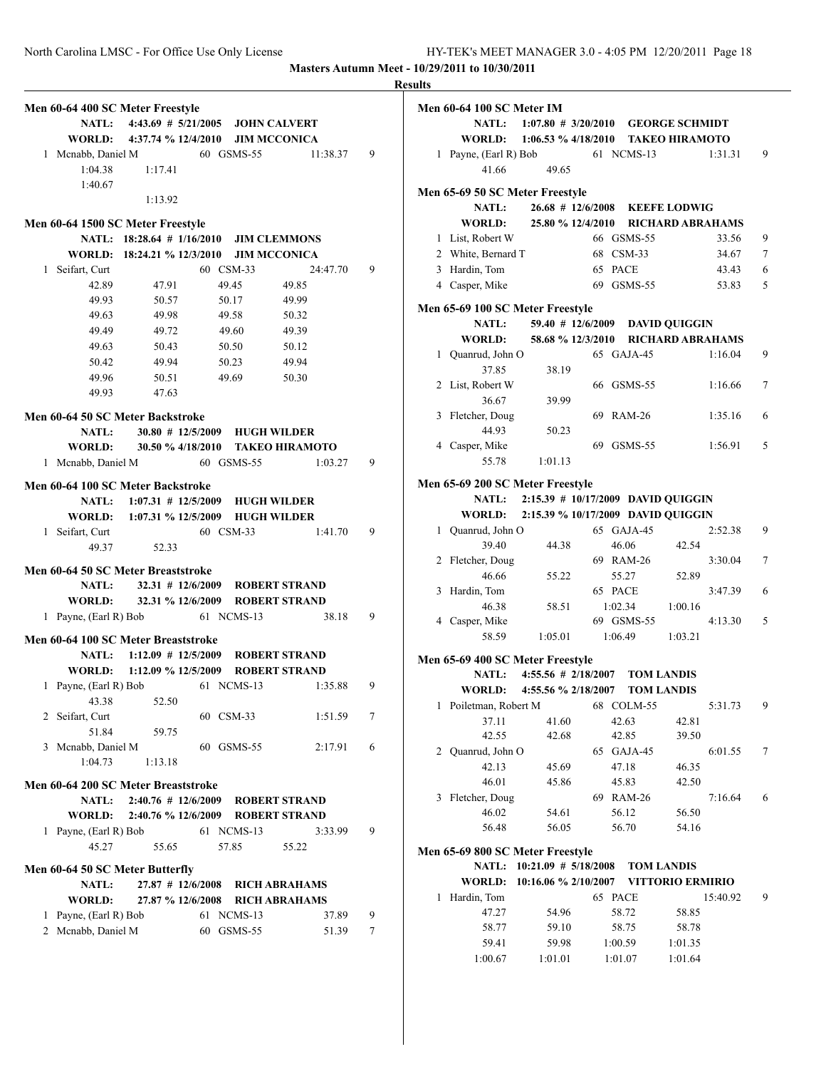**Masters Autumn Meet - 10/29/2011 to 10/30/2011**

**Results**

### Men 60-64 400 SC Meter Freestyle

**NATL:** 4:43.69 # 5/21/2005 **JOHN CALVERT**
**WORLD:** 4:37.74 % 12/4/2010 **JIM MCCONICA**

1 Mcnabb, Daniel M 60 GSMS-55 11:38.37 9
1:04.38 1:17.41
1:40.67
1:13.92

### Men 60-64 1500 SC Meter Freestyle

**NATL:** 18:28.64 # 1/16/2010 **JIM CLEMMONS**
**WORLD:** 18:24.21 % 12/3/2010 **JIM MCCONICA**

1 Seifart, Curt 60 CSM-33 24:47.70 9
42.89 47.91 49.45 49.85
49.93 50.57 50.17 49.99
49.63 49.98 49.58 50.32
49.49 49.72 49.60 49.39
49.63 50.43 50.50 50.12
50.42 49.94 50.23 49.94
49.96 50.51 49.69 50.30
49.93 47.63

### Men 60-64 50 SC Meter Backstroke

**NATL:** 30.80 # 12/5/2009 **HUGH WILDER**
**WORLD:** 30.50 % 4/18/2010 **TAKEO HIRAMOTO**

1 Mcnabb, Daniel M 60 GSMS-55 1:03.27 9

### Men 60-64 100 SC Meter Backstroke

**NATL:** 1:07.31 # 12/5/2009 **HUGH WILDER**
**WORLD:** 1:07.31 % 12/5/2009 **HUGH WILDER**

1 Seifart, Curt 60 CSM-33 1:41.70 9
49.37 52.33

### Men 60-64 50 SC Meter Breaststroke

**NATL:** 32.31 # 12/6/2009 **ROBERT STRAND**
**WORLD:** 32.31 % 12/6/2009 **ROBERT STRAND**

1 Payne, (Earl R) Bob 61 NCMS-13 38.18 9

### Men 60-64 100 SC Meter Breaststroke

**NATL:** 1:12.09 # 12/5/2009 **ROBERT STRAND**
**WORLD:** 1:12.09 % 12/5/2009 **ROBERT STRAND**

1 Payne, (Earl R) Bob 61 NCMS-13 1:35.88 9
43.38 52.50
2 Seifart, Curt 60 CSM-33 1:51.59 7
51.84 59.75
3 Mcnabb, Daniel M 60 GSMS-55 2:17.91 6
1:04.73 1:13.18

### Men 60-64 200 SC Meter Breaststroke

**NATL:** 2:40.76 # 12/6/2009 **ROBERT STRAND**
**WORLD:** 2:40.76 % 12/6/2009 **ROBERT STRAND**

1 Payne, (Earl R) Bob 61 NCMS-13 3:33.99 9
45.27 55.65 57.85 55.22

### Men 60-64 50 SC Meter Butterfly

**NATL:** 27.87 # 12/6/2008 **RICH ABRAHAMS**
**WORLD:** 27.87 % 12/6/2008 **RICH ABRAHAMS**

1 Payne, (Earl R) Bob 61 NCMS-13 37.89 9
2 Mcnabb, Daniel M 60 GSMS-55 51.39 7

### Men 60-64 100 SC Meter IM

**NATL:** 1:07.80 # 3/20/2010 **GEORGE SCHMIDT**
**WORLD:** 1:06.53 % 4/18/2010 **TAKEO HIRAMOTO**

1 Payne, (Earl R) Bob 61 NCMS-13 1:31.31 9
41.66 49.65

### Men 65-69 50 SC Meter Freestyle

**NATL:** 26.68 # 12/6/2008 **KEEFE LODWIG**
**WORLD:** 25.80 % 12/4/2010 **RICHARD ABRAHAMS**

1 List, Robert W 66 GSMS-55 33.56 9
2 White, Bernard T 68 CSM-33 34.67 7
3 Hardin, Tom 65 PACE 43.43 6
4 Casper, Mike 69 GSMS-55 53.83 5

### Men 65-69 100 SC Meter Freestyle

**NATL:** 59.40 # 12/6/2009 **DAVID QUIGGIN**
**WORLD:** 58.68 % 12/3/2010 **RICHARD ABRAHAMS**

1 Quanrud, John O 65 GAJA-45 1:16.04 9
37.85 38.19
2 List, Robert W 66 GSMS-55 1:16.66 7
36.67 39.99
3 Fletcher, Doug 69 RAM-26 1:35.16 6
44.93 50.23
4 Casper, Mike 69 GSMS-55 1:56.91 5
55.78 1:01.13

### Men 65-69 200 SC Meter Freestyle

**NATL:** 2:15.39 # 10/17/2009 **DAVID QUIGGIN**
**WORLD:** 2:15.39 % 10/17/2009 **DAVID QUIGGIN**

1 Quanrud, John O 65 GAJA-45 2:52.38 9
39.40 44.38 46.06 42.54
2 Fletcher, Doug 69 RAM-26 3:30.04 7
46.66 55.22 55.27 52.89
3 Hardin, Tom 65 PACE 3:47.39 6
46.38 58.51 1:02.34 1:00.16
4 Casper, Mike 69 GSMS-55 4:13.30 5
58.59 1:05.01 1:06.49 1:03.21

### Men 65-69 400 SC Meter Freestyle

**NATL:** 4:55.56 # 2/18/2007 **TOM LANDIS**
**WORLD:** 4:55.56 % 2/18/2007 **TOM LANDIS**

1 Poiletman, Robert M 68 COLM-55 5:31.73 9
37.11 41.60 42.63 42.81
42.55 42.68 42.85 39.50
2 Quanrud, John O 65 GAJA-45 6:01.55 7
42.13 45.69 47.18 46.35
46.01 45.86 45.83 42.50
3 Fletcher, Doug 69 RAM-26 7:16.64 6
46.02 54.61 56.12 56.50
56.48 56.05 56.70 54.16

### Men 65-69 800 SC Meter Freestyle

**NATL:** 10:21.09 # 5/18/2008 **TOM LANDIS**
**WORLD:** 10:16.06 % 2/10/2007 **VITTORIO ERMIRIO**

1 Hardin, Tom 65 PACE 15:40.92 9
47.27 54.96 58.72 58.85
58.77 59.10 58.75 58.78
59.41 59.98 1:00.59 1:01.35
1:00.67 1:01.01 1:01.07 1:01.64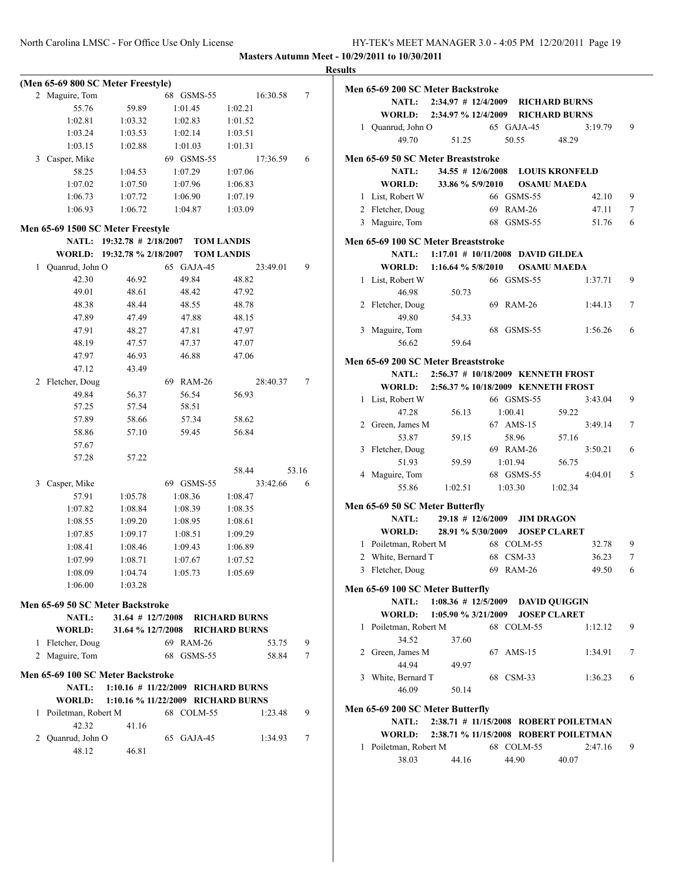**Masters Autumn Meet - 10/29/2011 to 10/30/2011**

**Results**

**(Men 65-69 800 SC Meter Freestyle)**

| Place | Name | Age | Team | Time | Points |
|---|---|---|---|---|---|
| 2 | Maguire, Tom | 68 | GSMS-55 | 16:30.58 | 7 |
| | 55.76 / 59.89 / 1:01.45 / 1:02.21 / 1:02.81 / 1:03.32 / 1:02.83 / 1:01.52 / 1:03.24 / 1:03.53 / 1:02.14 / 1:03.51 / 1:03.15 / 1:02.88 / 1:01.03 / 1:01.31 | | | | |
| 3 | Casper, Mike | 69 | GSMS-55 | 17:36.59 | 6 |
| | 58.25 / 1:04.53 / 1:07.29 / 1:07.06 / 1:07.02 / 1:07.50 / 1:07.96 / 1:06.83 / 1:06.73 / 1:07.72 / 1:06.90 / 1:07.19 / 1:06.93 / 1:06.72 / 1:04.87 / 1:03.09 | | | | |

**Men 65-69 1500 SC Meter Freestyle**

NATL: 19:32.78 # 2/18/2007 TOM LANDIS
WORLD: 19:32.78 % 2/18/2007 TOM LANDIS

| Place | Name | Age | Team | Time | Points |
|---|---|---|---|---|---|
| 1 | Quanrud, John O | 65 | GAJA-45 | 23:49.01 | 9 |
| | 42.30 / 46.92 / 49.84 / 48.82 / 49.01 / 48.61 / 48.42 / 47.92 / 48.38 / 48.44 / 48.55 / 48.78 / 47.89 / 47.49 / 47.88 / 48.15 / 47.91 / 48.27 / 47.81 / 47.97 / 48.19 / 47.57 / 47.37 / 47.07 / 47.97 / 46.93 / 46.88 / 47.06 / 47.12 / 43.49 | | | | |
| 2 | Fletcher, Doug | 69 | RAM-26 | 28:40.37 | 7 |
| | 49.84 / 56.37 / 56.54 / 56.93 / 57.25 / 57.54 / 58.51 / 57.89 / 58.66 / 57.34 / 58.62 / 58.86 / 57.10 / 59.45 / 56.84 / 57.67 / 57.28 / 57.22 / 58.44 / 53.16 | | | | |
| 3 | Casper, Mike | 69 | GSMS-55 | 33:42.66 | 6 |
| | 57.91 / 1:05.78 / 1:08.36 / 1:08.47 / 1:07.82 / 1:08.84 / 1:08.39 / 1:08.35 / 1:08.55 / 1:09.20 / 1:08.95 / 1:08.61 / 1:07.85 / 1:09.17 / 1:08.51 / 1:09.29 / 1:08.41 / 1:08.46 / 1:09.43 / 1:06.89 / 1:07.99 / 1:08.71 / 1:07.67 / 1:07.52 / 1:08.09 / 1:04.74 / 1:05.73 / 1:05.69 / 1:06.00 / 1:03.28 | | | | |

**Men 65-69 50 SC Meter Backstroke**

NATL: 31.64 # 12/7/2008 RICHARD BURNS
WORLD: 31.64 % 12/7/2008 RICHARD BURNS

| Place | Name | Age | Team | Time | Points |
|---|---|---|---|---|---|
| 1 | Fletcher, Doug | 69 | RAM-26 | 53.75 | 9 |
| 2 | Maguire, Tom | 68 | GSMS-55 | 58.84 | 7 |

**Men 65-69 100 SC Meter Backstroke**

NATL: 1:10.16 # 11/22/2009 RICHARD BURNS
WORLD: 1:10.16 % 11/22/2009 RICHARD BURNS

| Place | Name | Age | Team | Time | Points |
|---|---|---|---|---|---|
| 1 | Poiletman, Robert M | 68 | COLM-55 | 1:23.48 | 9 |
| | 42.32 / 41.16 | | | | |
| 2 | Quanrud, John O | 65 | GAJA-45 | 1:34.93 | 7 |
| | 48.12 / 46.81 | | | | |

**Men 65-69 200 SC Meter Backstroke**

NATL: 2:34.97 # 12/4/2009 RICHARD BURNS
WORLD: 2:34.97 % 12/4/2009 RICHARD BURNS

| Place | Name | Age | Team | Time | Points |
|---|---|---|---|---|---|
| 1 | Quanrud, John O | 65 | GAJA-45 | 3:19.79 | 9 |
| | 49.70 / 51.25 / 50.55 / 48.29 | | | | |

**Men 65-69 50 SC Meter Breaststroke**

NATL: 34.55 # 12/6/2008 LOUIS KRONFELD
WORLD: 33.86 % 5/9/2010 OSAMU MAEDA

| Place | Name | Age | Team | Time | Points |
|---|---|---|---|---|---|
| 1 | List, Robert W | 66 | GSMS-55 | 42.10 | 9 |
| 2 | Fletcher, Doug | 69 | RAM-26 | 47.11 | 7 |
| 3 | Maguire, Tom | 68 | GSMS-55 | 51.76 | 6 |

**Men 65-69 100 SC Meter Breaststroke**

NATL: 1:17.01 # 10/11/2008 DAVID GILDEA
WORLD: 1:16.64 % 5/8/2010 OSAMU MAEDA

| Place | Name | Age | Team | Time | Points |
|---|---|---|---|---|---|
| 1 | List, Robert W | 66 | GSMS-55 | 1:37.71 | 9 |
| | 46.98 / 50.73 | | | | |
| 2 | Fletcher, Doug | 69 | RAM-26 | 1:44.13 | 7 |
| | 49.80 / 54.33 | | | | |
| 3 | Maguire, Tom | 68 | GSMS-55 | 1:56.26 | 6 |
| | 56.62 / 59.64 | | | | |

**Men 65-69 200 SC Meter Breaststroke**

NATL: 2:56.37 # 10/18/2009 KENNETH FROST
WORLD: 2:56.37 % 10/18/2009 KENNETH FROST

| Place | Name | Age | Team | Time | Points |
|---|---|---|---|---|---|
| 1 | List, Robert W | 66 | GSMS-55 | 3:43.04 | 9 |
| | 47.28 / 56.13 / 1:00.41 / 59.22 | | | | |
| 2 | Green, James M | 67 | AMS-15 | 3:49.14 | 7 |
| | 53.87 / 59.15 / 58.96 / 57.16 | | | | |
| 3 | Fletcher, Doug | 69 | RAM-26 | 3:50.21 | 6 |
| | 51.93 / 59.59 / 1:01.94 / 56.75 | | | | |
| 4 | Maguire, Tom | 68 | GSMS-55 | 4:04.01 | 5 |
| | 55.86 / 1:02.51 / 1:03.30 / 1:02.34 | | | | |

**Men 65-69 50 SC Meter Butterfly**

NATL: 29.18 # 12/6/2009 JIM DRAGON
WORLD: 28.91 % 5/30/2009 JOSEP CLARET

| Place | Name | Age | Team | Time | Points |
|---|---|---|---|---|---|
| 1 | Poiletman, Robert M | 68 | COLM-55 | 32.78 | 9 |
| 2 | White, Bernard T | 68 | CSM-33 | 36.23 | 7 |
| 3 | Fletcher, Doug | 69 | RAM-26 | 49.50 | 6 |

**Men 65-69 100 SC Meter Butterfly**

NATL: 1:08.36 # 12/5/2009 DAVID QUIGGIN
WORLD: 1:05.90 % 3/21/2009 JOSEP CLARET

| Place | Name | Age | Team | Time | Points |
|---|---|---|---|---|---|
| 1 | Poiletman, Robert M | 68 | COLM-55 | 1:12.12 | 9 |
| | 34.52 / 37.60 | | | | |
| 2 | Green, James M | 67 | AMS-15 | 1:34.91 | 7 |
| | 44.94 / 49.97 | | | | |
| 3 | White, Bernard T | 68 | CSM-33 | 1:36.23 | 6 |
| | 46.09 / 50.14 | | | | |

**Men 65-69 200 SC Meter Butterfly**

NATL: 2:38.71 # 11/15/2008 ROBERT POILETMAN
WORLD: 2:38.71 % 11/15/2008 ROBERT POILETMAN

| Place | Name | Age | Team | Time | Points |
|---|---|---|---|---|---|
| 1 | Poiletman, Robert M | 68 | COLM-55 | 2:47.16 | 9 |
| | 38.03 / 44.16 / 44.90 / 40.07 | | | | |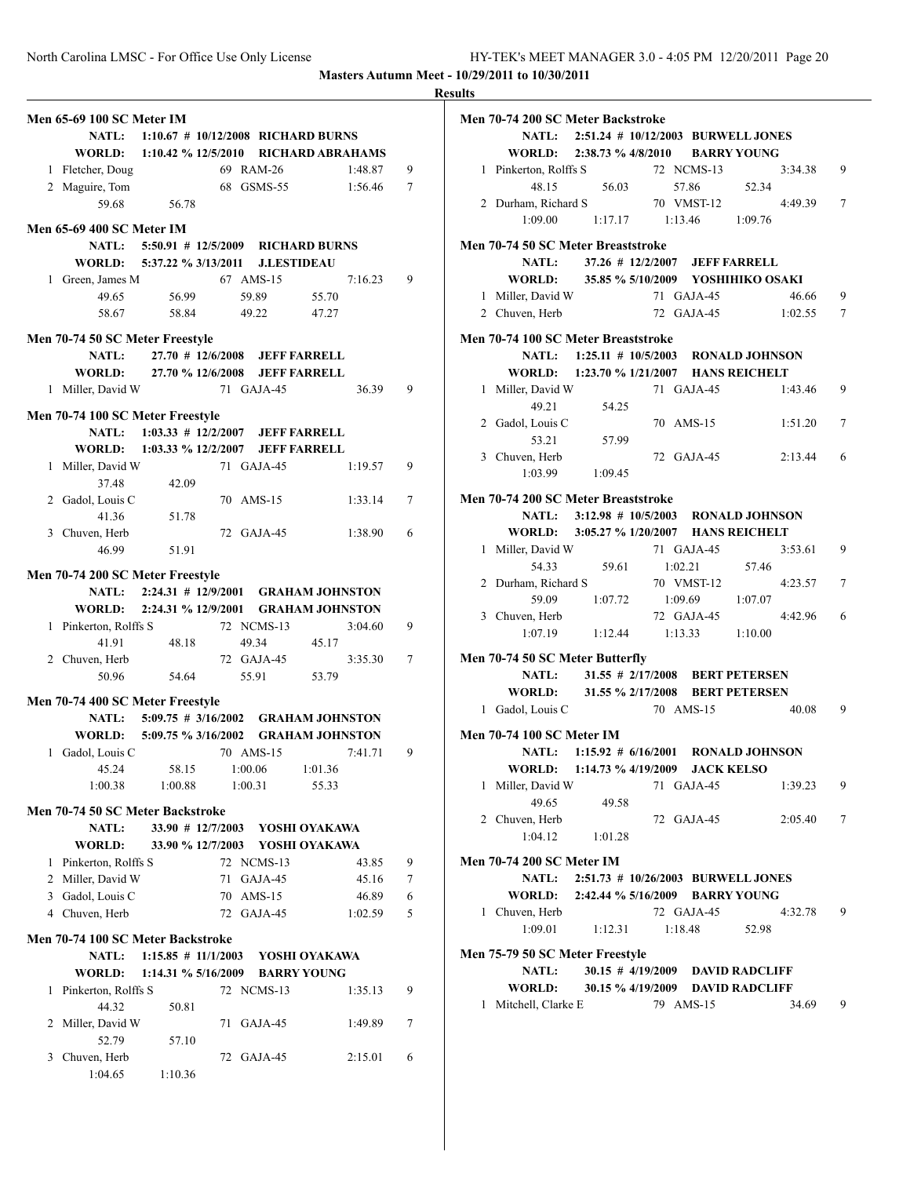Masters Autumn Meet - 10/29/2011 to 10/30/2011

**Results**

**Men 65-69 100 SC Meter IM**

NATL: 1:10.67 # 10/12/2008 RICHARD BURNS
WORLD: 1:10.42 % 12/5/2010 RICHARD ABRAHAMS

| Place | Name | Age | Team | Time | Points |
|---|---|---|---|---|---|
| 1 | Fletcher, Doug | 69 | RAM-26 | 1:48.87 | 9 |
| 2 | Maguire, Tom | 68 | GSMS-55 | 1:56.46 | 7 |
| | 59.68 | 56.78 | | | |

**Men 65-69 400 SC Meter IM**

NATL: 5:50.91 # 12/5/2009 RICHARD BURNS
WORLD: 5:37.22 % 3/13/2011 J.LESTIDEAU

| Place | Name | Age | Team | Time | Points |
|---|---|---|---|---|---|
| 1 | Green, James M | 67 | AMS-15 | 7:16.23 | 9 |
| | 49.65 56.99 59.89 55.70 | | | | |
| | 58.67 58.84 49.22 47.27 | | | | |

**Men 70-74 50 SC Meter Freestyle**

NATL: 27.70 # 12/6/2008 JEFF FARRELL
WORLD: 27.70 % 12/6/2008 JEFF FARRELL

| Place | Name | Age | Team | Time | Points |
|---|---|---|---|---|---|
| 1 | Miller, David W | 71 | GAJA-45 | 36.39 | 9 |

**Men 70-74 100 SC Meter Freestyle**

NATL: 1:03.33 # 12/2/2007 JEFF FARRELL
WORLD: 1:03.33 % 12/2/2007 JEFF FARRELL

| Place | Name | Age | Team | Time | Points |
|---|---|---|---|---|---|
| 1 | Miller, David W | 71 | GAJA-45 | 1:19.57 | 9 |
| | 37.48 42.09 | | | | |
| 2 | Gadol, Louis C | 70 | AMS-15 | 1:33.14 | 7 |
| | 41.36 51.78 | | | | |
| 3 | Chuven, Herb | 72 | GAJA-45 | 1:38.90 | 6 |
| | 46.99 51.91 | | | | |

**Men 70-74 200 SC Meter Freestyle**

NATL: 2:24.31 # 12/9/2001 GRAHAM JOHNSTON
WORLD: 2:24.31 % 12/9/2001 GRAHAM JOHNSTON

| Place | Name | Age | Team | Time | Points |
|---|---|---|---|---|---|
| 1 | Pinkerton, Rolffs S | 72 | NCMS-13 | 3:04.60 | 9 |
| | 41.91 48.18 49.34 45.17 | | | | |
| 2 | Chuven, Herb | 72 | GAJA-45 | 3:35.30 | 7 |
| | 50.96 54.64 55.91 53.79 | | | | |

**Men 70-74 400 SC Meter Freestyle**

NATL: 5:09.75 # 3/16/2002 GRAHAM JOHNSTON
WORLD: 5:09.75 % 3/16/2002 GRAHAM JOHNSTON

| Place | Name | Age | Team | Time | Points |
|---|---|---|---|---|---|
| 1 | Gadol, Louis C | 70 | AMS-15 | 7:41.71 | 9 |
| | 45.24 58.15 1:00.06 1:01.36 | | | | |
| | 1:00.38 1:00.88 1:00.31 55.33 | | | | |

**Men 70-74 50 SC Meter Backstroke**

NATL: 33.90 # 12/7/2003 YOSHI OYAKAWA
WORLD: 33.90 % 12/7/2003 YOSHI OYAKAWA

| Place | Name | Age | Team | Time | Points |
|---|---|---|---|---|---|
| 1 | Pinkerton, Rolffs S | 72 | NCMS-13 | 43.85 | 9 |
| 2 | Miller, David W | 71 | GAJA-45 | 45.16 | 7 |
| 3 | Gadol, Louis C | 70 | AMS-15 | 46.89 | 6 |
| 4 | Chuven, Herb | 72 | GAJA-45 | 1:02.59 | 5 |

**Men 70-74 100 SC Meter Backstroke**

NATL: 1:15.85 # 11/1/2003 YOSHI OYAKAWA
WORLD: 1:14.31 % 5/16/2009 BARRY YOUNG

| Place | Name | Age | Team | Time | Points |
|---|---|---|---|---|---|
| 1 | Pinkerton, Rolffs S | 72 | NCMS-13 | 1:35.13 | 9 |
| | 44.32 50.81 | | | | |
| 2 | Miller, David W | 71 | GAJA-45 | 1:49.89 | 7 |
| | 52.79 57.10 | | | | |
| 3 | Chuven, Herb | 72 | GAJA-45 | 2:15.01 | 6 |
| | 1:04.65 1:10.36 | | | | |

**Men 70-74 200 SC Meter Backstroke**

NATL: 2:51.24 # 10/12/2003 BURWELL JONES
WORLD: 2:38.73 % 4/8/2010 BARRY YOUNG

| Place | Name | Age | Team | Time | Points |
|---|---|---|---|---|---|
| 1 | Pinkerton, Rolffs S | 72 | NCMS-13 | 3:34.38 | 9 |
| | 48.15 56.03 57.86 52.34 | | | | |
| 2 | Durham, Richard S | 70 | VMST-12 | 4:49.39 | 7 |
| | 1:09.00 1:17.17 1:13.46 1:09.76 | | | | |

**Men 70-74 50 SC Meter Breaststroke**

NATL: 37.26 # 12/2/2007 JEFF FARRELL
WORLD: 35.85 % 5/10/2009 YOSHIHIKO OSAKI

| Place | Name | Age | Team | Time | Points |
|---|---|---|---|---|---|
| 1 | Miller, David W | 71 | GAJA-45 | 46.66 | 9 |
| 2 | Chuven, Herb | 72 | GAJA-45 | 1:02.55 | 7 |

**Men 70-74 100 SC Meter Breaststroke**

NATL: 1:25.11 # 10/5/2003 RONALD JOHNSON
WORLD: 1:23.70 % 1/21/2007 HANS REICHELT

| Place | Name | Age | Team | Time | Points |
|---|---|---|---|---|---|
| 1 | Miller, David W | 71 | GAJA-45 | 1:43.46 | 9 |
| | 49.21 54.25 | | | | |
| 2 | Gadol, Louis C | 70 | AMS-15 | 1:51.20 | 7 |
| | 53.21 57.99 | | | | |
| 3 | Chuven, Herb | 72 | GAJA-45 | 2:13.44 | 6 |
| | 1:03.99 1:09.45 | | | | |

**Men 70-74 200 SC Meter Breaststroke**

NATL: 3:12.98 # 10/5/2003 RONALD JOHNSON
WORLD: 3:05.27 % 1/20/2007 HANS REICHELT

| Place | Name | Age | Team | Time | Points |
|---|---|---|---|---|---|
| 1 | Miller, David W | 71 | GAJA-45 | 3:53.61 | 9 |
| | 54.33 59.61 1:02.21 57.46 | | | | |
| 2 | Durham, Richard S | 70 | VMST-12 | 4:23.57 | 7 |
| | 59.09 1:07.72 1:09.69 1:07.07 | | | | |
| 3 | Chuven, Herb | 72 | GAJA-45 | 4:42.96 | 6 |
| | 1:07.19 1:12.44 1:13.33 1:10.00 | | | | |

**Men 70-74 50 SC Meter Butterfly**

NATL: 31.55 # 2/17/2008 BERT PETERSEN
WORLD: 31.55 % 2/17/2008 BERT PETERSEN

| Place | Name | Age | Team | Time | Points |
|---|---|---|---|---|---|
| 1 | Gadol, Louis C | 70 | AMS-15 | 40.08 | 9 |

**Men 70-74 100 SC Meter IM**

NATL: 1:15.92 # 6/16/2001 RONALD JOHNSON
WORLD: 1:14.73 % 4/19/2009 JACK KELSO

| Place | Name | Age | Team | Time | Points |
|---|---|---|---|---|---|
| 1 | Miller, David W | 71 | GAJA-45 | 1:39.23 | 9 |
| | 49.65 49.58 | | | | |
| 2 | Chuven, Herb | 72 | GAJA-45 | 2:05.40 | 7 |
| | 1:04.12 1:01.28 | | | | |

**Men 70-74 200 SC Meter IM**

NATL: 2:51.73 # 10/26/2003 BURWELL JONES
WORLD: 2:42.44 % 5/16/2009 BARRY YOUNG

| Place | Name | Age | Team | Time | Points |
|---|---|---|---|---|---|
| 1 | Chuven, Herb | 72 | GAJA-45 | 4:32.78 | 9 |
| | 1:09.01 1:12.31 1:18.48 52.98 | | | | |

**Men 75-79 50 SC Meter Freestyle**

NATL: 30.15 # 4/19/2009 DAVID RADCLIFF
WORLD: 30.15 % 4/19/2009 DAVID RADCLIFF

| Place | Name | Age | Team | Time | Points |
|---|---|---|---|---|---|
| 1 | Mitchell, Clarke E | 79 | AMS-15 | 34.69 | 9 |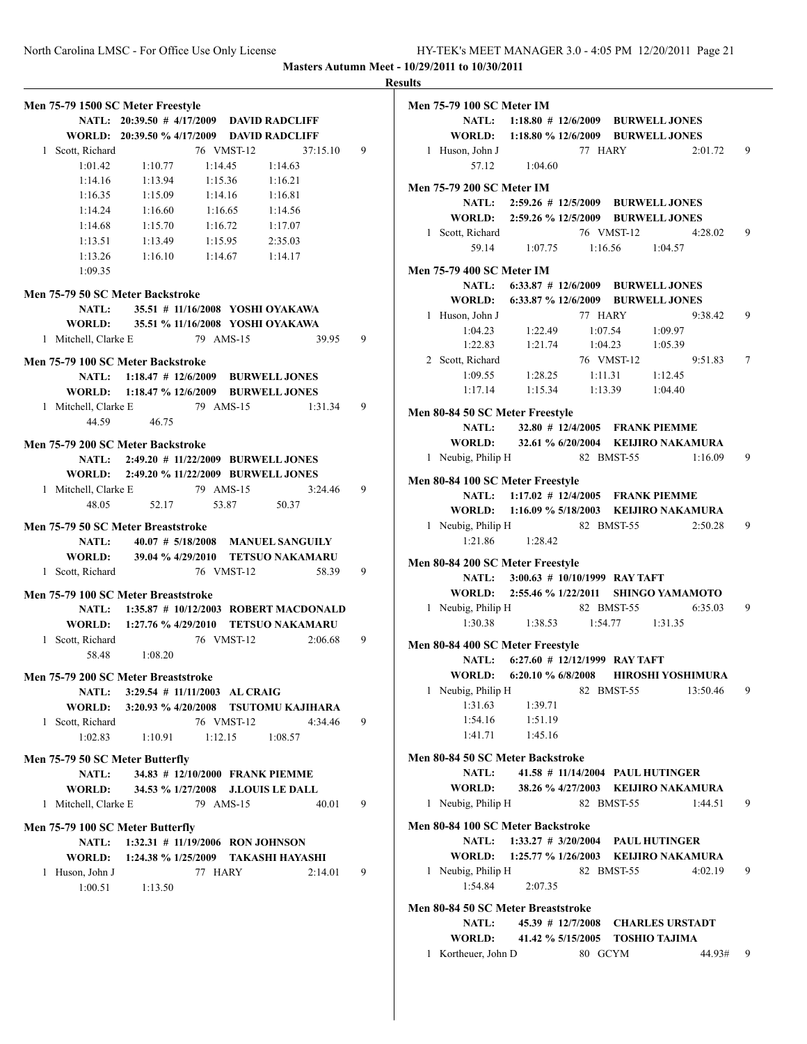**Masters Autumn Meet - 10/29/2011 to 10/30/2011**

**Results**

### Men 75-79 1500 SC Meter Freestyle

NATL: 20:39.50 # 4/17/2009 DAVID RADCLIFF
WORLD: 20:39.50 % 4/17/2009 DAVID RADCLIFF

1 Scott, Richard 76 VMST-12 37:15.10 9

| | | | |
|---|---|---|---|
| 1:01.42 | 1:10.77 | 1:14.45 | 1:14.63 |
| 1:14.16 | 1:13.94 | 1:15.36 | 1:16.21 |
| 1:16.35 | 1:15.09 | 1:14.16 | 1:16.81 |
| 1:14.24 | 1:16.60 | 1:16.65 | 1:14.56 |
| 1:14.68 | 1:15.70 | 1:16.72 | 1:17.07 |
| 1:13.51 | 1:13.49 | 1:15.95 | 2:35.03 |
| 1:13.26 | 1:16.10 | 1:14.67 | 1:14.17 |
| 1:09.35 | | | |

### Men 75-79 50 SC Meter Backstroke

NATL: 35.51 # 11/16/2008 YOSHI OYAKAWA
WORLD: 35.51 % 11/16/2008 YOSHI OYAKAWA

1 Mitchell, Clarke E 79 AMS-15 39.95 9

### Men 75-79 100 SC Meter Backstroke

NATL: 1:18.47 # 12/6/2009 BURWELL JONES
WORLD: 1:18.47 % 12/6/2009 BURWELL JONES

1 Mitchell, Clarke E 79 AMS-15 1:31.34 9
44.59 46.75

### Men 75-79 200 SC Meter Backstroke

NATL: 2:49.20 # 11/22/2009 BURWELL JONES
WORLD: 2:49.20 % 11/22/2009 BURWELL JONES

1 Mitchell, Clarke E 79 AMS-15 3:24.46 9
48.05 52.17 53.87 50.37

### Men 75-79 50 SC Meter Breaststroke

NATL: 40.07 # 5/18/2008 MANUEL SANGUILY
WORLD: 39.04 % 4/29/2010 TETSUO NAKAMARU

1 Scott, Richard 76 VMST-12 58.39 9

### Men 75-79 100 SC Meter Breaststroke

NATL: 1:35.87 # 10/12/2003 ROBERT MACDONALD
WORLD: 1:27.76 % 4/29/2010 TETSUO NAKAMARU

1 Scott, Richard 76 VMST-12 2:06.68 9
58.48 1:08.20

### Men 75-79 200 SC Meter Breaststroke

NATL: 3:29.54 # 11/11/2003 AL CRAIG
WORLD: 3:20.93 % 4/20/2008 TSUTOMU KAJIHARA

1 Scott, Richard 76 VMST-12 4:34.46 9
1:02.83 1:10.91 1:12.15 1:08.57

### Men 75-79 50 SC Meter Butterfly

NATL: 34.83 # 12/10/2000 FRANK PIEMME
WORLD: 34.53 % 1/27/2008 J.LOUIS LE DALL

1 Mitchell, Clarke E 79 AMS-15 40.01 9

### Men 75-79 100 SC Meter Butterfly

NATL: 1:32.31 # 11/19/2006 RON JOHNSON
WORLD: 1:24.38 % 1/25/2009 TAKASHI HAYASHI

1 Huson, John J 77 HARY 2:14.01 9
1:00.51 1:13.50

### Men 75-79 100 SC Meter IM

NATL: 1:18.80 # 12/6/2009 BURWELL JONES
WORLD: 1:18.80 % 12/6/2009 BURWELL JONES

1 Huson, John J 77 HARY 2:01.72 9
57.12 1:04.60

### Men 75-79 200 SC Meter IM

NATL: 2:59.26 # 12/5/2009 BURWELL JONES
WORLD: 2:59.26 % 12/5/2009 BURWELL JONES

1 Scott, Richard 76 VMST-12 4:28.02 9
59.14 1:07.75 1:16.56 1:04.57

### Men 75-79 400 SC Meter IM

NATL: 6:33.87 # 12/6/2009 BURWELL JONES
WORLD: 6:33.87 % 12/6/2009 BURWELL JONES

1 Huson, John J 77 HARY 9:38.42 9
1:04.23 1:22.49 1:07.54 1:09.97
1:22.83 1:21.74 1:04.23 1:05.39

2 Scott, Richard 76 VMST-12 9:51.83 7
1:09.55 1:28.25 1:11.31 1:12.45
1:17.14 1:15.34 1:13.39 1:04.40

### Men 80-84 50 SC Meter Freestyle

NATL: 32.80 # 12/4/2005 FRANK PIEMME
WORLD: 32.61 % 6/20/2004 KEIJIRO NAKAMURA

1 Neubig, Philip H 82 BMST-55 1:16.09 9

### Men 80-84 100 SC Meter Freestyle

NATL: 1:17.02 # 12/4/2005 FRANK PIEMME
WORLD: 1:16.09 % 5/18/2003 KEIJIRO NAKAMURA

1 Neubig, Philip H 82 BMST-55 2:50.28 9
1:21.86 1:28.42

### Men 80-84 200 SC Meter Freestyle

NATL: 3:00.63 # 10/10/1999 RAY TAFT
WORLD: 2:55.46 % 1/22/2011 SHINGO YAMAMOTO

1 Neubig, Philip H 82 BMST-55 6:35.03 9
1:30.38 1:38.53 1:54.77 1:31.35

### Men 80-84 400 SC Meter Freestyle

NATL: 6:27.60 # 12/12/1999 RAY TAFT
WORLD: 6:20.10 % 6/8/2008 HIROSHI YOSHIMURA

1 Neubig, Philip H 82 BMST-55 13:50.46 9
1:31.63 1:39.71
1:54.16 1:51.19
1:41.71 1:45.16

### Men 80-84 50 SC Meter Backstroke

NATL: 41.58 # 11/14/2004 PAUL HUTINGER
WORLD: 38.26 % 4/27/2003 KEIJIRO NAKAMURA

1 Neubig, Philip H 82 BMST-55 1:44.51 9

### Men 80-84 100 SC Meter Backstroke

NATL: 1:33.27 # 3/20/2004 PAUL HUTINGER
WORLD: 1:25.77 % 1/26/2003 KEIJIRO NAKAMURA

1 Neubig, Philip H 82 BMST-55 4:02.19 9
1:54.84 2:07.35

### Men 80-84 50 SC Meter Breaststroke

NATL: 45.39 # 12/7/2008 CHARLES URSTADT
WORLD: 41.42 % 5/15/2005 TOSHIO TAJIMA

1 Kortheuer, John D 80 GCYM 44.93# 9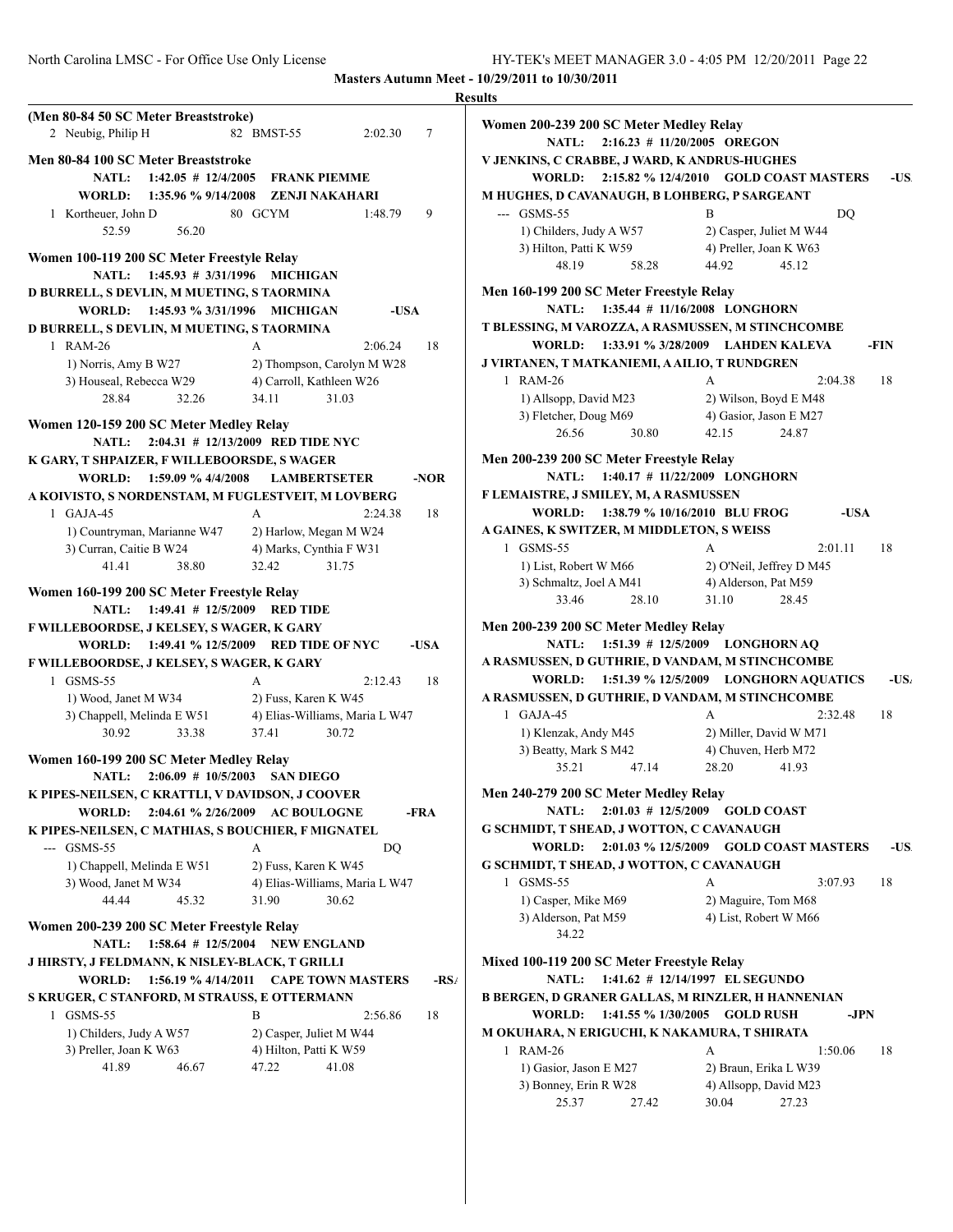**Masters Autumn Meet - 10/29/2011 to 10/30/2011**

**Results**

**(Men 80-84 50 SC Meter Breaststroke)**

2 Neubig, Philip H 82 BMST-55 2:02.30 7

**Men 80-84 100 SC Meter Breaststroke**

NATL: 1:42.05 # 12/4/2005 FRANK PIEMME

WORLD: 1:35.96 % 9/14/2008 ZENJI NAKAHARI

1 Kortheuer, John D 80 GCYM 1:48.79 9
52.59 56.20

**Women 100-119 200 SC Meter Freestyle Relay**

NATL: 1:45.93 # 3/31/1996 MICHIGAN
D BURRELL, S DEVLIN, M MUETING, S TAORMINA

WORLD: 1:45.93 % 3/31/1996 MICHIGAN -USA
D BURRELL, S DEVLIN, M MUETING, S TAORMINA

1 RAM-26 A 2:06.24 18
1) Norris, Amy B W27 2) Thompson, Carolyn M W28
3) Houseal, Rebecca W29 4) Carroll, Kathleen W26
28.84 32.26 34.11 31.03

**Women 120-159 200 SC Meter Medley Relay**

NATL: 2:04.31 # 12/13/2009 RED TIDE NYC
K GARY, T SHPAIZER, F WILLEBOORSDE, S WAGER

WORLD: 1:59.09 % 4/4/2008 LAMBERTSETER -NOR
A KOIVISTO, S NORDENSTAM, M FUGLESTVEIT, M LOVBERG

1 GAJA-45 A 2:24.38 18
1) Countryman, Marianne W47 2) Harlow, Megan M W24
3) Curran, Caitie B W24 4) Marks, Cynthia F W31
41.41 38.80 32.42 31.75

**Women 160-199 200 SC Meter Freestyle Relay**

NATL: 1:49.41 # 12/5/2009 RED TIDE
F WILLEBOORDSE, J KELSEY, S WAGER, K GARY

WORLD: 1:49.41 % 12/5/2009 RED TIDE OF NYC -USA
F WILLEBOORDSE, J KELSEY, S WAGER, K GARY

1 GSMS-55 A 2:12.43 18
1) Wood, Janet M W34 2) Fuss, Karen K W45
3) Chappell, Melinda E W51 4) Elias-Williams, Maria L W47
30.92 33.38 37.41 30.72

**Women 160-199 200 SC Meter Medley Relay**

NATL: 2:06.09 # 10/5/2003 SAN DIEGO
K PIPES-NEILSEN, C KRATTLI, V DAVIDSON, J COOVER

WORLD: 2:04.61 % 2/26/2009 AC BOULOGNE -FRA
K PIPES-NEILSEN, C MATHIAS, S BOUCHIER, F MIGNATEL

--- GSMS-55 A DQ
1) Chappell, Melinda E W51 2) Fuss, Karen K W45
3) Wood, Janet M W34 4) Elias-Williams, Maria L W47
44.44 45.32 31.90 30.62

**Women 200-239 200 SC Meter Freestyle Relay**

NATL: 1:58.64 # 12/5/2004 NEW ENGLAND
J HIRSTY, J FELDMANN, K NISLEY-BLACK, T GRILLI

WORLD: 1:56.19 % 4/14/2011 CAPE TOWN MASTERS -RSA
S KRUGER, C STANFORD, M STRAUSS, E OTTERMANN

1 GSMS-55 B 2:56.86 18
1) Childers, Judy A W57 2) Casper, Juliet M W44
3) Preller, Joan K W63 4) Hilton, Patti K W59
41.89 46.67 47.22 41.08

**Women 200-239 200 SC Meter Medley Relay**

NATL: 2:16.23 # 11/20/2005 OREGON
V JENKINS, C CRABBE, J WARD, K ANDRUS-HUGHES

WORLD: 2:15.82 % 12/4/2010 GOLD COAST MASTERS -USA
M HUGHES, D CAVANAUGH, B LOHBERG, P SARGEANT

--- GSMS-55 B DQ
1) Childers, Judy A W57 2) Casper, Juliet M W44
3) Hilton, Patti K W59 4) Preller, Joan K W63
48.19 58.28 44.92 45.12

**Men 160-199 200 SC Meter Freestyle Relay**

NATL: 1:35.44 # 11/16/2008 LONGHORN
T BLESSING, M VAROZZA, A RASMUSSEN, M STINCHCOMBE

WORLD: 1:33.91 % 3/28/2009 LAHDEN KALEVA -FIN
J VIRTANEN, T MATKANIEMI, A AILIO, T RUNDGREN

1 RAM-26 A 2:04.38 18
1) Allsopp, David M23 2) Wilson, Boyd E M48
3) Fletcher, Doug M69 4) Gasior, Jason E M27
26.56 30.80 42.15 24.87

**Men 200-239 200 SC Meter Freestyle Relay**

NATL: 1:40.17 # 11/22/2009 LONGHORN
F LEMAISTRE, J SMILEY, M, A RASMUSSEN

WORLD: 1:38.79 % 10/16/2010 BLU FROG -USA
A GAINES, K SWITZER, M MIDDLETON, S WEISS

1 GSMS-55 A 2:01.11 18
1) List, Robert W M66 2) O'Neil, Jeffrey D M45
3) Schmaltz, Joel A M41 4) Alderson, Pat M59
33.46 28.10 31.10 28.45

**Men 200-239 200 SC Meter Medley Relay**

NATL: 1:51.39 # 12/5/2009 LONGHORN AQ
A RASMUSSEN, D GUTHRIE, D VANDAM, M STINCHCOMBE

WORLD: 1:51.39 % 12/5/2009 LONGHORN AQUATICS -USA
A RASMUSSEN, D GUTHRIE, D VANDAM, M STINCHCOMBE

1 GAJA-45 A 2:32.48 18
1) Klenzak, Andy M45 2) Miller, David W M71
3) Beatty, Mark S M42 4) Chuven, Herb M72
35.21 47.14 28.20 41.93

**Men 240-279 200 SC Meter Medley Relay**

NATL: 2:01.03 # 12/5/2009 GOLD COAST
G SCHMIDT, T SHEAD, J WOTTON, C CAVANAUGH

WORLD: 2:01.03 % 12/5/2009 GOLD COAST MASTERS -USA
G SCHMIDT, T SHEAD, J WOTTON, C CAVANAUGH

1 GSMS-55 A 3:07.93 18
1) Casper, Mike M69 2) Maguire, Tom M68
3) Alderson, Pat M59 4) List, Robert W M66
34.22

**Mixed 100-119 200 SC Meter Freestyle Relay**

NATL: 1:41.62 # 12/14/1997 EL SEGUNDO
B BERGEN, D GRANER GALLAS, M RINZLER, H HANNENIAN

WORLD: 1:41.55 % 1/30/2005 GOLD RUSH -JPN
M OKUHARA, N ERIGUCHI, K NAKAMURA, T SHIRATA

1 RAM-26 A 1:50.06 18
1) Gasior, Jason E M27 2) Braun, Erika L W39
3) Bonney, Erin R W28 4) Allsopp, David M23
25.37 27.42 30.04 27.23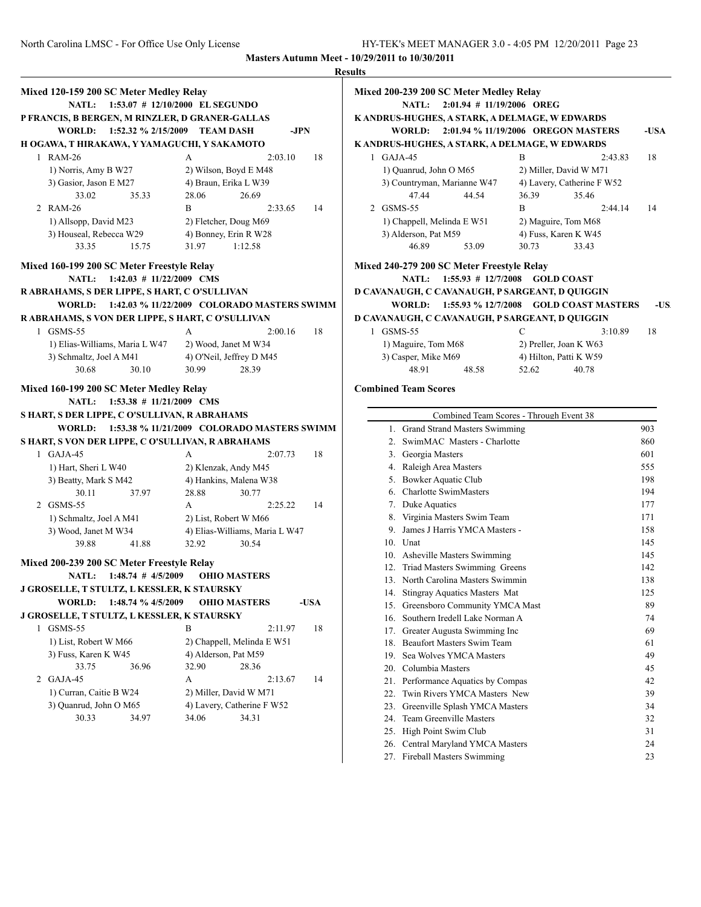**Masters Autumn Meet - 10/29/2011 to 10/30/2011**

**Results**

**Mixed 120-159 200 SC Meter Medley Relay**

**NATL: 1:53.07 # 12/10/2000 EL SEGUNDO**
**P FRANCIS, B BERGEN, M RINZLER, D GRANER-GALLAS**
**WORLD: 1:52.32 % 2/15/2009 TEAM DASH -JPN**
**H OGAWA, T HIRAKAWA, Y YAMAGUCHI, Y SAKAMOTO**

1 RAM-26 A 2:03.10 18
1) Norris, Amy B W27 2) Wilson, Boyd E M48
3) Gasior, Jason E M27 4) Braun, Erika L W39
33.02 35.33 28.06 26.69

2 RAM-26 B 2:33.65 14
1) Allsopp, David M23 2) Fletcher, Doug M69
3) Houseal, Rebecca W29 4) Bonney, Erin R W28
33.35 15.75 31.97 1:12.58

**Mixed 160-199 200 SC Meter Freestyle Relay**

**NATL: 1:42.03 # 11/22/2009 CMS**
**R ABRAHAMS, S DER LIPPE, S HART, C O'SULLIVAN**
**WORLD: 1:42.03 % 11/22/2009 COLORADO MASTERS SWIMM**
**R ABRAHAMS, S VON DER LIPPE, S HART, C O'SULLIVAN**

1 GSMS-55 A 2:00.16 18
1) Elias-Williams, Maria L W47 2) Wood, Janet M W34
3) Schmaltz, Joel A M41 4) O'Neil, Jeffrey D M45
30.68 30.10 30.99 28.39

**Mixed 160-199 200 SC Meter Medley Relay**

**NATL: 1:53.38 # 11/21/2009 CMS**
**S HART, S DER LIPPE, C O'SULLIVAN, R ABRAHAMS**
**WORLD: 1:53.38 % 11/21/2009 COLORADO MASTERS SWIMM**
**S HART, S VON DER LIPPE, C O'SULLIVAN, R ABRAHAMS**

1 GAJA-45 A 2:07.73 18
1) Hart, Sheri L W40 2) Klenzak, Andy M45
3) Beatty, Mark S M42 4) Hankins, Malena W38
30.11 37.97 28.88 30.77

2 GSMS-55 A 2:25.22 14
1) Schmaltz, Joel A M41 2) List, Robert W M66
3) Wood, Janet M W34 4) Elias-Williams, Maria L W47
39.88 41.88 32.92 30.54

**Mixed 200-239 200 SC Meter Freestyle Relay**

**NATL: 1:48.74 # 4/5/2009 OHIO MASTERS**
**J GROSELLE, T STULTZ, L KESSLER, K STAURSKY**
**WORLD: 1:48.74 % 4/5/2009 OHIO MASTERS -USA**
**J GROSELLE, T STULTZ, L KESSLER, K STAURSKY**

1 GSMS-55 B 2:11.97 18
1) List, Robert W M66 2) Chappell, Melinda E W51
3) Fuss, Karen K W45 4) Alderson, Pat M59
33.75 36.96 32.90 28.36

2 GAJA-45 A 2:13.67 14
1) Curran, Caitie B W24 2) Miller, David W M71
3) Quanrud, John O M65 4) Lavery, Catherine F W52
30.33 34.97 34.06 34.31

**Mixed 200-239 200 SC Meter Medley Relay**

**NATL: 2:01.94 # 11/19/2006 OREG**
**K ANDRUS-HUGHES, A STARK, A DELMAGE, W EDWARDS**
**WORLD: 2:01.94 % 11/19/2006 OREGON MASTERS -USA**
**K ANDRUS-HUGHES, A STARK, A DELMAGE, W EDWARDS**

1 GAJA-45 B 2:43.83 18
1) Quanrud, John O M65 2) Miller, David W M71
3) Countryman, Marianne W47 4) Lavery, Catherine F W52
47.44 44.54 36.39 35.46

2 GSMS-55 B 2:44.14 14
1) Chappell, Melinda E W51 2) Maguire, Tom M68
3) Alderson, Pat M59 4) Fuss, Karen K W45
46.89 53.09 30.73 33.43

**Mixed 240-279 200 SC Meter Freestyle Relay**

**NATL: 1:55.93 # 12/7/2008 GOLD COAST**
**D CAVANAUGH, C CAVANAUGH, P SARGEANT, D QUIGGIN**
**WORLD: 1:55.93 % 12/7/2008 GOLD COAST MASTERS -US**
**D CAVANAUGH, C CAVANAUGH, P SARGEANT, D QUIGGIN**

1 GSMS-55 C 3:10.89 18
1) Maguire, Tom M68 2) Preller, Joan K W63
3) Casper, Mike M69 4) Hilton, Patti K W59
48.91 48.58 52.62 40.78

**Combined Team Scores**

| Combined Team Scores - Through Event 38 | | |
|---|---|---|
| 1. | Grand Strand Masters Swimming | 903 |
| 2. | SwimMAC Masters - Charlotte | 860 |
| 3. | Georgia Masters | 601 |
| 4. | Raleigh Area Masters | 555 |
| 5. | Bowker Aquatic Club | 198 |
| 6. | Charlotte SwimMasters | 194 |
| 7. | Duke Aquatics | 177 |
| 8. | Virginia Masters Swim Team | 171 |
| 9. | James J Harris YMCA Masters - | 158 |
| 10. | Unat | 145 |
| 10. | Asheville Masters Swimming | 145 |
| 12. | Triad Masters Swimming Greens | 142 |
| 13. | North Carolina Masters Swimmin | 138 |
| 14. | Stingray Aquatics Masters Mat | 125 |
| 15. | Greensboro Community YMCA Mast | 89 |
| 16. | Southern Iredell Lake Norman A | 74 |
| 17. | Greater Augusta Swimming Inc | 69 |
| 18. | Beaufort Masters Swim Team | 61 |
| 19. | Sea Wolves YMCA Masters | 49 |
| 20. | Columbia Masters | 45 |
| 21. | Performance Aquatics by Compas | 42 |
| 22. | Twin Rivers YMCA Masters New | 39 |
| 23. | Greenville Splash YMCA Masters | 34 |
| 24. | Team Greenville Masters | 32 |
| 25. | High Point Swim Club | 31 |
| 26. | Central Maryland YMCA Masters | 24 |
| 27. | Fireball Masters Swimming | 23 |